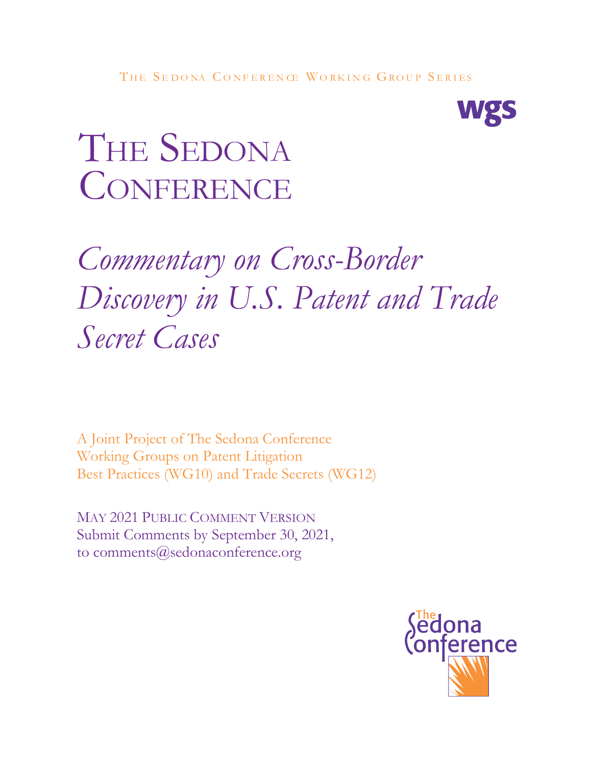THE SEDONA CONFERENCE WORKING GROUP SERIES

wgs

# THE SEDONA CONFERENCE

# *Commentary on Cross-Border Discovery in U.S. Patent and Trade Secret Cases*

A Joint Project of The Sedona Conference Working Groups on Patent Litigation Best Practices (WG10) and Trade Secrets (WG12)

MAY 2021 PUBLIC COMMENT VERSION
Submit Comments by September 30, 2021,
to comments@sedonaconference.org

The Sedona Conference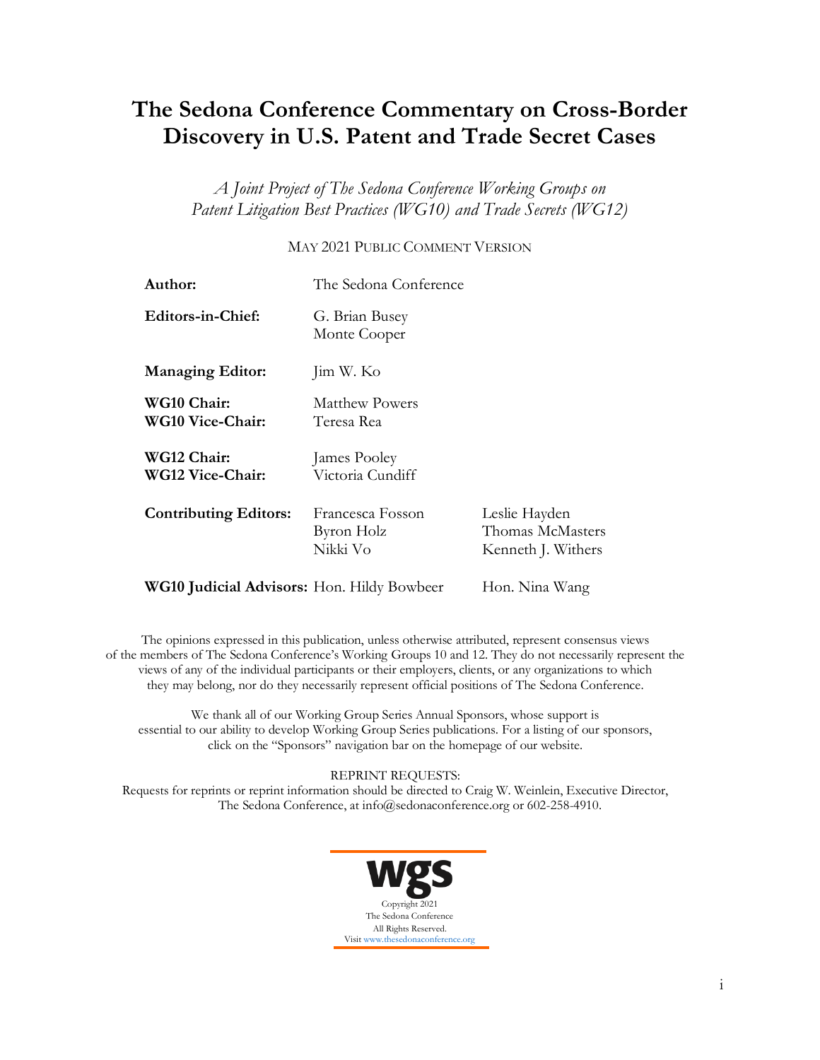# The Sedona Conference Commentary on Cross-Border Discovery in U.S. Patent and Trade Secret Cases

*A Joint Project of The Sedona Conference Working Groups on Patent Litigation Best Practices (WG10) and Trade Secrets (WG12)*

MAY 2021 PUBLIC COMMENT VERSION

| | | |
|---|---|---|
| **Author:** | The Sedona Conference | |
| **Editors-in-Chief:** | G. Brian Busey<br>Monte Cooper | |
| **Managing Editor:** | Jim W. Ko | |
| **WG10 Chair:**<br>**WG10 Vice-Chair:** | Matthew Powers<br>Teresa Rea | |
| **WG12 Chair:**<br>**WG12 Vice-Chair:** | James Pooley<br>Victoria Cundiff | |
| **Contributing Editors:** | Francesca Fosson<br>Byron Holz<br>Nikki Vo | Leslie Hayden<br>Thomas McMasters<br>Kenneth J. Withers |
| **WG10 Judicial Advisors:** | Hon. Hildy Bowbeer | Hon. Nina Wang |

The opinions expressed in this publication, unless otherwise attributed, represent consensus views of the members of The Sedona Conference's Working Groups 10 and 12. They do not necessarily represent the views of any of the individual participants or their employers, clients, or any organizations to which they may belong, nor do they necessarily represent official positions of The Sedona Conference.

We thank all of our Working Group Series Annual Sponsors, whose support is essential to our ability to develop Working Group Series publications. For a listing of our sponsors, click on the "Sponsors" navigation bar on the homepage of our website.

REPRINT REQUESTS:
Requests for reprints or reprint information should be directed to Craig W. Weinlein, Executive Director, The Sedona Conference, at info@sedonaconference.org or 602-258-4910.

wgs

Copyright 2021
The Sedona Conference
All Rights Reserved.
Visit www.thesedonaconference.org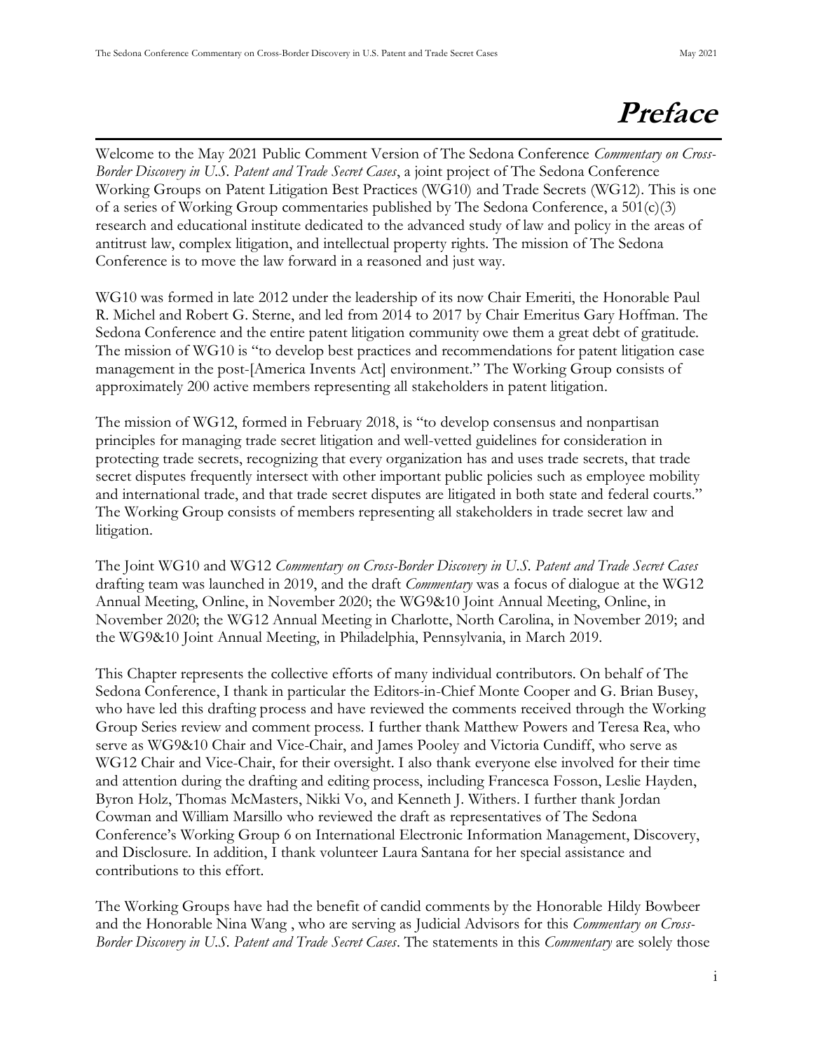# Preface

Welcome to the May 2021 Public Comment Version of The Sedona Conference *Commentary on Cross-Border Discovery in U.S. Patent and Trade Secret Cases*, a joint project of The Sedona Conference Working Groups on Patent Litigation Best Practices (WG10) and Trade Secrets (WG12). This is one of a series of Working Group commentaries published by The Sedona Conference, a 501(c)(3) research and educational institute dedicated to the advanced study of law and policy in the areas of antitrust law, complex litigation, and intellectual property rights. The mission of The Sedona Conference is to move the law forward in a reasoned and just way.

WG10 was formed in late 2012 under the leadership of its now Chair Emeriti, the Honorable Paul R. Michel and Robert G. Sterne, and led from 2014 to 2017 by Chair Emeritus Gary Hoffman. The Sedona Conference and the entire patent litigation community owe them a great debt of gratitude. The mission of WG10 is "to develop best practices and recommendations for patent litigation case management in the post-[America Invents Act] environment." The Working Group consists of approximately 200 active members representing all stakeholders in patent litigation.

The mission of WG12, formed in February 2018, is "to develop consensus and nonpartisan principles for managing trade secret litigation and well-vetted guidelines for consideration in protecting trade secrets, recognizing that every organization has and uses trade secrets, that trade secret disputes frequently intersect with other important public policies such as employee mobility and international trade, and that trade secret disputes are litigated in both state and federal courts." The Working Group consists of members representing all stakeholders in trade secret law and litigation.

The Joint WG10 and WG12 *Commentary on Cross-Border Discovery in U.S. Patent and Trade Secret Cases* drafting team was launched in 2019, and the draft *Commentary* was a focus of dialogue at the WG12 Annual Meeting, Online, in November 2020; the WG9&10 Joint Annual Meeting, Online, in November 2020; the WG12 Annual Meeting in Charlotte, North Carolina, in November 2019; and the WG9&10 Joint Annual Meeting, in Philadelphia, Pennsylvania, in March 2019.

This Chapter represents the collective efforts of many individual contributors. On behalf of The Sedona Conference, I thank in particular the Editors-in-Chief Monte Cooper and G. Brian Busey, who have led this drafting process and have reviewed the comments received through the Working Group Series review and comment process. I further thank Matthew Powers and Teresa Rea, who serve as WG9&10 Chair and Vice-Chair, and James Pooley and Victoria Cundiff, who serve as WG12 Chair and Vice-Chair, for their oversight. I also thank everyone else involved for their time and attention during the drafting and editing process, including Francesca Fosson, Leslie Hayden, Byron Holz, Thomas McMasters, Nikki Vo, and Kenneth J. Withers. I further thank Jordan Cowman and William Marsillo who reviewed the draft as representatives of The Sedona Conference's Working Group 6 on International Electronic Information Management, Discovery, and Disclosure. In addition, I thank volunteer Laura Santana for her special assistance and contributions to this effort.

The Working Groups have had the benefit of candid comments by the Honorable Hildy Bowbeer and the Honorable Nina Wang , who are serving as Judicial Advisors for this *Commentary on Cross-Border Discovery in U.S. Patent and Trade Secret Cases*. The statements in this *Commentary* are solely those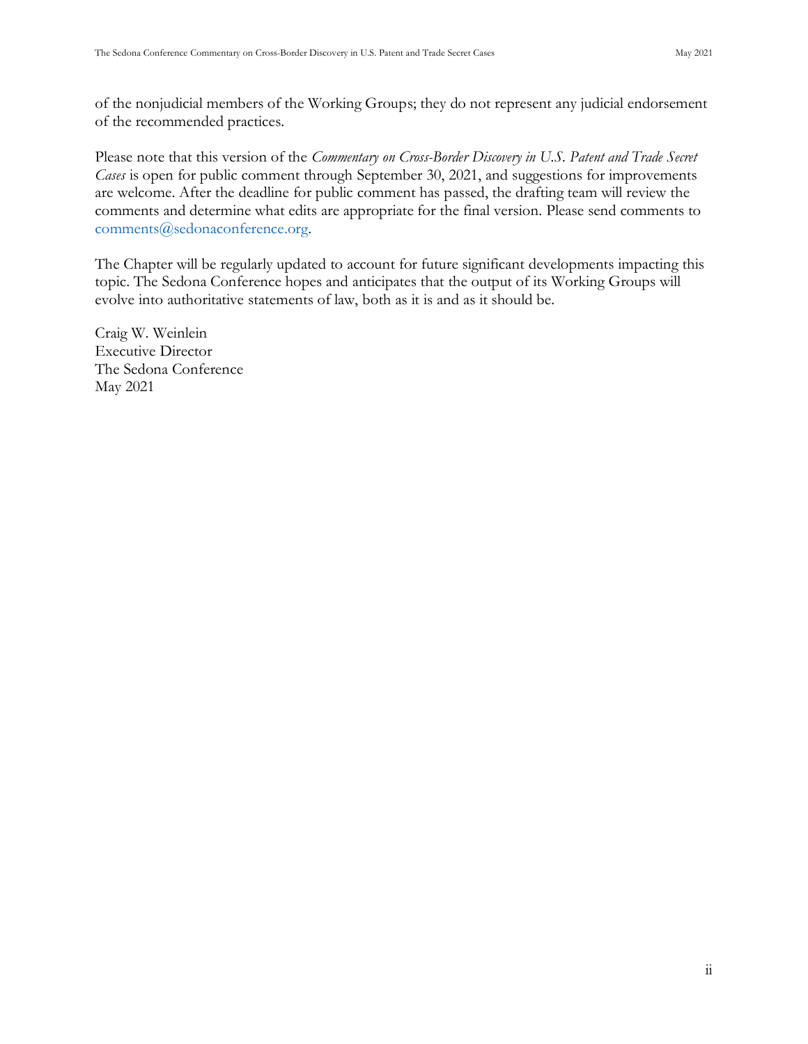of the nonjudicial members of the Working Groups; they do not represent any judicial endorsement of the recommended practices.

Please note that this version of the *Commentary on Cross-Border Discovery in U.S. Patent and Trade Secret Cases* is open for public comment through September 30, 2021, and suggestions for improvements are welcome. After the deadline for public comment has passed, the drafting team will review the comments and determine what edits are appropriate for the final version. Please send comments to comments@sedonaconference.org.

The Chapter will be regularly updated to account for future significant developments impacting this topic. The Sedona Conference hopes and anticipates that the output of its Working Groups will evolve into authoritative statements of law, both as it is and as it should be.

Craig W. Weinlein
Executive Director
The Sedona Conference
May 2021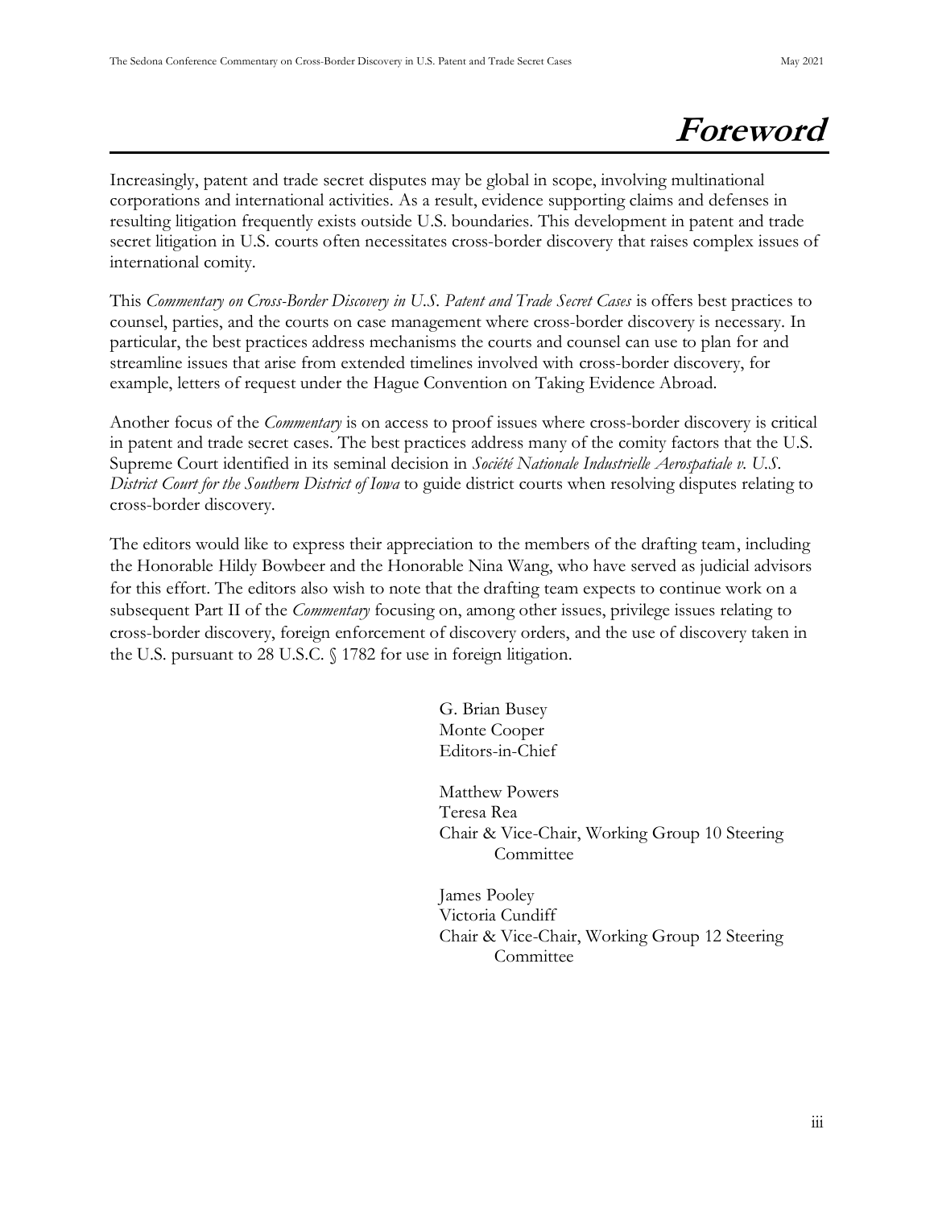# Foreword

Increasingly, patent and trade secret disputes may be global in scope, involving multinational corporations and international activities. As a result, evidence supporting claims and defenses in resulting litigation frequently exists outside U.S. boundaries. This development in patent and trade secret litigation in U.S. courts often necessitates cross-border discovery that raises complex issues of international comity.

This *Commentary on Cross-Border Discovery in U.S. Patent and Trade Secret Cases* is offers best practices to counsel, parties, and the courts on case management where cross-border discovery is necessary. In particular, the best practices address mechanisms the courts and counsel can use to plan for and streamline issues that arise from extended timelines involved with cross-border discovery, for example, letters of request under the Hague Convention on Taking Evidence Abroad.

Another focus of the *Commentary* is on access to proof issues where cross-border discovery is critical in patent and trade secret cases. The best practices address many of the comity factors that the U.S. Supreme Court identified in its seminal decision in *Société Nationale Industrielle Aerospatiale v. U.S. District Court for the Southern District of Iowa* to guide district courts when resolving disputes relating to cross-border discovery.

The editors would like to express their appreciation to the members of the drafting team, including the Honorable Hildy Bowbeer and the Honorable Nina Wang, who have served as judicial advisors for this effort. The editors also wish to note that the drafting team expects to continue work on a subsequent Part II of the *Commentary* focusing on, among other issues, privilege issues relating to cross-border discovery, foreign enforcement of discovery orders, and the use of discovery taken in the U.S. pursuant to 28 U.S.C. § 1782 for use in foreign litigation.

G. Brian Busey
Monte Cooper
Editors-in-Chief

Matthew Powers
Teresa Rea
Chair & Vice-Chair, Working Group 10 Steering Committee

James Pooley
Victoria Cundiff
Chair & Vice-Chair, Working Group 12 Steering Committee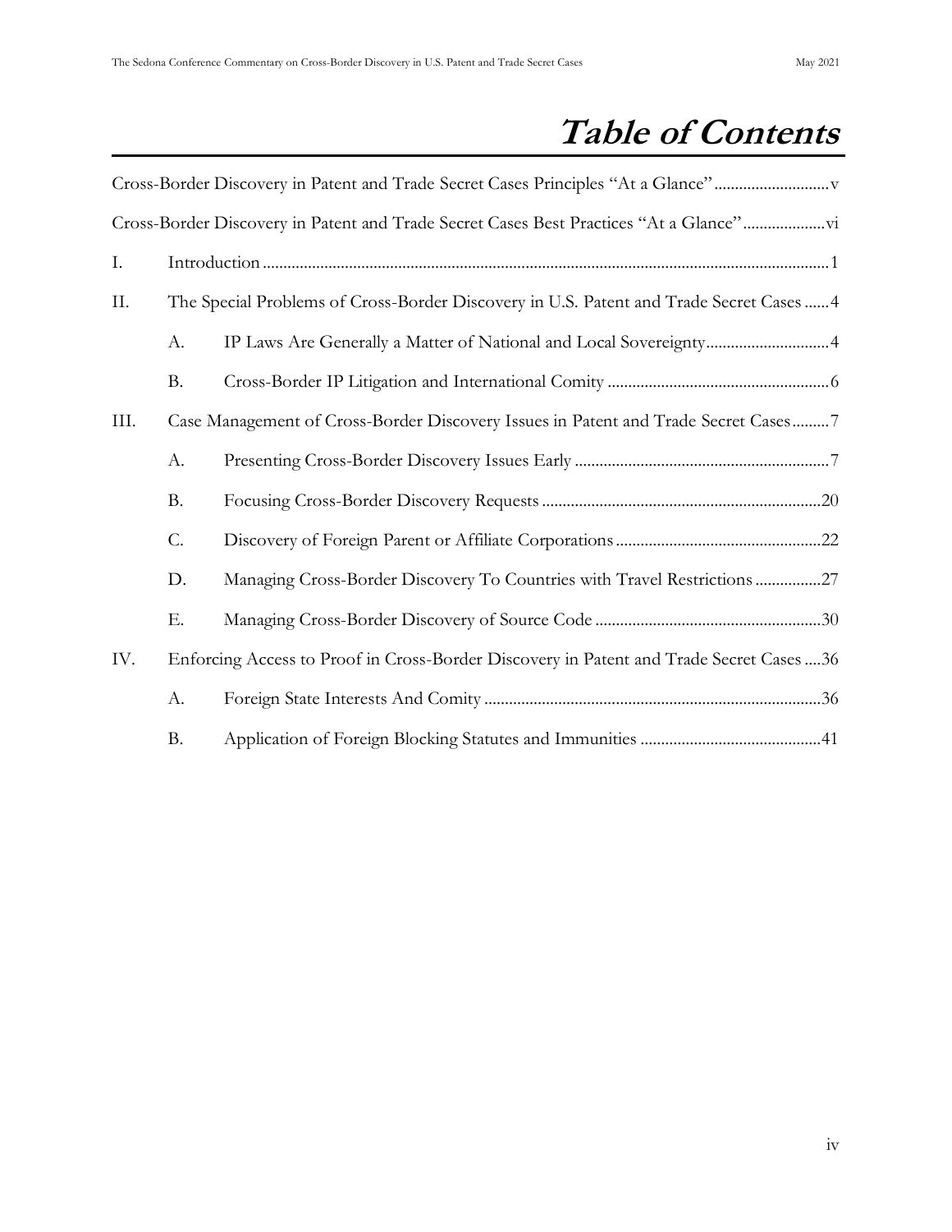# *Table of Contents*

Cross-Border Discovery in Patent and Trade Secret Cases Principles "At a Glance" ............................ v

Cross-Border Discovery in Patent and Trade Secret Cases Best Practices "At a Glance" .................... vi

I. Introduction ........................................................................................................................................ 1

II. The Special Problems of Cross-Border Discovery in U.S. Patent and Trade Secret Cases ...... 4

- A. IP Laws Are Generally a Matter of National and Local Sovereignty ............................. 4
- B. Cross-Border IP Litigation and International Comity ...................................................... 6

III. Case Management of Cross-Border Discovery Issues in Patent and Trade Secret Cases ......... 7

- A. Presenting Cross-Border Discovery Issues Early .............................................................. 7
- B. Focusing Cross-Border Discovery Requests .................................................................... 20
- C. Discovery of Foreign Parent or Affiliate Corporations .................................................. 22
- D. Managing Cross-Border Discovery To Countries with Travel Restrictions ................ 27
- E. Managing Cross-Border Discovery of Source Code ....................................................... 30

IV. Enforcing Access to Proof in Cross-Border Discovery in Patent and Trade Secret Cases .... 36

- A. Foreign State Interests And Comity ................................................................................. 36
- B. Application of Foreign Blocking Statutes and Immunities ............................................ 41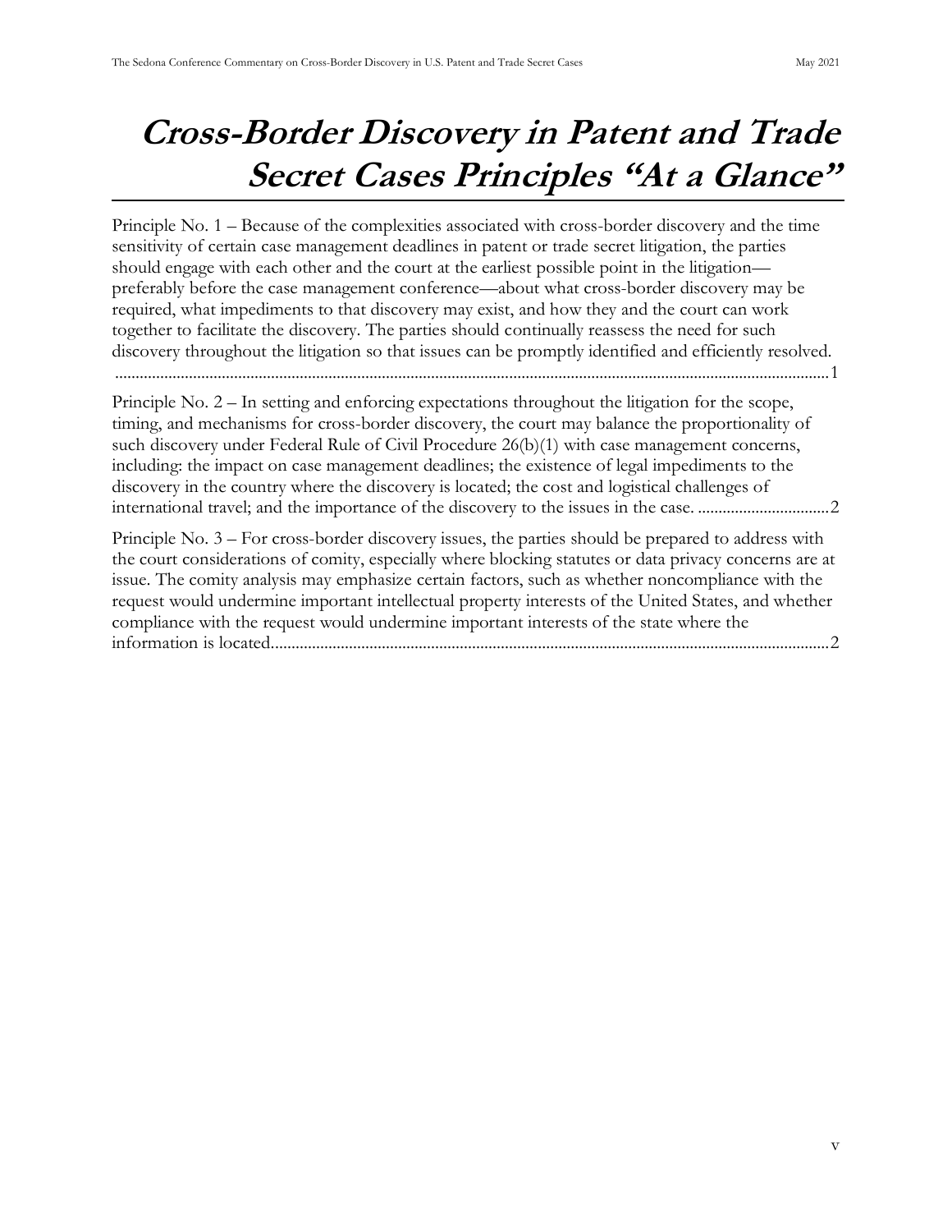# *Cross-Border Discovery in Patent and Trade Secret Cases Principles "At a Glance"*

Principle No. 1 – Because of the complexities associated with cross-border discovery and the time sensitivity of certain case management deadlines in patent or trade secret litigation, the parties should engage with each other and the court at the earliest possible point in the litigation—preferably before the case management conference—about what cross-border discovery may be required, what impediments to that discovery may exist, and how they and the court can work together to facilitate the discovery. The parties should continually reassess the need for such discovery throughout the litigation so that issues can be promptly identified and efficiently resolved. ....................1

Principle No. 2 – In setting and enforcing expectations throughout the litigation for the scope, timing, and mechanisms for cross-border discovery, the court may balance the proportionality of such discovery under Federal Rule of Civil Procedure 26(b)(1) with case management concerns, including: the impact on case management deadlines; the existence of legal impediments to the discovery in the country where the discovery is located; the cost and logistical challenges of international travel; and the importance of the discovery to the issues in the case. ....................2

Principle No. 3 – For cross-border discovery issues, the parties should be prepared to address with the court considerations of comity, especially where blocking statutes or data privacy concerns are at issue. The comity analysis may emphasize certain factors, such as whether noncompliance with the request would undermine important intellectual property interests of the United States, and whether compliance with the request would undermine important interests of the state where the information is located....................2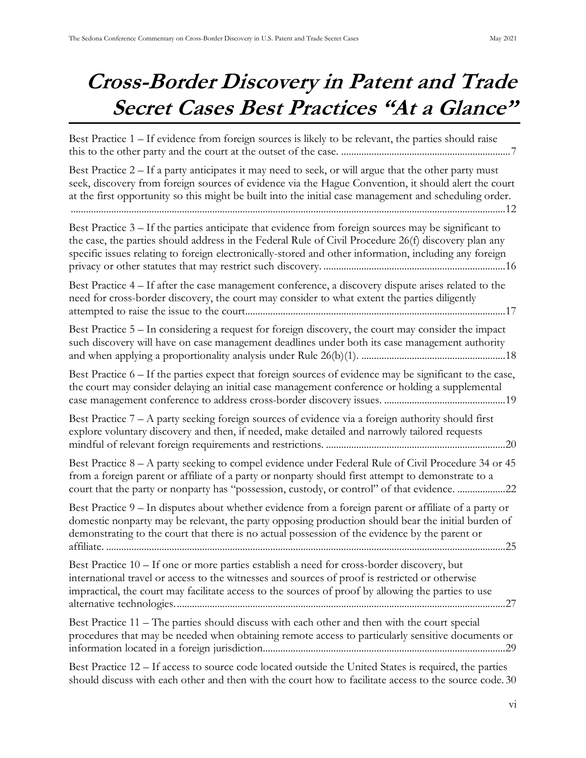# *Cross-Border Discovery in Patent and Trade Secret Cases Best Practices "At a Glance"*

Best Practice 1 – If evidence from foreign sources is likely to be relevant, the parties should raise this to the other party and the court at the outset of the case. ....................................................................7

Best Practice 2 – If a party anticipates it may need to seek, or will argue that the other party must seek, discovery from foreign sources of evidence via the Hague Convention, it should alert the court at the first opportunity so this might be built into the initial case management and scheduling order. ..........................................................................................................................................................12

Best Practice 3 – If the parties anticipate that evidence from foreign sources may be significant to the case, the parties should address in the Federal Rule of Civil Procedure 26(f) discovery plan any specific issues relating to foreign electronically-stored and other information, including any foreign privacy or other statutes that may restrict such discovery. ........................................................................16

Best Practice 4 – If after the case management conference, a discovery dispute arises related to the need for cross-border discovery, the court may consider to what extent the parties diligently attempted to raise the issue to the court.......................................................................................................17

Best Practice 5 – In considering a request for foreign discovery, the court may consider the impact such discovery will have on case management deadlines under both its case management authority and when applying a proportionality analysis under Rule 26(b)(1). .........................................................18

Best Practice 6 – If the parties expect that foreign sources of evidence may be significant to the case, the court may consider delaying an initial case management conference or holding a supplemental case management conference to address cross-border discovery issues. ................................................19

Best Practice 7 – A party seeking foreign sources of evidence via a foreign authority should first explore voluntary discovery and then, if needed, make detailed and narrowly tailored requests mindful of relevant foreign requirements and restrictions. .......................................................................20

Best Practice 8 – A party seeking to compel evidence under Federal Rule of Civil Procedure 34 or 45 from a foreign parent or affiliate of a party or nonparty should first attempt to demonstrate to a court that the party or nonparty has "possession, custody, or control" of that evidence. ...................22

Best Practice 9 – In disputes about whether evidence from a foreign parent or affiliate of a party or domestic nonparty may be relevant, the party opposing production should bear the initial burden of demonstrating to the court that there is no actual possession of the evidence by the parent or affiliate. ............................................................................................................................................25

Best Practice 10 – If one or more parties establish a need for cross-border discovery, but international travel or access to the witnesses and sources of proof is restricted or otherwise impractical, the court may facilitate access to the sources of proof by allowing the parties to use alternative technologies..................................................................................................................................27

Best Practice 11 – The parties should discuss with each other and then with the court special procedures that may be needed when obtaining remote access to particularly sensitive documents or information located in a foreign jurisdiction...............................................................................................29

Best Practice 12 – If access to source code located outside the United States is required, the parties should discuss with each other and then with the court how to facilitate access to the source code. 30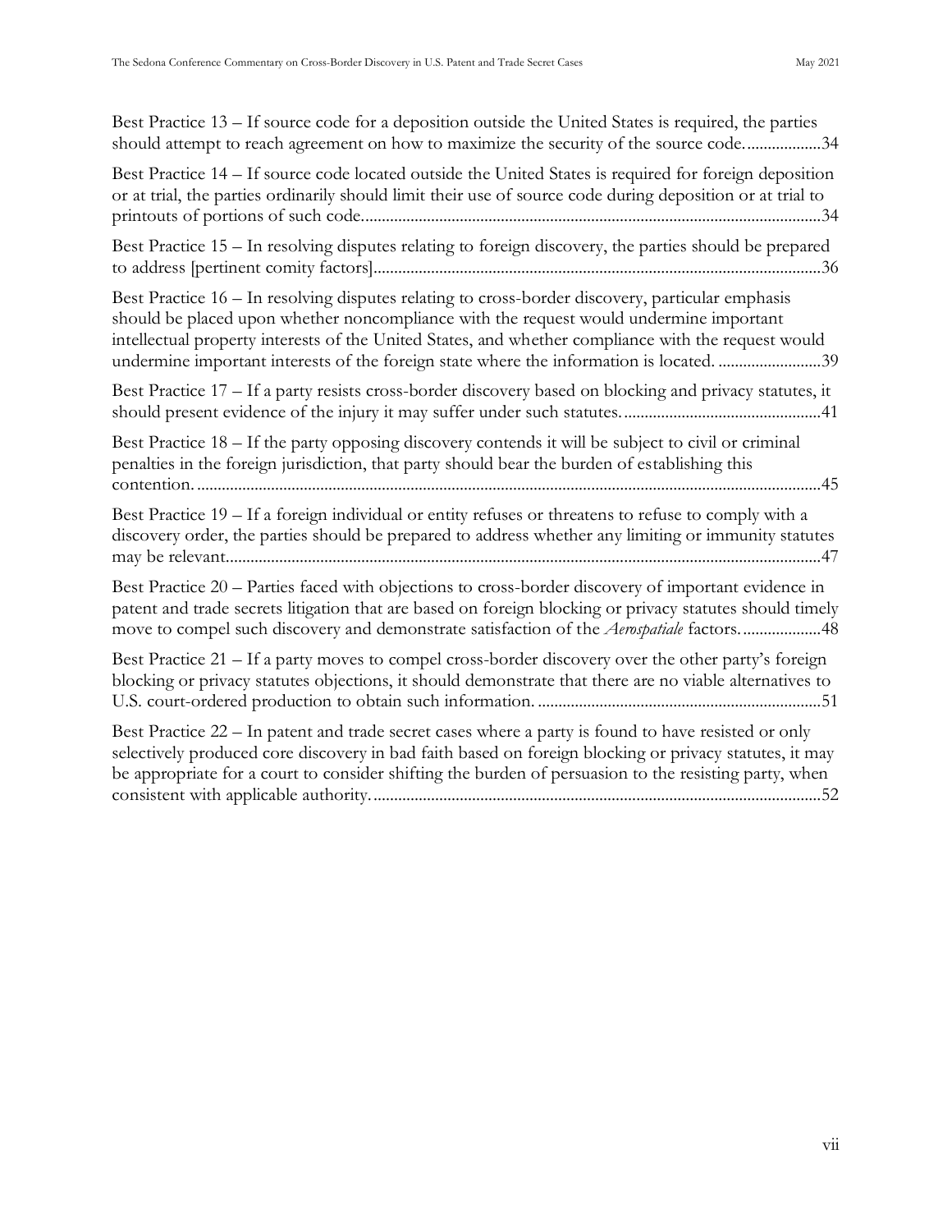Best Practice 13 – If source code for a deposition outside the United States is required, the parties should attempt to reach agreement on how to maximize the security of the source code. ..................34

Best Practice 14 – If source code located outside the United States is required for foreign deposition or at trial, the parties ordinarily should limit their use of source code during deposition or at trial to printouts of portions of such code..............................................................................................................34

Best Practice 15 – In resolving disputes relating to foreign discovery, the parties should be prepared to address [pertinent comity factors]............................................................................................................36

Best Practice 16 – In resolving disputes relating to cross-border discovery, particular emphasis should be placed upon whether noncompliance with the request would undermine important intellectual property interests of the United States, and whether compliance with the request would undermine important interests of the foreign state where the information is located. .........................39

Best Practice 17 – If a party resists cross-border discovery based on blocking and privacy statutes, it should present evidence of the injury it may suffer under such statutes. ................................................41

Best Practice 18 – If the party opposing discovery contends it will be subject to civil or criminal penalties in the foreign jurisdiction, that party should bear the burden of establishing this contention. ......................................................................................................................................................45

Best Practice 19 – If a foreign individual or entity refuses or threatens to refuse to comply with a discovery order, the parties should be prepared to address whether any limiting or immunity statutes may be relevant...............................................................................................................................................47

Best Practice 20 – Parties faced with objections to cross-border discovery of important evidence in patent and trade secrets litigation that are based on foreign blocking or privacy statutes should timely move to compel such discovery and demonstrate satisfaction of the *Aerospatiale* factors. ...................48

Best Practice 21 – If a party moves to compel cross-border discovery over the other party's foreign blocking or privacy statutes objections, it should demonstrate that there are no viable alternatives to U.S. court-ordered production to obtain such information. ....................................................................51

Best Practice 22 – In patent and trade secret cases where a party is found to have resisted or only selectively produced core discovery in bad faith based on foreign blocking or privacy statutes, it may be appropriate for a court to consider shifting the burden of persuasion to the resisting party, when consistent with applicable authority. ............................................................................................................52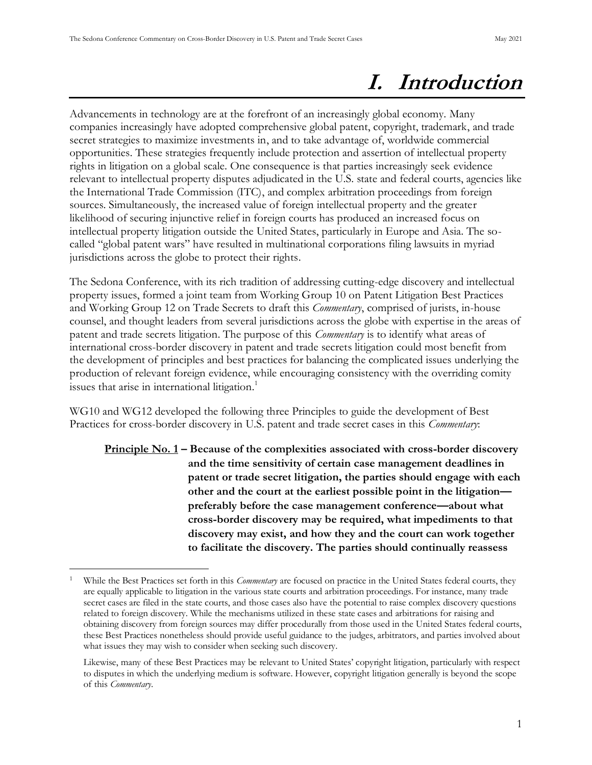# I. Introduction

Advancements in technology are at the forefront of an increasingly global economy. Many companies increasingly have adopted comprehensive global patent, copyright, trademark, and trade secret strategies to maximize investments in, and to take advantage of, worldwide commercial opportunities. These strategies frequently include protection and assertion of intellectual property rights in litigation on a global scale. One consequence is that parties increasingly seek evidence relevant to intellectual property disputes adjudicated in the U.S. state and federal courts, agencies like the International Trade Commission (ITC), and complex arbitration proceedings from foreign sources. Simultaneously, the increased value of foreign intellectual property and the greater likelihood of securing injunctive relief in foreign courts has produced an increased focus on intellectual property litigation outside the United States, particularly in Europe and Asia. The so-called "global patent wars" have resulted in multinational corporations filing lawsuits in myriad jurisdictions across the globe to protect their rights.

The Sedona Conference, with its rich tradition of addressing cutting-edge discovery and intellectual property issues, formed a joint team from Working Group 10 on Patent Litigation Best Practices and Working Group 12 on Trade Secrets to draft this *Commentary*, comprised of jurists, in-house counsel, and thought leaders from several jurisdictions across the globe with expertise in the areas of patent and trade secrets litigation. The purpose of this *Commentary* is to identify what areas of international cross-border discovery in patent and trade secrets litigation could most benefit from the development of principles and best practices for balancing the complicated issues underlying the production of relevant foreign evidence, while encouraging consistency with the overriding comity issues that arise in international litigation.[1]

WG10 and WG12 developed the following three Principles to guide the development of Best Practices for cross-border discovery in U.S. patent and trade secret cases in this *Commentary*:

> **<u>Principle No. 1</u> – Because of the complexities associated with cross-border discovery and the time sensitivity of certain case management deadlines in patent or trade secret litigation, the parties should engage with each other and the court at the earliest possible point in the litigation—preferably before the case management conference—about what cross-border discovery may be required, what impediments to that discovery may exist, and how they and the court can work together to facilitate the discovery. The parties should continually reassess**

---

[1] While the Best Practices set forth in this *Commentary* are focused on practice in the United States federal courts, they are equally applicable to litigation in the various state courts and arbitration proceedings. For instance, many trade secret cases are filed in the state courts, and those cases also have the potential to raise complex discovery questions related to foreign discovery. While the mechanisms utilized in these state cases and arbitrations for raising and obtaining discovery from foreign sources may differ procedurally from those used in the United States federal courts, these Best Practices nonetheless should provide useful guidance to the judges, arbitrators, and parties involved about what issues they may wish to consider when seeking such discovery.

Likewise, many of these Best Practices may be relevant to United States' copyright litigation, particularly with respect to disputes in which the underlying medium is software. However, copyright litigation generally is beyond the scope of this *Commentary*.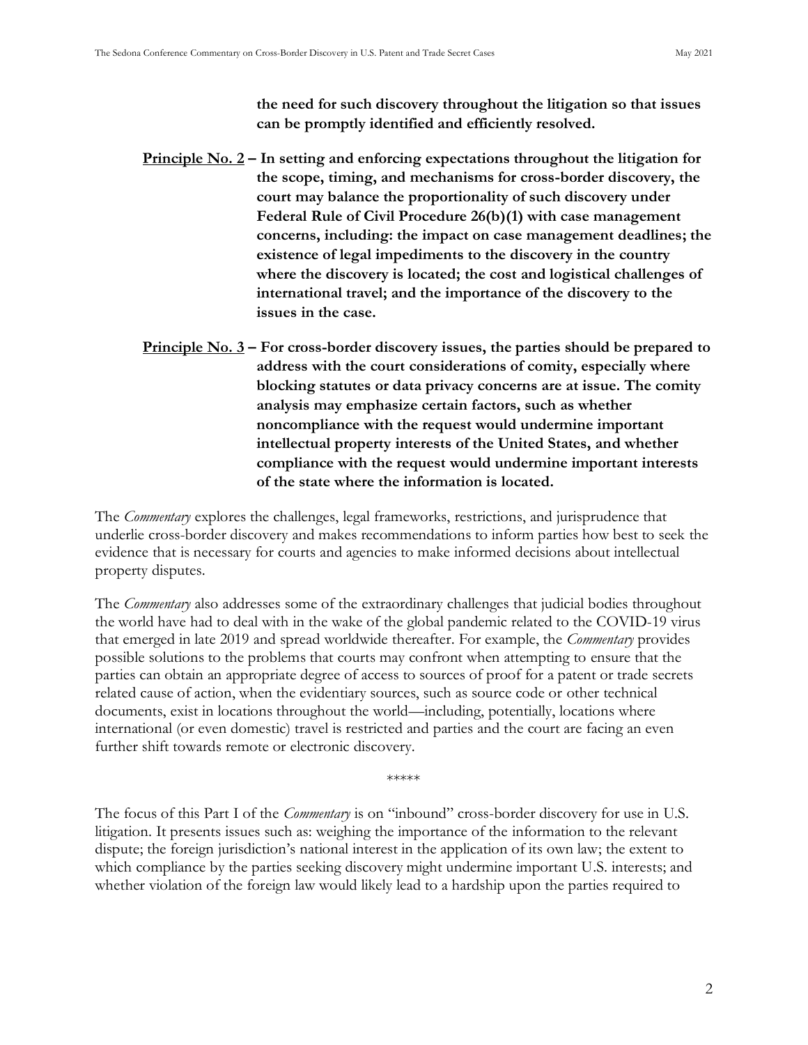**the need for such discovery throughout the litigation so that issues can be promptly identified and efficiently resolved.**

**<u>Principle No. 2</u> – In setting and enforcing expectations throughout the litigation for the scope, timing, and mechanisms for cross-border discovery, the court may balance the proportionality of such discovery under Federal Rule of Civil Procedure 26(b)(1) with case management concerns, including: the impact on case management deadlines; the existence of legal impediments to the discovery in the country where the discovery is located; the cost and logistical challenges of international travel; and the importance of the discovery to the issues in the case.**

**<u>Principle No. 3</u> – For cross-border discovery issues, the parties should be prepared to address with the court considerations of comity, especially where blocking statutes or data privacy concerns are at issue. The comity analysis may emphasize certain factors, such as whether noncompliance with the request would undermine important intellectual property interests of the United States, and whether compliance with the request would undermine important interests of the state where the information is located.**

The *Commentary* explores the challenges, legal frameworks, restrictions, and jurisprudence that underlie cross-border discovery and makes recommendations to inform parties how best to seek the evidence that is necessary for courts and agencies to make informed decisions about intellectual property disputes.

The *Commentary* also addresses some of the extraordinary challenges that judicial bodies throughout the world have had to deal with in the wake of the global pandemic related to the COVID-19 virus that emerged in late 2019 and spread worldwide thereafter. For example, the *Commentary* provides possible solutions to the problems that courts may confront when attempting to ensure that the parties can obtain an appropriate degree of access to sources of proof for a patent or trade secrets related cause of action, when the evidentiary sources, such as source code or other technical documents, exist in locations throughout the world—including, potentially, locations where international (or even domestic) travel is restricted and parties and the court are facing an even further shift towards remote or electronic discovery.

*****

The focus of this Part I of the *Commentary* is on "inbound" cross-border discovery for use in U.S. litigation. It presents issues such as: weighing the importance of the information to the relevant dispute; the foreign jurisdiction's national interest in the application of its own law; the extent to which compliance by the parties seeking discovery might undermine important U.S. interests; and whether violation of the foreign law would likely lead to a hardship upon the parties required to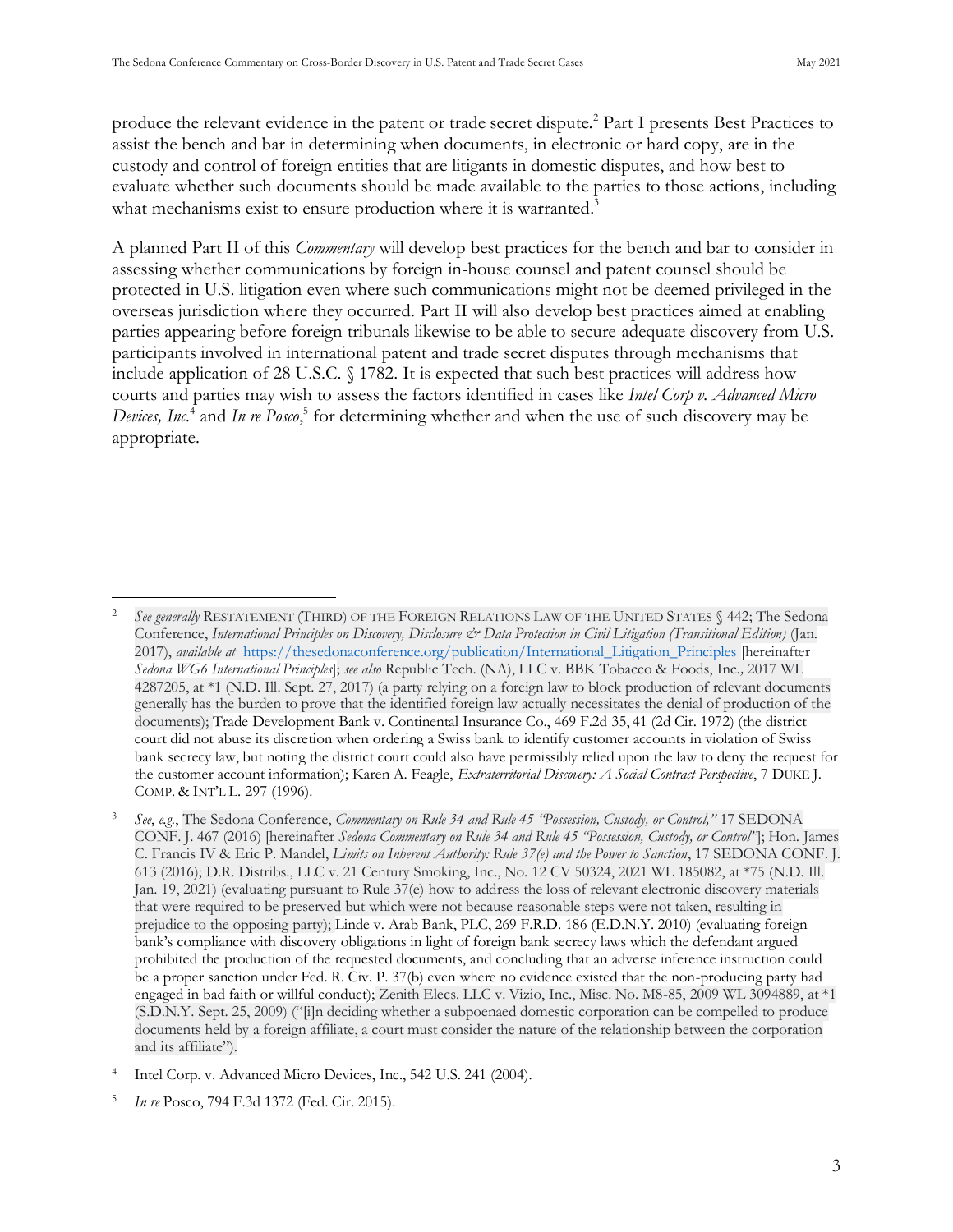produce the relevant evidence in the patent or trade secret dispute.[2] Part I presents Best Practices to assist the bench and bar in determining when documents, in electronic or hard copy, are in the custody and control of foreign entities that are litigants in domestic disputes, and how best to evaluate whether such documents should be made available to the parties to those actions, including what mechanisms exist to ensure production where it is warranted.[3]

A planned Part II of this *Commentary* will develop best practices for the bench and bar to consider in assessing whether communications by foreign in-house counsel and patent counsel should be protected in U.S. litigation even where such communications might not be deemed privileged in the overseas jurisdiction where they occurred. Part II will also develop best practices aimed at enabling parties appearing before foreign tribunals likewise to be able to secure adequate discovery from U.S. participants involved in international patent and trade secret disputes through mechanisms that include application of 28 U.S.C. § 1782. It is expected that such best practices will address how courts and parties may wish to assess the factors identified in cases like *Intel Corp v. Advanced Micro Devices, Inc.*[4] and *In re Posco*,[5] for determining whether and when the use of such discovery may be appropriate.

---

[2] *See generally* RESTATEMENT (THIRD) OF THE FOREIGN RELATIONS LAW OF THE UNITED STATES § 442; The Sedona Conference, *International Principles on Discovery, Disclosure & Data Protection in Civil Litigation (Transitional Edition)* (Jan. 2017), *available at* https://thesedonaconference.org/publication/International_Litigation_Principles [hereinafter *Sedona WG6 International Principles*]; *see also* Republic Tech. (NA), LLC v. BBK Tobacco & Foods, Inc., 2017 WL 4287205, at *1 (N.D. Ill. Sept. 27, 2017) (a party relying on a foreign law to block production of relevant documents generally has the burden to prove that the identified foreign law actually necessitates the denial of production of the documents); Trade Development Bank v. Continental Insurance Co., 469 F.2d 35, 41 (2d Cir. 1972) (the district court did not abuse its discretion when ordering a Swiss bank to identify customer accounts in violation of Swiss bank secrecy law, but noting the district court could also have permissibly relied upon the law to deny the request for the customer account information); Karen A. Feagle, *Extraterritorial Discovery: A Social Contract Perspective*, 7 DUKE J. COMP. & INT'L L. 297 (1996).

[3] *See*, *e.g.*, The Sedona Conference, *Commentary on Rule 34 and Rule 45 "Possession, Custody, or Control,"* 17 SEDONA CONF. J. 467 (2016) [hereinafter *Sedona Commentary on Rule 34 and Rule 45 "Possession, Custody, or Control"*]; Hon. James C. Francis IV & Eric P. Mandel, *Limits on Inherent Authority: Rule 37(e) and the Power to Sanction*, 17 SEDONA CONF. J. 613 (2016); D.R. Distribs., LLC v. 21 Century Smoking, Inc., No. 12 CV 50324, 2021 WL 185082, at *75 (N.D. Ill. Jan. 19, 2021) (evaluating pursuant to Rule 37(e) how to address the loss of relevant electronic discovery materials that were required to be preserved but which were not because reasonable steps were not taken, resulting in prejudice to the opposing party); Linde v. Arab Bank, PLC, 269 F.R.D. 186 (E.D.N.Y. 2010) (evaluating foreign bank's compliance with discovery obligations in light of foreign bank secrecy laws which the defendant argued prohibited the production of the requested documents, and concluding that an adverse inference instruction could be a proper sanction under Fed. R. Civ. P. 37(b) even where no evidence existed that the non-producing party had engaged in bad faith or willful conduct); Zenith Elecs. LLC v. Vizio, Inc., Misc. No. M8-85, 2009 WL 3094889, at *1 (S.D.N.Y. Sept. 25, 2009) ("[i]n deciding whether a subpoenaed domestic corporation can be compelled to produce documents held by a foreign affiliate, a court must consider the nature of the relationship between the corporation and its affiliate").

[4] Intel Corp. v. Advanced Micro Devices, Inc., 542 U.S. 241 (2004).

[5] *In re* Posco, 794 F.3d 1372 (Fed. Cir. 2015).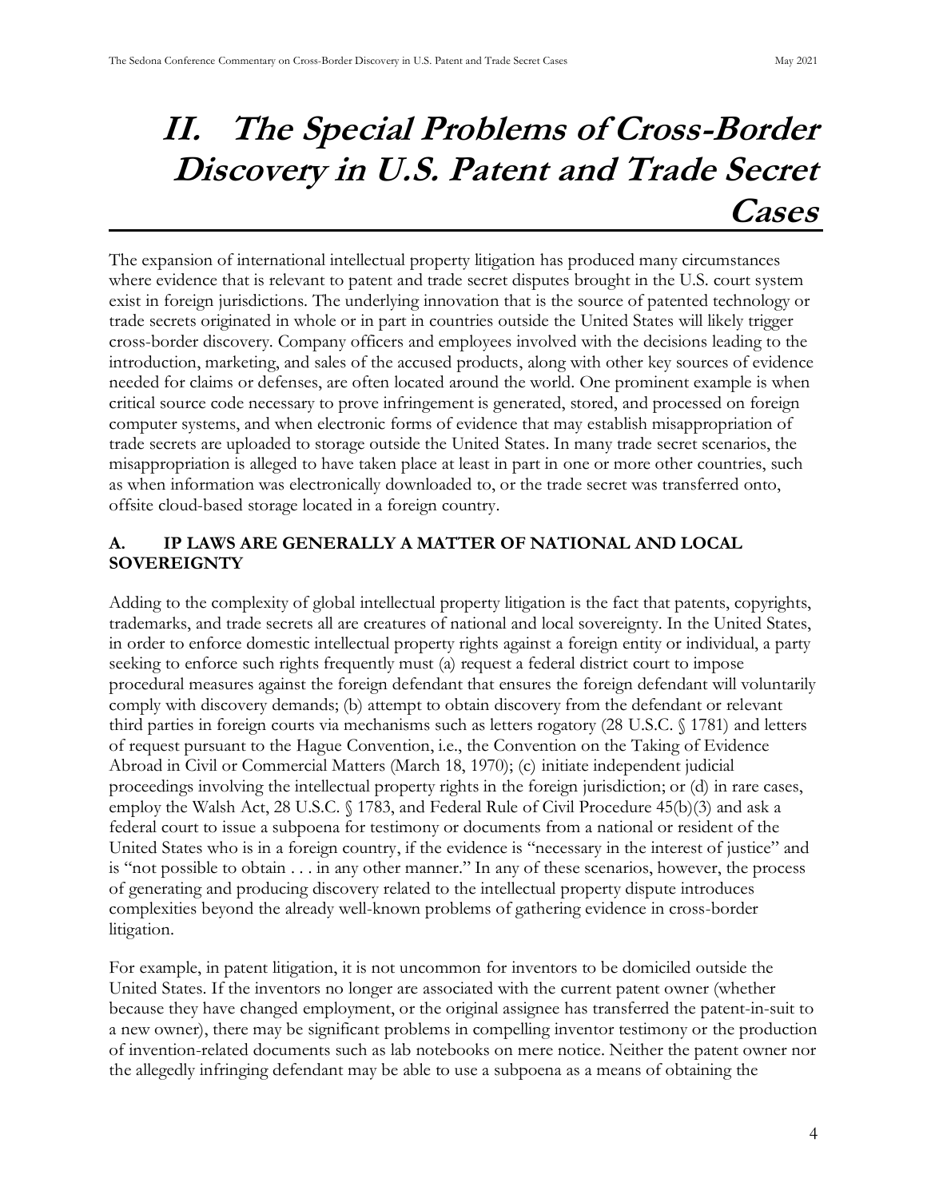# II. The Special Problems of Cross-Border Discovery in U.S. Patent and Trade Secret Cases

The expansion of international intellectual property litigation has produced many circumstances where evidence that is relevant to patent and trade secret disputes brought in the U.S. court system exist in foreign jurisdictions. The underlying innovation that is the source of patented technology or trade secrets originated in whole or in part in countries outside the United States will likely trigger cross-border discovery. Company officers and employees involved with the decisions leading to the introduction, marketing, and sales of the accused products, along with other key sources of evidence needed for claims or defenses, are often located around the world. One prominent example is when critical source code necessary to prove infringement is generated, stored, and processed on foreign computer systems, and when electronic forms of evidence that may establish misappropriation of trade secrets are uploaded to storage outside the United States. In many trade secret scenarios, the misappropriation is alleged to have taken place at least in part in one or more other countries, such as when information was electronically downloaded to, or the trade secret was transferred onto, offsite cloud-based storage located in a foreign country.

## A. IP LAWS ARE GENERALLY A MATTER OF NATIONAL AND LOCAL SOVEREIGNTY

Adding to the complexity of global intellectual property litigation is the fact that patents, copyrights, trademarks, and trade secrets all are creatures of national and local sovereignty. In the United States, in order to enforce domestic intellectual property rights against a foreign entity or individual, a party seeking to enforce such rights frequently must (a) request a federal district court to impose procedural measures against the foreign defendant that ensures the foreign defendant will voluntarily comply with discovery demands; (b) attempt to obtain discovery from the defendant or relevant third parties in foreign courts via mechanisms such as letters rogatory (28 U.S.C. § 1781) and letters of request pursuant to the Hague Convention, i.e., the Convention on the Taking of Evidence Abroad in Civil or Commercial Matters (March 18, 1970); (c) initiate independent judicial proceedings involving the intellectual property rights in the foreign jurisdiction; or (d) in rare cases, employ the Walsh Act, 28 U.S.C. § 1783, and Federal Rule of Civil Procedure 45(b)(3) and ask a federal court to issue a subpoena for testimony or documents from a national or resident of the United States who is in a foreign country, if the evidence is "necessary in the interest of justice" and is "not possible to obtain . . . in any other manner." In any of these scenarios, however, the process of generating and producing discovery related to the intellectual property dispute introduces complexities beyond the already well-known problems of gathering evidence in cross-border litigation.

For example, in patent litigation, it is not uncommon for inventors to be domiciled outside the United States. If the inventors no longer are associated with the current patent owner (whether because they have changed employment, or the original assignee has transferred the patent-in-suit to a new owner), there may be significant problems in compelling inventor testimony or the production of invention-related documents such as lab notebooks on mere notice. Neither the patent owner nor the allegedly infringing defendant may be able to use a subpoena as a means of obtaining the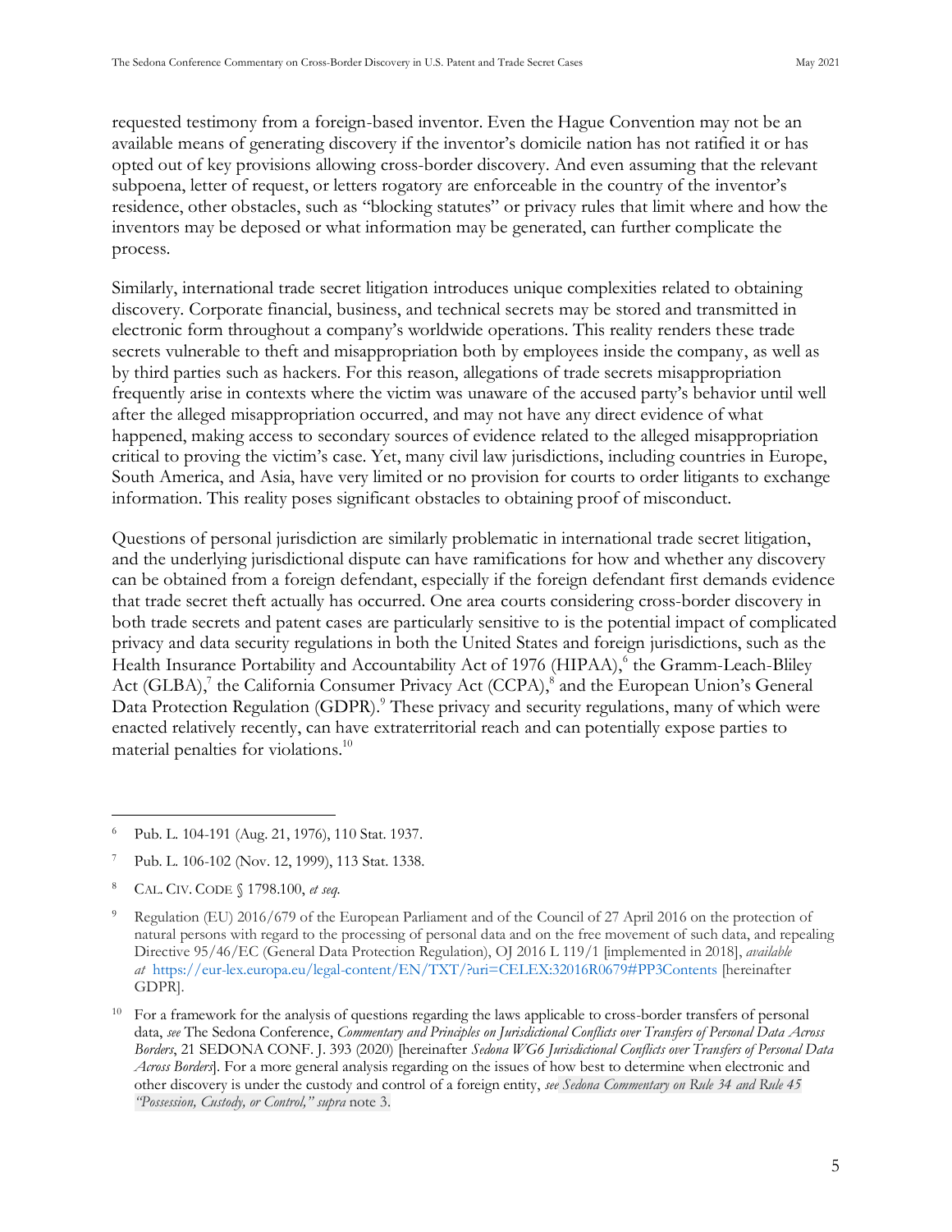requested testimony from a foreign-based inventor. Even the Hague Convention may not be an available means of generating discovery if the inventor's domicile nation has not ratified it or has opted out of key provisions allowing cross-border discovery. And even assuming that the relevant subpoena, letter of request, or letters rogatory are enforceable in the country of the inventor's residence, other obstacles, such as "blocking statutes" or privacy rules that limit where and how the inventors may be deposed or what information may be generated, can further complicate the process.

Similarly, international trade secret litigation introduces unique complexities related to obtaining discovery. Corporate financial, business, and technical secrets may be stored and transmitted in electronic form throughout a company's worldwide operations. This reality renders these trade secrets vulnerable to theft and misappropriation both by employees inside the company, as well as by third parties such as hackers. For this reason, allegations of trade secrets misappropriation frequently arise in contexts where the victim was unaware of the accused party's behavior until well after the alleged misappropriation occurred, and may not have any direct evidence of what happened, making access to secondary sources of evidence related to the alleged misappropriation critical to proving the victim's case. Yet, many civil law jurisdictions, including countries in Europe, South America, and Asia, have very limited or no provision for courts to order litigants to exchange information. This reality poses significant obstacles to obtaining proof of misconduct.

Questions of personal jurisdiction are similarly problematic in international trade secret litigation, and the underlying jurisdictional dispute can have ramifications for how and whether any discovery can be obtained from a foreign defendant, especially if the foreign defendant first demands evidence that trade secret theft actually has occurred. One area courts considering cross-border discovery in both trade secrets and patent cases are particularly sensitive to is the potential impact of complicated privacy and data security regulations in both the United States and foreign jurisdictions, such as the Health Insurance Portability and Accountability Act of 1976 (HIPAA),[6] the Gramm-Leach-Bliley Act (GLBA),[7] the California Consumer Privacy Act (CCPA),[8] and the European Union's General Data Protection Regulation (GDPR).[9] These privacy and security regulations, many of which were enacted relatively recently, can have extraterritorial reach and can potentially expose parties to material penalties for violations.[10]

---

[6] Pub. L. 104-191 (Aug. 21, 1976), 110 Stat. 1937.

[7] Pub. L. 106-102 (Nov. 12, 1999), 113 Stat. 1338.

[8] CAL. CIV. CODE § 1798.100, *et seq.*

[9] Regulation (EU) 2016/679 of the European Parliament and of the Council of 27 April 2016 on the protection of natural persons with regard to the processing of personal data and on the free movement of such data, and repealing Directive 95/46/EC (General Data Protection Regulation), OJ 2016 L 119/1 [implemented in 2018], *available at* https://eur-lex.europa.eu/legal-content/EN/TXT/?uri=CELEX:32016R0679#PP3Contents [hereinafter GDPR].

[10] For a framework for the analysis of questions regarding the laws applicable to cross-border transfers of personal data, *see* The Sedona Conference, *Commentary and Principles on Jurisdictional Conflicts over Transfers of Personal Data Across Borders*, 21 SEDONA CONF. J. 393 (2020) [hereinafter *Sedona WG6 Jurisdictional Conflicts over Transfers of Personal Data Across Borders*]. For a more general analysis regarding on the issues of how best to determine when electronic and other discovery is under the custody and control of a foreign entity, *see Sedona Commentary on Rule 34 and Rule 45 "Possession, Custody, or Control," supra* note 3.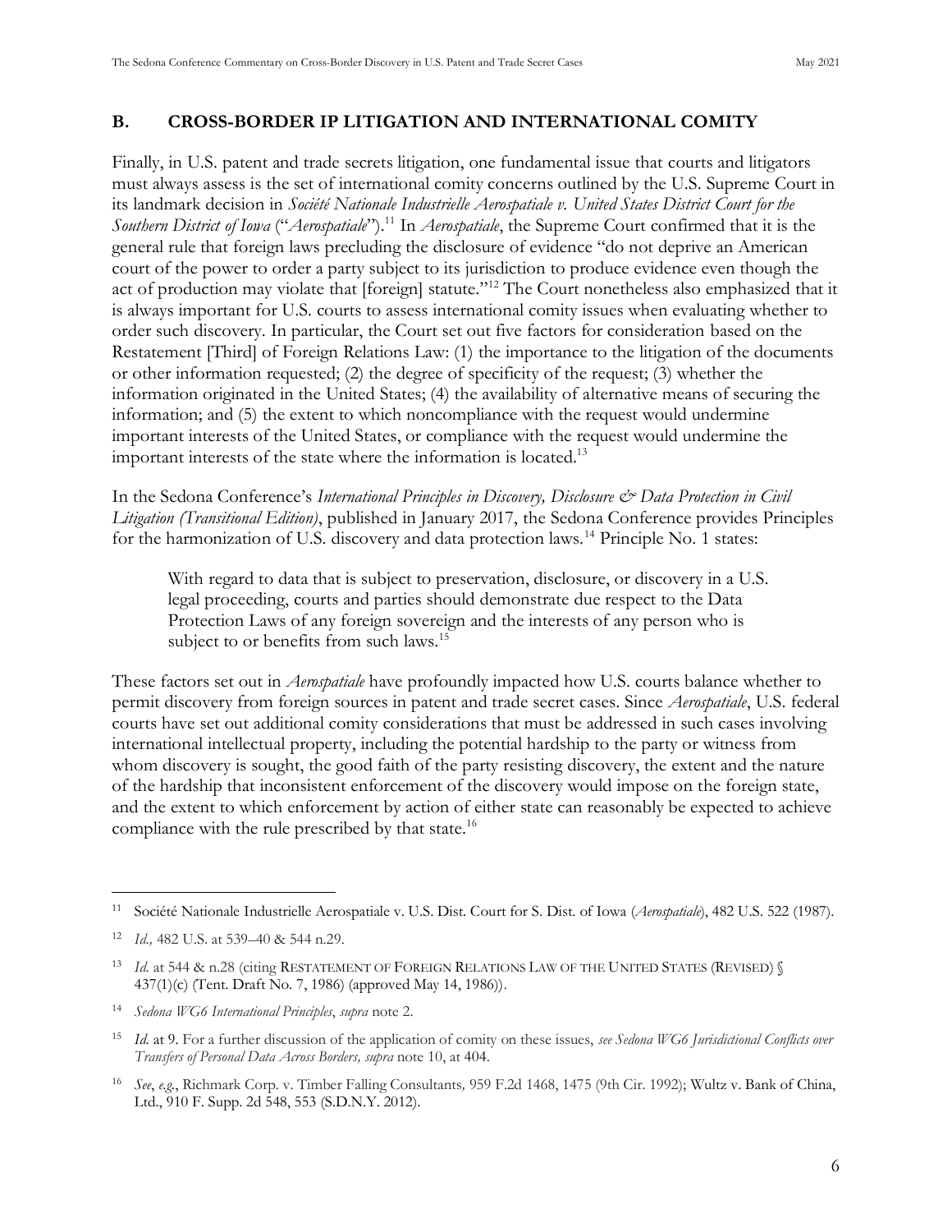## B. CROSS-BORDER IP LITIGATION AND INTERNATIONAL COMITY

Finally, in U.S. patent and trade secrets litigation, one fundamental issue that courts and litigators must always assess is the set of international comity concerns outlined by the U.S. Supreme Court in its landmark decision in *Société Nationale Industrielle Aerospatiale v. United States District Court for the Southern District of Iowa* ("*Aerospatiale*").[11] In *Aerospatiale*, the Supreme Court confirmed that it is the general rule that foreign laws precluding the disclosure of evidence "do not deprive an American court of the power to order a party subject to its jurisdiction to produce evidence even though the act of production may violate that [foreign] statute."[12] The Court nonetheless also emphasized that it is always important for U.S. courts to assess international comity issues when evaluating whether to order such discovery. In particular, the Court set out five factors for consideration based on the Restatement [Third] of Foreign Relations Law: (1) the importance to the litigation of the documents or other information requested; (2) the degree of specificity of the request; (3) whether the information originated in the United States; (4) the availability of alternative means of securing the information; and (5) the extent to which noncompliance with the request would undermine important interests of the United States, or compliance with the request would undermine the important interests of the state where the information is located.[13]

In the Sedona Conference's *International Principles in Discovery, Disclosure & Data Protection in Civil Litigation (Transitional Edition)*, published in January 2017, the Sedona Conference provides Principles for the harmonization of U.S. discovery and data protection laws.[14] Principle No. 1 states:

> With regard to data that is subject to preservation, disclosure, or discovery in a U.S. legal proceeding, courts and parties should demonstrate due respect to the Data Protection Laws of any foreign sovereign and the interests of any person who is subject to or benefits from such laws.[15]

These factors set out in *Aerospatiale* have profoundly impacted how U.S. courts balance whether to permit discovery from foreign sources in patent and trade secret cases. Since *Aerospatiale*, U.S. federal courts have set out additional comity considerations that must be addressed in such cases involving international intellectual property, including the potential hardship to the party or witness from whom discovery is sought, the good faith of the party resisting discovery, the extent and the nature of the hardship that inconsistent enforcement of the discovery would impose on the foreign state, and the extent to which enforcement by action of either state can reasonably be expected to achieve compliance with the rule prescribed by that state.[16]

---

[11] Société Nationale Industrielle Aerospatiale v. U.S. Dist. Court for S. Dist. of Iowa (*Aerospatiale*), 482 U.S. 522 (1987).

[12] *Id.,* 482 U.S. at 539–40 & 544 n.29.

[13] *Id.* at 544 & n.28 (citing RESTATEMENT OF FOREIGN RELATIONS LAW OF THE UNITED STATES (REVISED) § 437(1)(c) (Tent. Draft No. 7, 1986) (approved May 14, 1986)).

[14] *Sedona WG6 International Principles*, *supra* note 2.

[15] *Id.* at 9. For a further discussion of the application of comity on these issues, *see Sedona WG6 Jurisdictional Conflicts over Transfers of Personal Data Across Borders, supra* note 10, at 404.

[16] *See*, *e.g.*, Richmark Corp. v. Timber Falling Consultants*,* 959 F.2d 1468, 1475 (9th Cir. 1992); Wultz v. Bank of China, Ltd., 910 F. Supp. 2d 548, 553 (S.D.N.Y. 2012).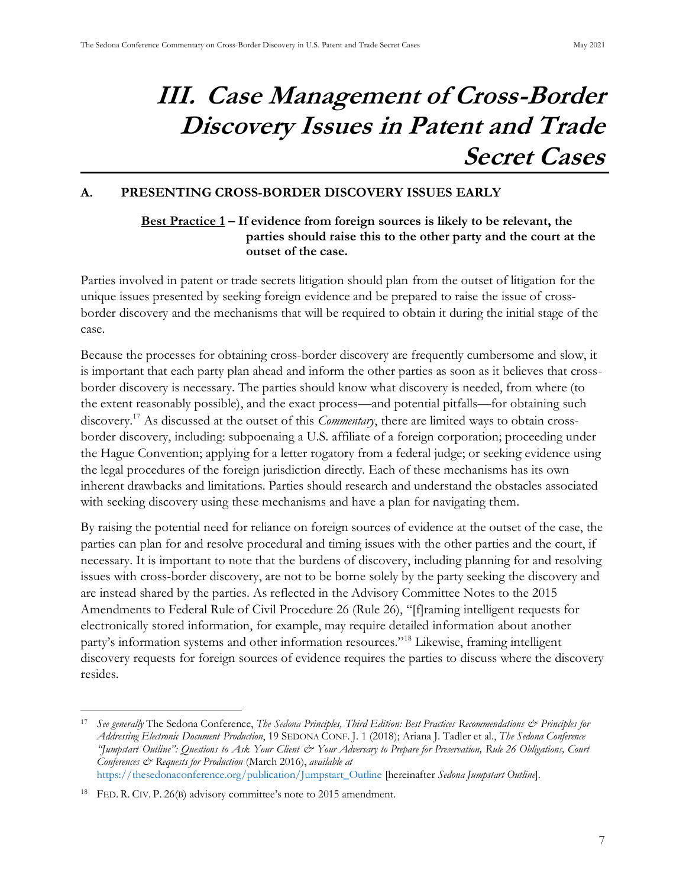# III. Case Management of Cross-Border Discovery Issues in Patent and Trade Secret Cases

## A. PRESENTING CROSS-BORDER DISCOVERY ISSUES EARLY

**Best Practice 1 – If evidence from foreign sources is likely to be relevant, the parties should raise this to the other party and the court at the outset of the case.**

Parties involved in patent or trade secrets litigation should plan from the outset of litigation for the unique issues presented by seeking foreign evidence and be prepared to raise the issue of cross-border discovery and the mechanisms that will be required to obtain it during the initial stage of the case.

Because the processes for obtaining cross-border discovery are frequently cumbersome and slow, it is important that each party plan ahead and inform the other parties as soon as it believes that cross-border discovery is necessary. The parties should know what discovery is needed, from where (to the extent reasonably possible), and the exact process—and potential pitfalls—for obtaining such discovery.[17] As discussed at the outset of this *Commentary*, there are limited ways to obtain cross-border discovery, including: subpoenaing a U.S. affiliate of a foreign corporation; proceeding under the Hague Convention; applying for a letter rogatory from a federal judge; or seeking evidence using the legal procedures of the foreign jurisdiction directly. Each of these mechanisms has its own inherent drawbacks and limitations. Parties should research and understand the obstacles associated with seeking discovery using these mechanisms and have a plan for navigating them.

By raising the potential need for reliance on foreign sources of evidence at the outset of the case, the parties can plan for and resolve procedural and timing issues with the other parties and the court, if necessary. It is important to note that the burdens of discovery, including planning for and resolving issues with cross-border discovery, are not to be borne solely by the party seeking the discovery and are instead shared by the parties. As reflected in the Advisory Committee Notes to the 2015 Amendments to Federal Rule of Civil Procedure 26 (Rule 26), "[f]raming intelligent requests for electronically stored information, for example, may require detailed information about another party's information systems and other information resources."[18] Likewise, framing intelligent discovery requests for foreign sources of evidence requires the parties to discuss where the discovery resides.

---

[17] *See generally* The Sedona Conference, *The Sedona Principles, Third Edition: Best Practices Recommendations & Principles for Addressing Electronic Document Production*, 19 SEDONA CONF. J. 1 (2018); Ariana J. Tadler et al., *The Sedona Conference "Jumpstart Outline": Questions to Ask Your Client & Your Adversary to Prepare for Preservation, Rule 26 Obligations, Court Conferences & Requests for Production* (March 2016), *available at* https://thesedonaconference.org/publication/Jumpstart_Outline [hereinafter *Sedona Jumpstart Outline*].

[18] FED. R. CIV. P. 26(B) advisory committee's note to 2015 amendment.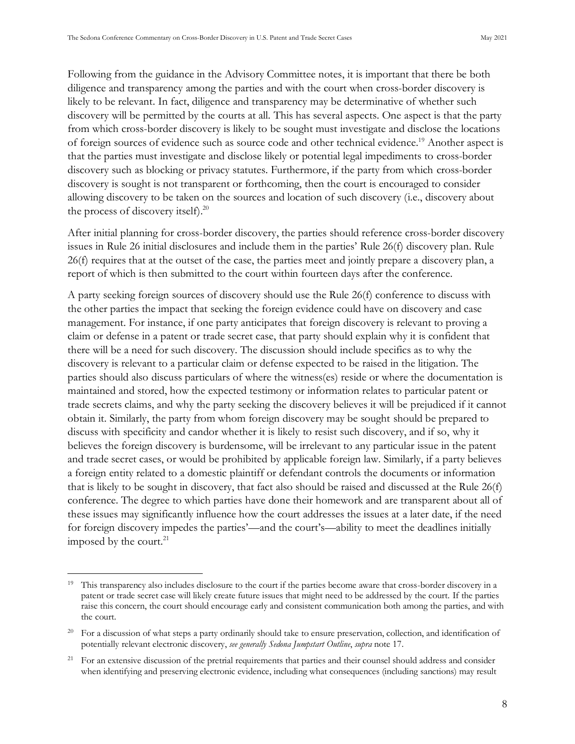Following from the guidance in the Advisory Committee notes, it is important that there be both diligence and transparency among the parties and with the court when cross-border discovery is likely to be relevant. In fact, diligence and transparency may be determinative of whether such discovery will be permitted by the courts at all. This has several aspects. One aspect is that the party from which cross-border discovery is likely to be sought must investigate and disclose the locations of foreign sources of evidence such as source code and other technical evidence.[19] Another aspect is that the parties must investigate and disclose likely or potential legal impediments to cross-border discovery such as blocking or privacy statutes. Furthermore, if the party from which cross-border discovery is sought is not transparent or forthcoming, then the court is encouraged to consider allowing discovery to be taken on the sources and location of such discovery (i.e., discovery about the process of discovery itself).[20]

After initial planning for cross-border discovery, the parties should reference cross-border discovery issues in Rule 26 initial disclosures and include them in the parties' Rule 26(f) discovery plan. Rule 26(f) requires that at the outset of the case, the parties meet and jointly prepare a discovery plan, a report of which is then submitted to the court within fourteen days after the conference.

A party seeking foreign sources of discovery should use the Rule 26(f) conference to discuss with the other parties the impact that seeking the foreign evidence could have on discovery and case management. For instance, if one party anticipates that foreign discovery is relevant to proving a claim or defense in a patent or trade secret case, that party should explain why it is confident that there will be a need for such discovery. The discussion should include specifics as to why the discovery is relevant to a particular claim or defense expected to be raised in the litigation. The parties should also discuss particulars of where the witness(es) reside or where the documentation is maintained and stored, how the expected testimony or information relates to particular patent or trade secrets claims, and why the party seeking the discovery believes it will be prejudiced if it cannot obtain it. Similarly, the party from whom foreign discovery may be sought should be prepared to discuss with specificity and candor whether it is likely to resist such discovery, and if so, why it believes the foreign discovery is burdensome, will be irrelevant to any particular issue in the patent and trade secret cases, or would be prohibited by applicable foreign law. Similarly, if a party believes a foreign entity related to a domestic plaintiff or defendant controls the documents or information that is likely to be sought in discovery, that fact also should be raised and discussed at the Rule 26(f) conference. The degree to which parties have done their homework and are transparent about all of these issues may significantly influence how the court addresses the issues at a later date, if the need for foreign discovery impedes the parties'—and the court's—ability to meet the deadlines initially imposed by the court.[21]

---

[19] This transparency also includes disclosure to the court if the parties become aware that cross-border discovery in a patent or trade secret case will likely create future issues that might need to be addressed by the court. If the parties raise this concern, the court should encourage early and consistent communication both among the parties, and with the court.

[20] For a discussion of what steps a party ordinarily should take to ensure preservation, collection, and identification of potentially relevant electronic discovery, *see generally Sedona Jumpstart Outline*, *supra* note 17.

[21] For an extensive discussion of the pretrial requirements that parties and their counsel should address and consider when identifying and preserving electronic evidence, including what consequences (including sanctions) may result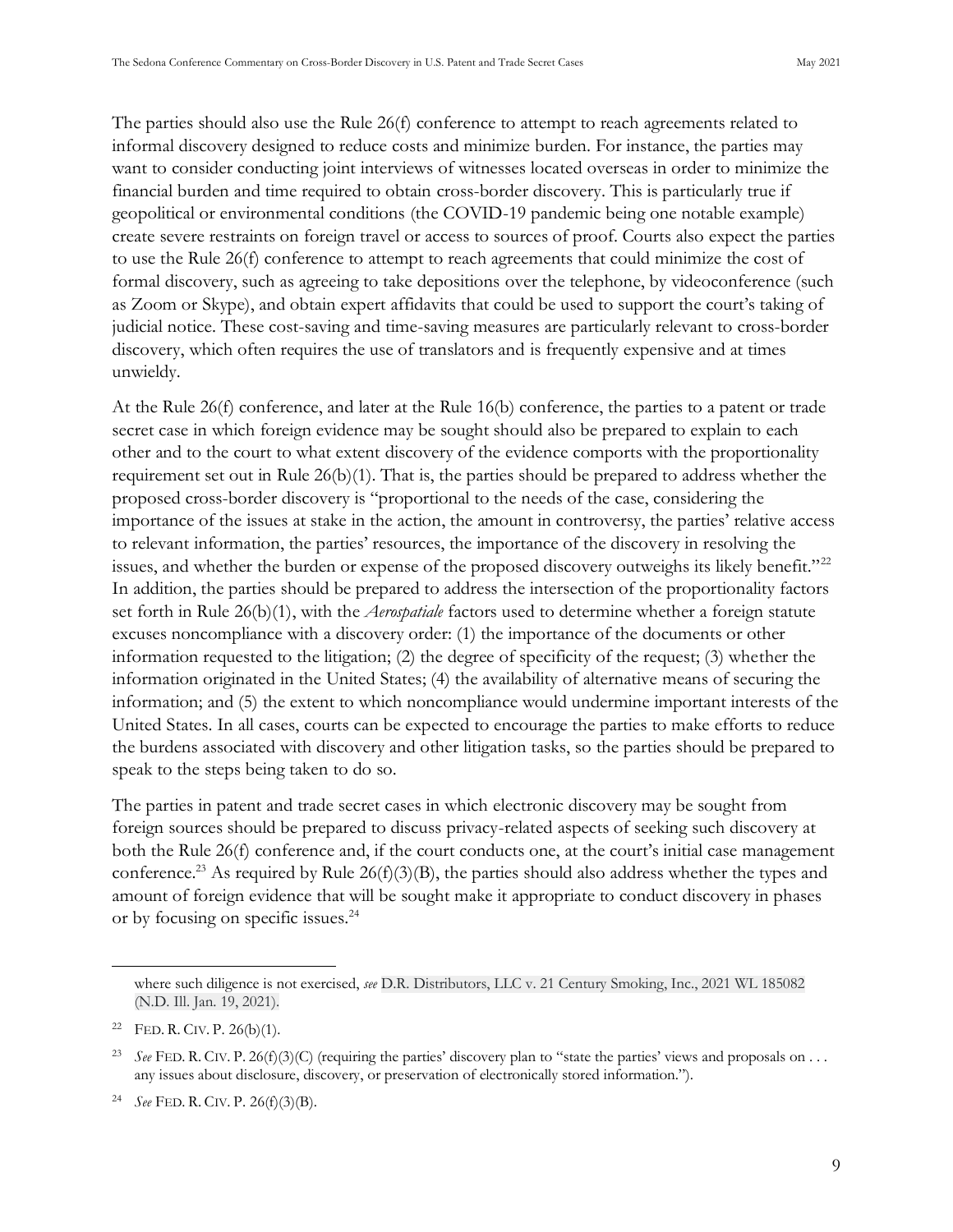The parties should also use the Rule 26(f) conference to attempt to reach agreements related to informal discovery designed to reduce costs and minimize burden. For instance, the parties may want to consider conducting joint interviews of witnesses located overseas in order to minimize the financial burden and time required to obtain cross-border discovery. This is particularly true if geopolitical or environmental conditions (the COVID-19 pandemic being one notable example) create severe restraints on foreign travel or access to sources of proof. Courts also expect the parties to use the Rule 26(f) conference to attempt to reach agreements that could minimize the cost of formal discovery, such as agreeing to take depositions over the telephone, by videoconference (such as Zoom or Skype), and obtain expert affidavits that could be used to support the court's taking of judicial notice. These cost-saving and time-saving measures are particularly relevant to cross-border discovery, which often requires the use of translators and is frequently expensive and at times unwieldy.

At the Rule 26(f) conference, and later at the Rule 16(b) conference, the parties to a patent or trade secret case in which foreign evidence may be sought should also be prepared to explain to each other and to the court to what extent discovery of the evidence comports with the proportionality requirement set out in Rule 26(b)(1). That is, the parties should be prepared to address whether the proposed cross-border discovery is "proportional to the needs of the case, considering the importance of the issues at stake in the action, the amount in controversy, the parties' relative access to relevant information, the parties' resources, the importance of the discovery in resolving the issues, and whether the burden or expense of the proposed discovery outweighs its likely benefit."[22] In addition, the parties should be prepared to address the intersection of the proportionality factors set forth in Rule 26(b)(1), with the *Aerospatiale* factors used to determine whether a foreign statute excuses noncompliance with a discovery order: (1) the importance of the documents or other information requested to the litigation; (2) the degree of specificity of the request; (3) whether the information originated in the United States; (4) the availability of alternative means of securing the information; and (5) the extent to which noncompliance would undermine important interests of the United States. In all cases, courts can be expected to encourage the parties to make efforts to reduce the burdens associated with discovery and other litigation tasks, so the parties should be prepared to speak to the steps being taken to do so.

The parties in patent and trade secret cases in which electronic discovery may be sought from foreign sources should be prepared to discuss privacy-related aspects of seeking such discovery at both the Rule 26(f) conference and, if the court conducts one, at the court's initial case management conference.[23] As required by Rule 26(f)(3)(B), the parties should also address whether the types and amount of foreign evidence that will be sought make it appropriate to conduct discovery in phases or by focusing on specific issues.[24]

---

where such diligence is not exercised, *see* D.R. Distributors, LLC v. 21 Century Smoking, Inc., 2021 WL 185082 (N.D. Ill. Jan. 19, 2021).

[22] FED. R. CIV. P. 26(b)(1).

[23] *See* FED. R. CIV. P. 26(f)(3)(C) (requiring the parties' discovery plan to "state the parties' views and proposals on . . . any issues about disclosure, discovery, or preservation of electronically stored information.").

[24] *See* FED. R. CIV. P. 26(f)(3)(B).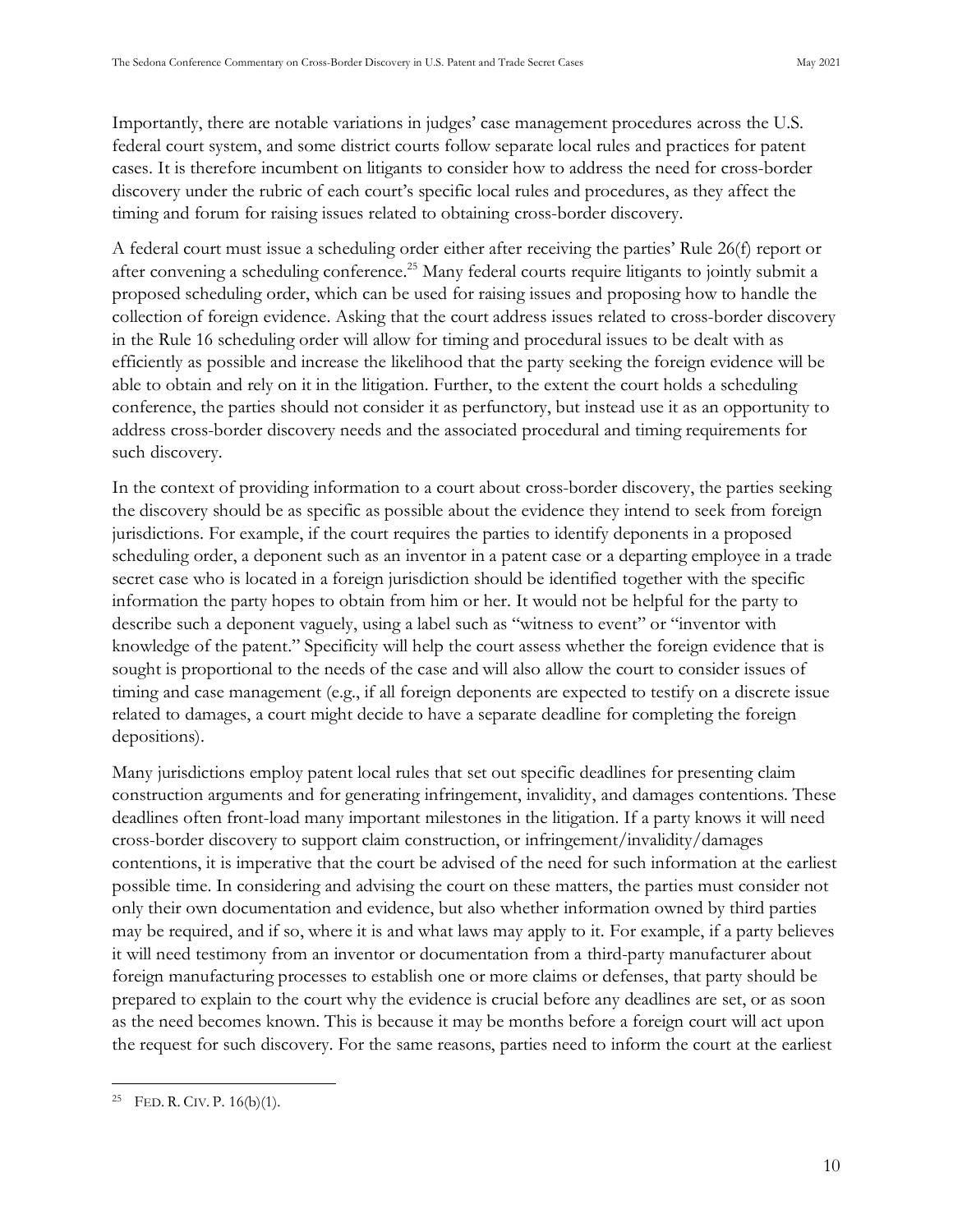Importantly, there are notable variations in judges' case management procedures across the U.S. federal court system, and some district courts follow separate local rules and practices for patent cases. It is therefore incumbent on litigants to consider how to address the need for cross-border discovery under the rubric of each court's specific local rules and procedures, as they affect the timing and forum for raising issues related to obtaining cross-border discovery.

A federal court must issue a scheduling order either after receiving the parties' Rule 26(f) report or after convening a scheduling conference.[25] Many federal courts require litigants to jointly submit a proposed scheduling order, which can be used for raising issues and proposing how to handle the collection of foreign evidence. Asking that the court address issues related to cross-border discovery in the Rule 16 scheduling order will allow for timing and procedural issues to be dealt with as efficiently as possible and increase the likelihood that the party seeking the foreign evidence will be able to obtain and rely on it in the litigation. Further, to the extent the court holds a scheduling conference, the parties should not consider it as perfunctory, but instead use it as an opportunity to address cross-border discovery needs and the associated procedural and timing requirements for such discovery.

In the context of providing information to a court about cross-border discovery, the parties seeking the discovery should be as specific as possible about the evidence they intend to seek from foreign jurisdictions. For example, if the court requires the parties to identify deponents in a proposed scheduling order, a deponent such as an inventor in a patent case or a departing employee in a trade secret case who is located in a foreign jurisdiction should be identified together with the specific information the party hopes to obtain from him or her. It would not be helpful for the party to describe such a deponent vaguely, using a label such as "witness to event" or "inventor with knowledge of the patent." Specificity will help the court assess whether the foreign evidence that is sought is proportional to the needs of the case and will also allow the court to consider issues of timing and case management (e.g., if all foreign deponents are expected to testify on a discrete issue related to damages, a court might decide to have a separate deadline for completing the foreign depositions).

Many jurisdictions employ patent local rules that set out specific deadlines for presenting claim construction arguments and for generating infringement, invalidity, and damages contentions. These deadlines often front-load many important milestones in the litigation. If a party knows it will need cross-border discovery to support claim construction, or infringement/invalidity/damages contentions, it is imperative that the court be advised of the need for such information at the earliest possible time. In considering and advising the court on these matters, the parties must consider not only their own documentation and evidence, but also whether information owned by third parties may be required, and if so, where it is and what laws may apply to it. For example, if a party believes it will need testimony from an inventor or documentation from a third-party manufacturer about foreign manufacturing processes to establish one or more claims or defenses, that party should be prepared to explain to the court why the evidence is crucial before any deadlines are set, or as soon as the need becomes known. This is because it may be months before a foreign court will act upon the request for such discovery. For the same reasons, parties need to inform the court at the earliest

---

[25] FED. R. CIV. P. 16(b)(1).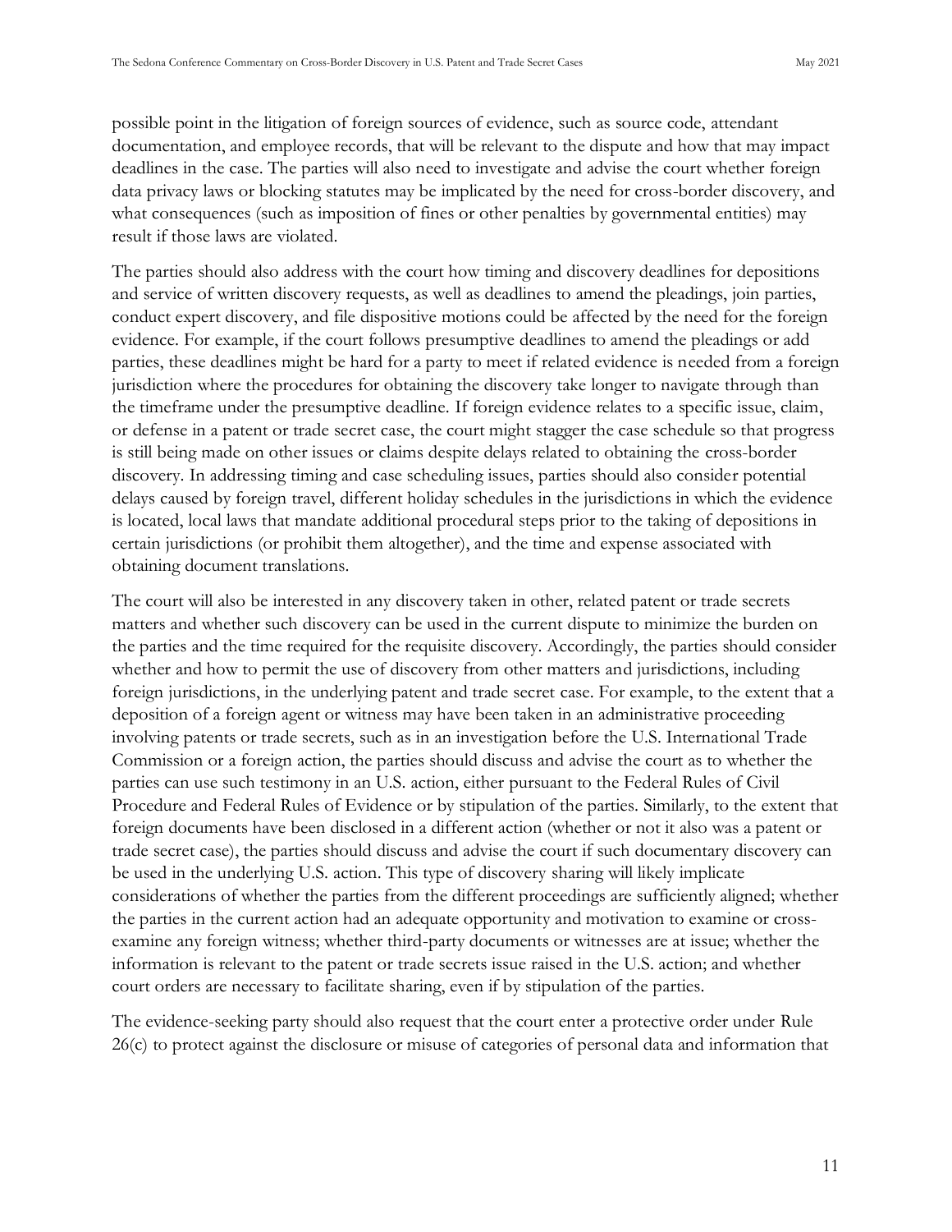possible point in the litigation of foreign sources of evidence, such as source code, attendant documentation, and employee records, that will be relevant to the dispute and how that may impact deadlines in the case. The parties will also need to investigate and advise the court whether foreign data privacy laws or blocking statutes may be implicated by the need for cross-border discovery, and what consequences (such as imposition of fines or other penalties by governmental entities) may result if those laws are violated.

The parties should also address with the court how timing and discovery deadlines for depositions and service of written discovery requests, as well as deadlines to amend the pleadings, join parties, conduct expert discovery, and file dispositive motions could be affected by the need for the foreign evidence. For example, if the court follows presumptive deadlines to amend the pleadings or add parties, these deadlines might be hard for a party to meet if related evidence is needed from a foreign jurisdiction where the procedures for obtaining the discovery take longer to navigate through than the timeframe under the presumptive deadline. If foreign evidence relates to a specific issue, claim, or defense in a patent or trade secret case, the court might stagger the case schedule so that progress is still being made on other issues or claims despite delays related to obtaining the cross-border discovery. In addressing timing and case scheduling issues, parties should also consider potential delays caused by foreign travel, different holiday schedules in the jurisdictions in which the evidence is located, local laws that mandate additional procedural steps prior to the taking of depositions in certain jurisdictions (or prohibit them altogether), and the time and expense associated with obtaining document translations.

The court will also be interested in any discovery taken in other, related patent or trade secrets matters and whether such discovery can be used in the current dispute to minimize the burden on the parties and the time required for the requisite discovery. Accordingly, the parties should consider whether and how to permit the use of discovery from other matters and jurisdictions, including foreign jurisdictions, in the underlying patent and trade secret case. For example, to the extent that a deposition of a foreign agent or witness may have been taken in an administrative proceeding involving patents or trade secrets, such as in an investigation before the U.S. International Trade Commission or a foreign action, the parties should discuss and advise the court as to whether the parties can use such testimony in an U.S. action, either pursuant to the Federal Rules of Civil Procedure and Federal Rules of Evidence or by stipulation of the parties. Similarly, to the extent that foreign documents have been disclosed in a different action (whether or not it also was a patent or trade secret case), the parties should discuss and advise the court if such documentary discovery can be used in the underlying U.S. action. This type of discovery sharing will likely implicate considerations of whether the parties from the different proceedings are sufficiently aligned; whether the parties in the current action had an adequate opportunity and motivation to examine or cross-examine any foreign witness; whether third-party documents or witnesses are at issue; whether the information is relevant to the patent or trade secrets issue raised in the U.S. action; and whether court orders are necessary to facilitate sharing, even if by stipulation of the parties.

The evidence-seeking party should also request that the court enter a protective order under Rule 26(c) to protect against the disclosure or misuse of categories of personal data and information that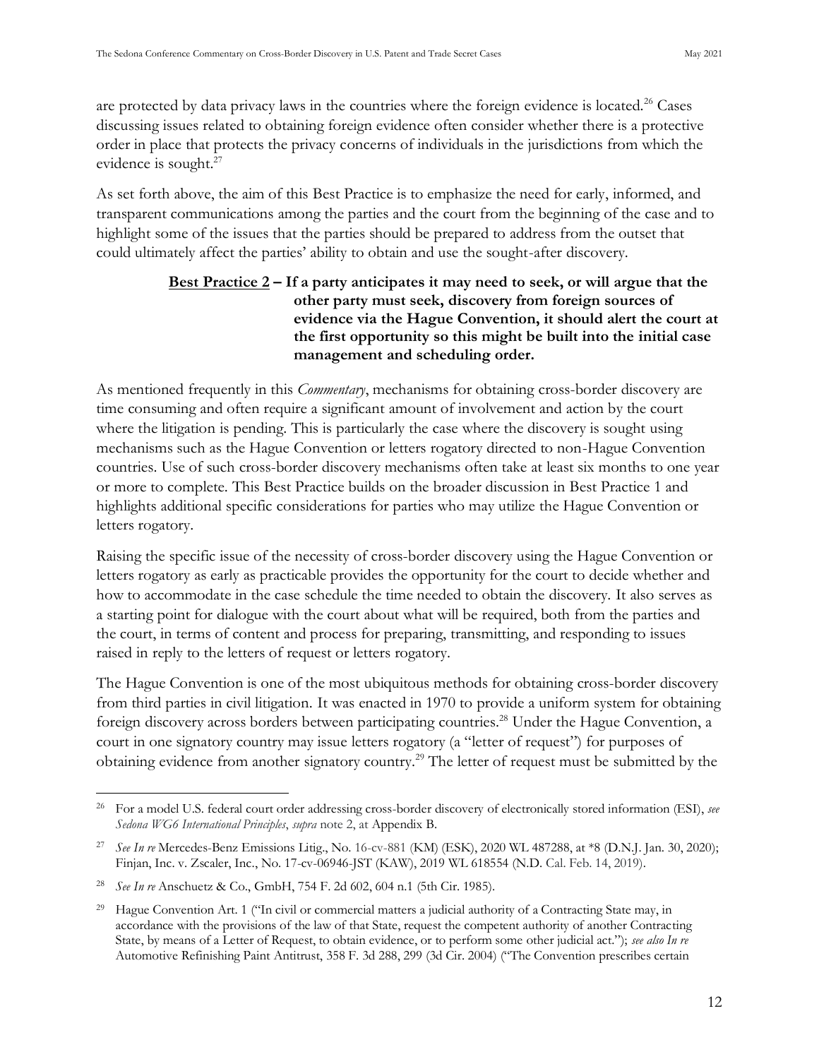are protected by data privacy laws in the countries where the foreign evidence is located.[26] Cases discussing issues related to obtaining foreign evidence often consider whether there is a protective order in place that protects the privacy concerns of individuals in the jurisdictions from which the evidence is sought.[27]

As set forth above, the aim of this Best Practice is to emphasize the need for early, informed, and transparent communications among the parties and the court from the beginning of the case and to highlight some of the issues that the parties should be prepared to address from the outset that could ultimately affect the parties' ability to obtain and use the sought-after discovery.

**<u>Best Practice 2</u> – If a party anticipates it may need to seek, or will argue that the other party must seek, discovery from foreign sources of evidence via the Hague Convention, it should alert the court at the first opportunity so this might be built into the initial case management and scheduling order.**

As mentioned frequently in this *Commentary*, mechanisms for obtaining cross-border discovery are time consuming and often require a significant amount of involvement and action by the court where the litigation is pending. This is particularly the case where the discovery is sought using mechanisms such as the Hague Convention or letters rogatory directed to non-Hague Convention countries. Use of such cross-border discovery mechanisms often take at least six months to one year or more to complete. This Best Practice builds on the broader discussion in Best Practice 1 and highlights additional specific considerations for parties who may utilize the Hague Convention or letters rogatory.

Raising the specific issue of the necessity of cross-border discovery using the Hague Convention or letters rogatory as early as practicable provides the opportunity for the court to decide whether and how to accommodate in the case schedule the time needed to obtain the discovery. It also serves as a starting point for dialogue with the court about what will be required, both from the parties and the court, in terms of content and process for preparing, transmitting, and responding to issues raised in reply to the letters of request or letters rogatory.

The Hague Convention is one of the most ubiquitous methods for obtaining cross-border discovery from third parties in civil litigation. It was enacted in 1970 to provide a uniform system for obtaining foreign discovery across borders between participating countries.[28] Under the Hague Convention, a court in one signatory country may issue letters rogatory (a "letter of request") for purposes of obtaining evidence from another signatory country.[29] The letter of request must be submitted by the

---

[26] For a model U.S. federal court order addressing cross-border discovery of electronically stored information (ESI), *see Sedona WG6 International Principles*, *supra* note 2, at Appendix B.

[27] *See In re* Mercedes-Benz Emissions Litig., No. 16-cv-881 (KM) (ESK), 2020 WL 487288, at *8 (D.N.J. Jan. 30, 2020); Finjan, Inc. v. Zscaler, Inc., No. 17-cv-06946-JST (KAW), 2019 WL 618554 (N.D. Cal. Feb. 14, 2019).

[28] *See In re* Anschuetz & Co., GmbH, 754 F. 2d 602, 604 n.1 (5th Cir. 1985).

[29] Hague Convention Art. 1 ("In civil or commercial matters a judicial authority of a Contracting State may, in accordance with the provisions of the law of that State, request the competent authority of another Contracting State, by means of a Letter of Request, to obtain evidence, or to perform some other judicial act."); *see also In re* Automotive Refinishing Paint Antitrust, 358 F. 3d 288, 299 (3d Cir. 2004) ("The Convention prescribes certain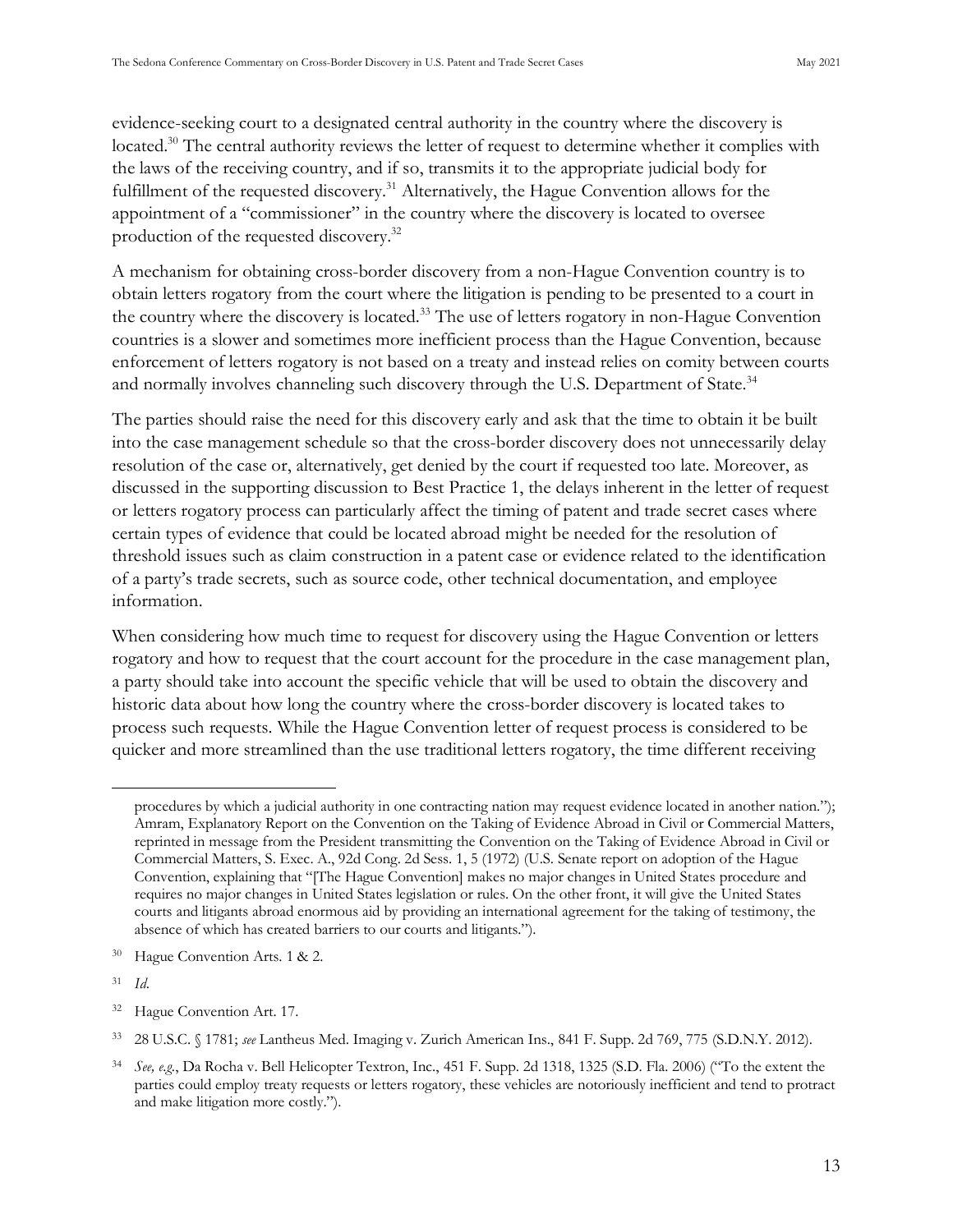evidence-seeking court to a designated central authority in the country where the discovery is located.[30] The central authority reviews the letter of request to determine whether it complies with the laws of the receiving country, and if so, transmits it to the appropriate judicial body for fulfillment of the requested discovery.[31] Alternatively, the Hague Convention allows for the appointment of a "commissioner" in the country where the discovery is located to oversee production of the requested discovery.[32]

A mechanism for obtaining cross-border discovery from a non-Hague Convention country is to obtain letters rogatory from the court where the litigation is pending to be presented to a court in the country where the discovery is located.[33] The use of letters rogatory in non-Hague Convention countries is a slower and sometimes more inefficient process than the Hague Convention, because enforcement of letters rogatory is not based on a treaty and instead relies on comity between courts and normally involves channeling such discovery through the U.S. Department of State.[34]

The parties should raise the need for this discovery early and ask that the time to obtain it be built into the case management schedule so that the cross-border discovery does not unnecessarily delay resolution of the case or, alternatively, get denied by the court if requested too late. Moreover, as discussed in the supporting discussion to Best Practice 1, the delays inherent in the letter of request or letters rogatory process can particularly affect the timing of patent and trade secret cases where certain types of evidence that could be located abroad might be needed for the resolution of threshold issues such as claim construction in a patent case or evidence related to the identification of a party's trade secrets, such as source code, other technical documentation, and employee information.

When considering how much time to request for discovery using the Hague Convention or letters rogatory and how to request that the court account for the procedure in the case management plan, a party should take into account the specific vehicle that will be used to obtain the discovery and historic data about how long the country where the cross-border discovery is located takes to process such requests. While the Hague Convention letter of request process is considered to be quicker and more streamlined than the use traditional letters rogatory, the time different receiving

---

procedures by which a judicial authority in one contracting nation may request evidence located in another nation."); Amram, Explanatory Report on the Convention on the Taking of Evidence Abroad in Civil or Commercial Matters, reprinted in message from the President transmitting the Convention on the Taking of Evidence Abroad in Civil or Commercial Matters, S. Exec. A., 92d Cong. 2d Sess. 1, 5 (1972) (U.S. Senate report on adoption of the Hague Convention, explaining that "[The Hague Convention] makes no major changes in United States procedure and requires no major changes in United States legislation or rules. On the other front, it will give the United States courts and litigants abroad enormous aid by providing an international agreement for the taking of testimony, the absence of which has created barriers to our courts and litigants.").

[30] Hague Convention Arts. 1 & 2.

[31] *Id.*

[32] Hague Convention Art. 17.

[33] 28 U.S.C. § 1781; *see* Lantheus Med. Imaging v. Zurich American Ins., 841 F. Supp. 2d 769, 775 (S.D.N.Y. 2012).

[34] *See, e.g.*, Da Rocha v. Bell Helicopter Textron, Inc., 451 F. Supp. 2d 1318, 1325 (S.D. Fla. 2006) ("To the extent the parties could employ treaty requests or letters rogatory, these vehicles are notoriously inefficient and tend to protract and make litigation more costly.").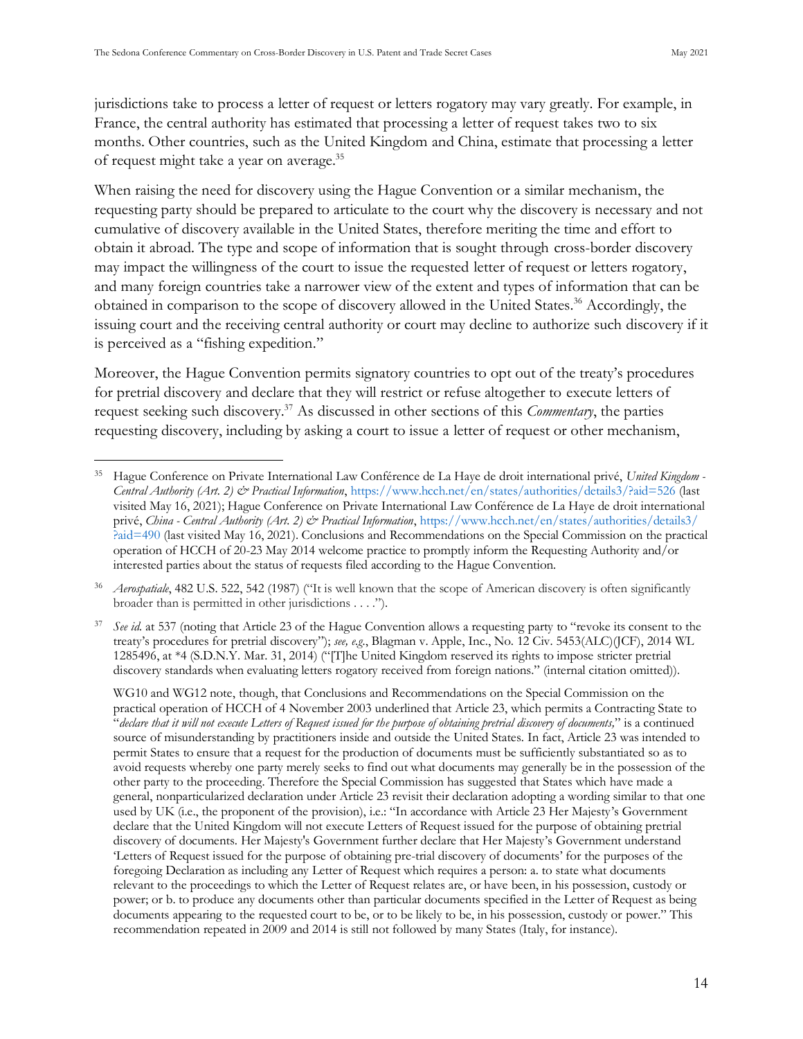jurisdictions take to process a letter of request or letters rogatory may vary greatly. For example, in France, the central authority has estimated that processing a letter of request takes two to six months. Other countries, such as the United Kingdom and China, estimate that processing a letter of request might take a year on average.[35]

When raising the need for discovery using the Hague Convention or a similar mechanism, the requesting party should be prepared to articulate to the court why the discovery is necessary and not cumulative of discovery available in the United States, therefore meriting the time and effort to obtain it abroad. The type and scope of information that is sought through cross-border discovery may impact the willingness of the court to issue the requested letter of request or letters rogatory, and many foreign countries take a narrower view of the extent and types of information that can be obtained in comparison to the scope of discovery allowed in the United States.[36] Accordingly, the issuing court and the receiving central authority or court may decline to authorize such discovery if it is perceived as a "fishing expedition."

Moreover, the Hague Convention permits signatory countries to opt out of the treaty's procedures for pretrial discovery and declare that they will restrict or refuse altogether to execute letters of request seeking such discovery.[37] As discussed in other sections of this *Commentary*, the parties requesting discovery, including by asking a court to issue a letter of request or other mechanism,

---

[35] Hague Conference on Private International Law Conférence de La Haye de droit international privé, *United Kingdom - Central Authority (Art. 2) & Practical Information*, https://www.hcch.net/en/states/authorities/details3/?aid=526 (last visited May 16, 2021); Hague Conference on Private International Law Conférence de La Haye de droit international privé, *China - Central Authority (Art. 2) & Practical Information*, https://www.hcch.net/en/states/authorities/details3/?aid=490 (last visited May 16, 2021). Conclusions and Recommendations on the Special Commission on the practical operation of HCCH of 20-23 May 2014 welcome practice to promptly inform the Requesting Authority and/or interested parties about the status of requests filed according to the Hague Convention.

[36] *Aerospatiale*, 482 U.S. 522, 542 (1987) ("It is well known that the scope of American discovery is often significantly broader than is permitted in other jurisdictions . . . .").

[37] *See id.* at 537 (noting that Article 23 of the Hague Convention allows a requesting party to "revoke its consent to the treaty's procedures for pretrial discovery"); *see, e.g.*, Blagman v. Apple, Inc., No. 12 Civ. 5453(ALC)(JCF), 2014 WL 1285496, at *4 (S.D.N.Y. Mar. 31, 2014) ("[T]he United Kingdom reserved its rights to impose stricter pretrial discovery standards when evaluating letters rogatory received from foreign nations." (internal citation omitted)).

WG10 and WG12 note, though, that Conclusions and Recommendations on the Special Commission on the practical operation of HCCH of 4 November 2003 underlined that Article 23, which permits a Contracting State to "*declare that it will not execute Letters of Request issued for the purpose of obtaining pretrial discovery of documents*," is a continued source of misunderstanding by practitioners inside and outside the United States. In fact, Article 23 was intended to permit States to ensure that a request for the production of documents must be sufficiently substantiated so as to avoid requests whereby one party merely seeks to find out what documents may generally be in the possession of the other party to the proceeding. Therefore the Special Commission has suggested that States which have made a general, nonparticularized declaration under Article 23 revisit their declaration adopting a wording similar to that one used by UK (i.e., the proponent of the provision), i.e.: "In accordance with Article 23 Her Majesty's Government declare that the United Kingdom will not execute Letters of Request issued for the purpose of obtaining pretrial discovery of documents. Her Majesty's Government further declare that Her Majesty's Government understand 'Letters of Request issued for the purpose of obtaining pre-trial discovery of documents' for the purposes of the foregoing Declaration as including any Letter of Request which requires a person: a. to state what documents relevant to the proceedings to which the Letter of Request relates are, or have been, in his possession, custody or power; or b. to produce any documents other than particular documents specified in the Letter of Request as being documents appearing to the requested court to be, or to be likely to be, in his possession, custody or power." This recommendation repeated in 2009 and 2014 is still not followed by many States (Italy, for instance).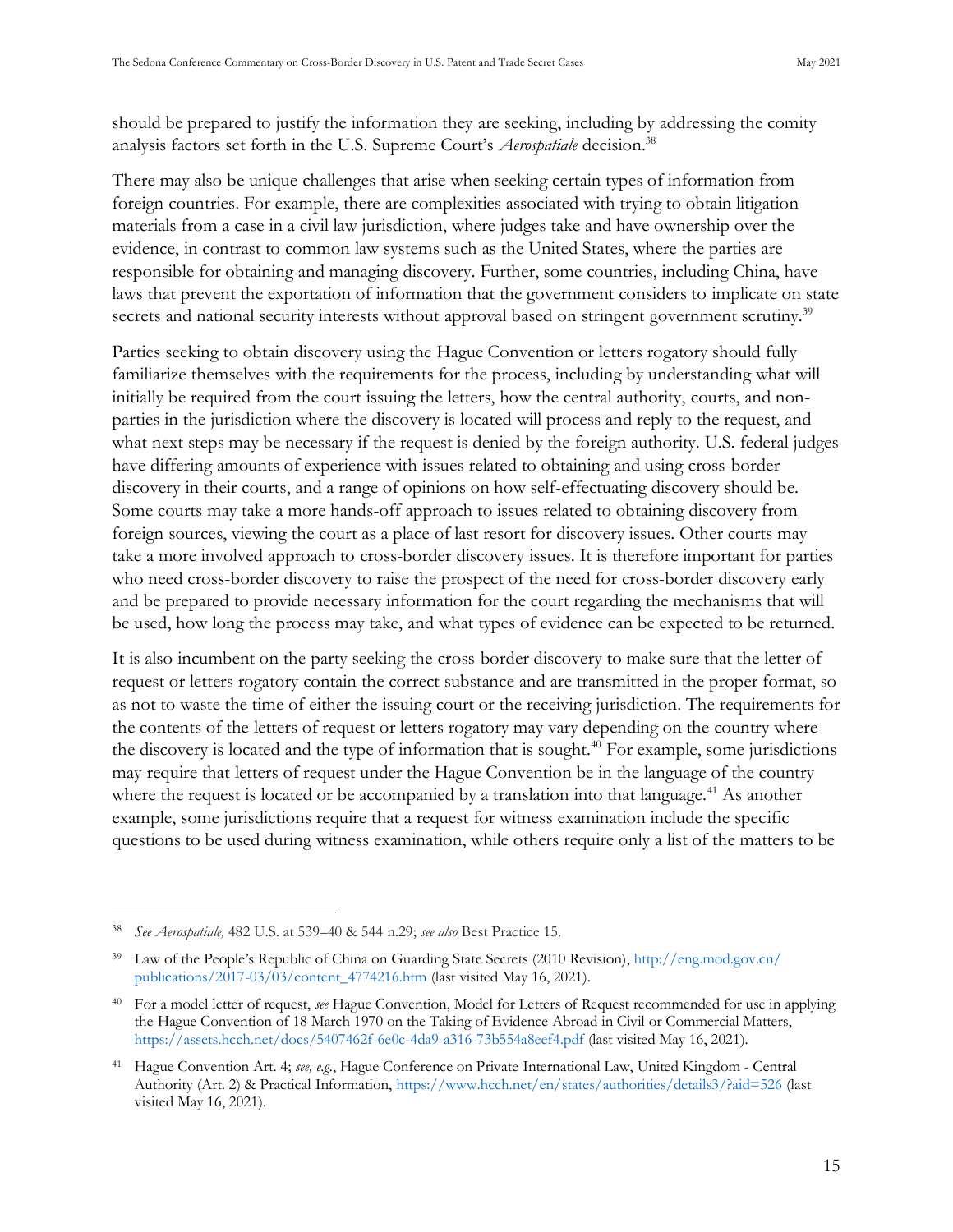should be prepared to justify the information they are seeking, including by addressing the comity analysis factors set forth in the U.S. Supreme Court's *Aerospatiale* decision.[38]

There may also be unique challenges that arise when seeking certain types of information from foreign countries. For example, there are complexities associated with trying to obtain litigation materials from a case in a civil law jurisdiction, where judges take and have ownership over the evidence, in contrast to common law systems such as the United States, where the parties are responsible for obtaining and managing discovery. Further, some countries, including China, have laws that prevent the exportation of information that the government considers to implicate on state secrets and national security interests without approval based on stringent government scrutiny.[39]

Parties seeking to obtain discovery using the Hague Convention or letters rogatory should fully familiarize themselves with the requirements for the process, including by understanding what will initially be required from the court issuing the letters, how the central authority, courts, and non-parties in the jurisdiction where the discovery is located will process and reply to the request, and what next steps may be necessary if the request is denied by the foreign authority. U.S. federal judges have differing amounts of experience with issues related to obtaining and using cross-border discovery in their courts, and a range of opinions on how self-effectuating discovery should be. Some courts may take a more hands-off approach to issues related to obtaining discovery from foreign sources, viewing the court as a place of last resort for discovery issues. Other courts may take a more involved approach to cross-border discovery issues. It is therefore important for parties who need cross-border discovery to raise the prospect of the need for cross-border discovery early and be prepared to provide necessary information for the court regarding the mechanisms that will be used, how long the process may take, and what types of evidence can be expected to be returned.

It is also incumbent on the party seeking the cross-border discovery to make sure that the letter of request or letters rogatory contain the correct substance and are transmitted in the proper format, so as not to waste the time of either the issuing court or the receiving jurisdiction. The requirements for the contents of the letters of request or letters rogatory may vary depending on the country where the discovery is located and the type of information that is sought.[40] For example, some jurisdictions may require that letters of request under the Hague Convention be in the language of the country where the request is located or be accompanied by a translation into that language.[41] As another example, some jurisdictions require that a request for witness examination include the specific questions to be used during witness examination, while others require only a list of the matters to be

---

[38] *See Aerospatiale,* 482 U.S. at 539–40 & 544 n.29; *see also* Best Practice 15.

[39] Law of the People's Republic of China on Guarding State Secrets (2010 Revision), http://eng.mod.gov.cn/publications/2017-03/03/content_4774216.htm (last visited May 16, 2021).

[40] For a model letter of request, *see* Hague Convention, Model for Letters of Request recommended for use in applying the Hague Convention of 18 March 1970 on the Taking of Evidence Abroad in Civil or Commercial Matters, https://assets.hcch.net/docs/5407462f-6e0c-4da9-a316-73b554a8eef4.pdf (last visited May 16, 2021).

[41] Hague Convention Art. 4; *see, e.g.*, Hague Conference on Private International Law, United Kingdom - Central Authority (Art. 2) & Practical Information, https://www.hcch.net/en/states/authorities/details3/?aid=526 (last visited May 16, 2021).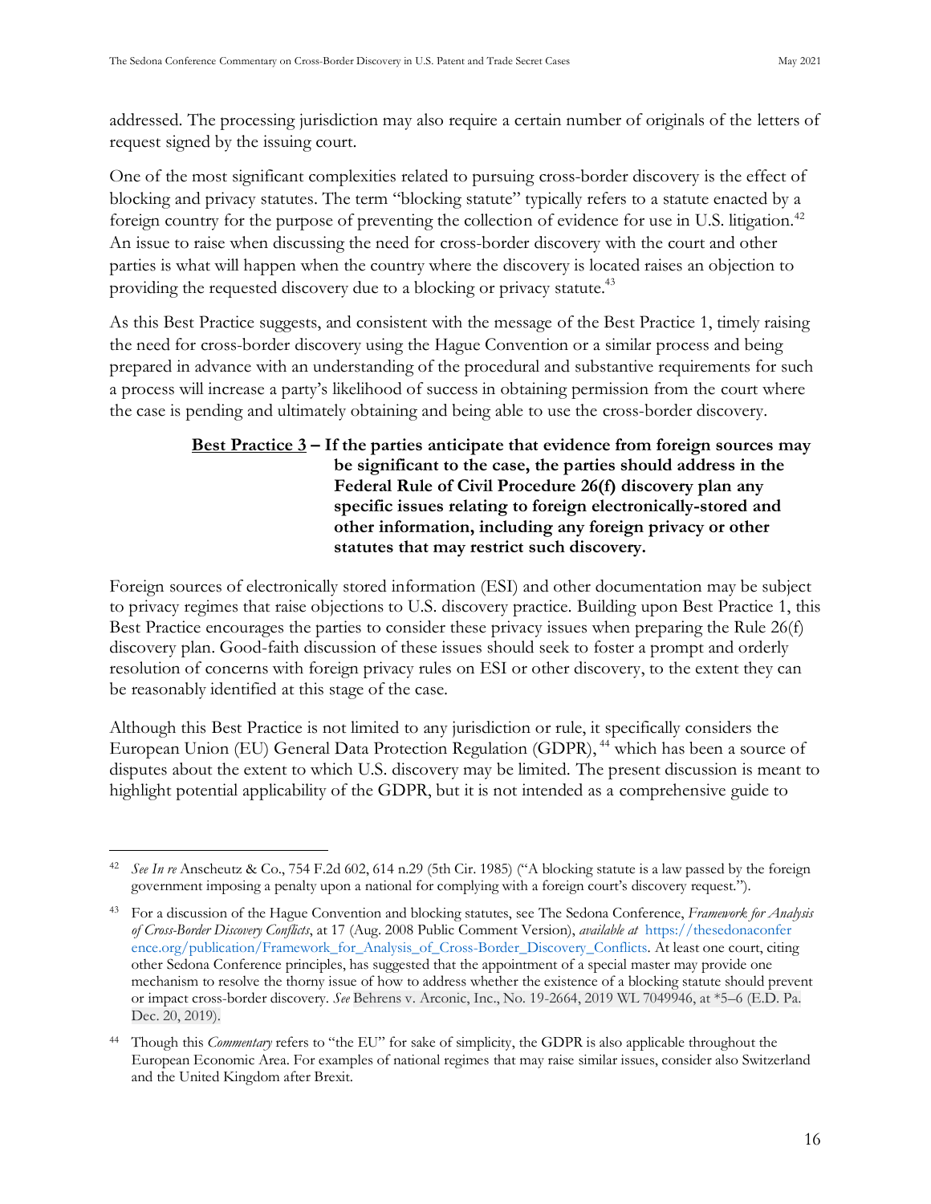addressed. The processing jurisdiction may also require a certain number of originals of the letters of request signed by the issuing court.

One of the most significant complexities related to pursuing cross-border discovery is the effect of blocking and privacy statutes. The term "blocking statute" typically refers to a statute enacted by a foreign country for the purpose of preventing the collection of evidence for use in U.S. litigation.[42] An issue to raise when discussing the need for cross-border discovery with the court and other parties is what will happen when the country where the discovery is located raises an objection to providing the requested discovery due to a blocking or privacy statute.[43]

As this Best Practice suggests, and consistent with the message of the Best Practice 1, timely raising the need for cross-border discovery using the Hague Convention or a similar process and being prepared in advance with an understanding of the procedural and substantive requirements for such a process will increase a party's likelihood of success in obtaining permission from the court where the case is pending and ultimately obtaining and being able to use the cross-border discovery.

**<u>Best Practice 3</u> – If the parties anticipate that evidence from foreign sources may be significant to the case, the parties should address in the Federal Rule of Civil Procedure 26(f) discovery plan any specific issues relating to foreign electronically-stored and other information, including any foreign privacy or other statutes that may restrict such discovery.**

Foreign sources of electronically stored information (ESI) and other documentation may be subject to privacy regimes that raise objections to U.S. discovery practice. Building upon Best Practice 1, this Best Practice encourages the parties to consider these privacy issues when preparing the Rule 26(f) discovery plan. Good-faith discussion of these issues should seek to foster a prompt and orderly resolution of concerns with foreign privacy rules on ESI or other discovery, to the extent they can be reasonably identified at this stage of the case.

Although this Best Practice is not limited to any jurisdiction or rule, it specifically considers the European Union (EU) General Data Protection Regulation (GDPR),[44] which has been a source of disputes about the extent to which U.S. discovery may be limited. The present discussion is meant to highlight potential applicability of the GDPR, but it is not intended as a comprehensive guide to

---

[42] *See In re* Anscheutz & Co., 754 F.2d 602, 614 n.29 (5th Cir. 1985) ("A blocking statute is a law passed by the foreign government imposing a penalty upon a national for complying with a foreign court's discovery request.").

[43] For a discussion of the Hague Convention and blocking statutes, see The Sedona Conference, *Framework for Analysis of Cross-Border Discovery Conflicts*, at 17 (Aug. 2008 Public Comment Version), *available at* https://thesedonaconference.org/publication/Framework_for_Analysis_of_Cross-Border_Discovery_Conflicts. At least one court, citing other Sedona Conference principles, has suggested that the appointment of a special master may provide one mechanism to resolve the thorny issue of how to address whether the existence of a blocking statute should prevent or impact cross-border discovery. *See* Behrens v. Arconic, Inc., No. 19-2664, 2019 WL 7049946, at *5–6 (E.D. Pa. Dec. 20, 2019).

[44] Though this *Commentary* refers to "the EU" for sake of simplicity, the GDPR is also applicable throughout the European Economic Area. For examples of national regimes that may raise similar issues, consider also Switzerland and the United Kingdom after Brexit.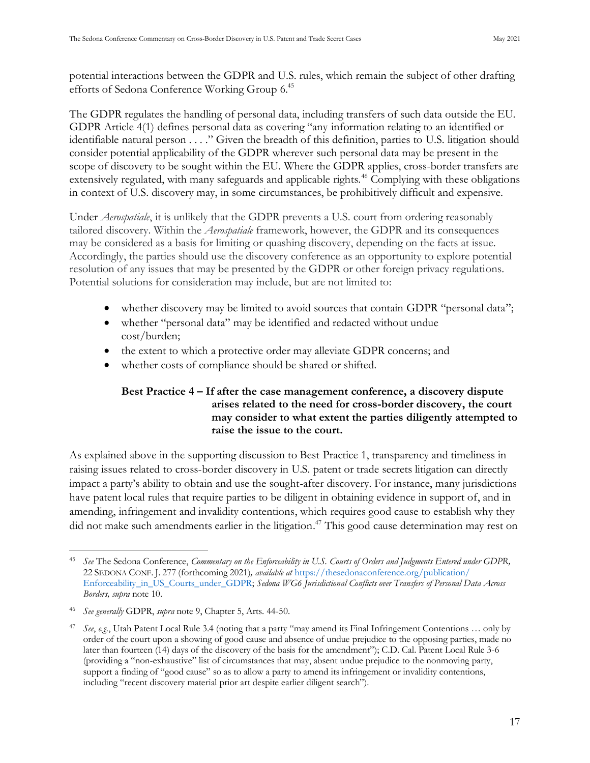potential interactions between the GDPR and U.S. rules, which remain the subject of other drafting efforts of Sedona Conference Working Group 6.[45]

The GDPR regulates the handling of personal data, including transfers of such data outside the EU. GDPR Article 4(1) defines personal data as covering "any information relating to an identified or identifiable natural person . . . ." Given the breadth of this definition, parties to U.S. litigation should consider potential applicability of the GDPR wherever such personal data may be present in the scope of discovery to be sought within the EU. Where the GDPR applies, cross-border transfers are extensively regulated, with many safeguards and applicable rights.[46] Complying with these obligations in context of U.S. discovery may, in some circumstances, be prohibitively difficult and expensive.

Under *Aerospatiale*, it is unlikely that the GDPR prevents a U.S. court from ordering reasonably tailored discovery. Within the *Aerospatiale* framework, however, the GDPR and its consequences may be considered as a basis for limiting or quashing discovery, depending on the facts at issue. Accordingly, the parties should use the discovery conference as an opportunity to explore potential resolution of any issues that may be presented by the GDPR or other foreign privacy regulations. Potential solutions for consideration may include, but are not limited to:

- whether discovery may be limited to avoid sources that contain GDPR "personal data";
- whether "personal data" may be identified and redacted without undue cost/burden;
- the extent to which a protective order may alleviate GDPR concerns; and
- whether costs of compliance should be shared or shifted.

**<u>Best Practice 4</u> – If after the case management conference, a discovery dispute arises related to the need for cross-border discovery, the court may consider to what extent the parties diligently attempted to raise the issue to the court.**

As explained above in the supporting discussion to Best Practice 1, transparency and timeliness in raising issues related to cross-border discovery in U.S. patent or trade secrets litigation can directly impact a party's ability to obtain and use the sought-after discovery. For instance, many jurisdictions have patent local rules that require parties to be diligent in obtaining evidence in support of, and in amending, infringement and invalidity contentions, which requires good cause to establish why they did not make such amendments earlier in the litigation.[47] This good cause determination may rest on

---

[45] *See* The Sedona Conference, *Commentary on the Enforceability in U.S. Courts of Orders and Judgments Entered under GDPR,* 22 SEDONA CONF. J. 277 (forthcoming 2021)*, available at* https://thesedonaconference.org/publication/Enforceability_in_US_Courts_under_GDPR; *Sedona WG6 Jurisdictional Conflicts over Transfers of Personal Data Across Borders, supra* note 10.

[46] *See generally* GDPR, *supra* note 9, Chapter 5, Arts. 44-50.

[47] *See*, *e.g.*, Utah Patent Local Rule 3.4 (noting that a party "may amend its Final Infringement Contentions … only by order of the court upon a showing of good cause and absence of undue prejudice to the opposing parties, made no later than fourteen (14) days of the discovery of the basis for the amendment"); C.D. Cal. Patent Local Rule 3-6 (providing a "non-exhaustive" list of circumstances that may, absent undue prejudice to the nonmoving party, support a finding of "good cause" so as to allow a party to amend its infringement or invalidity contentions, including "recent discovery material prior art despite earlier diligent search").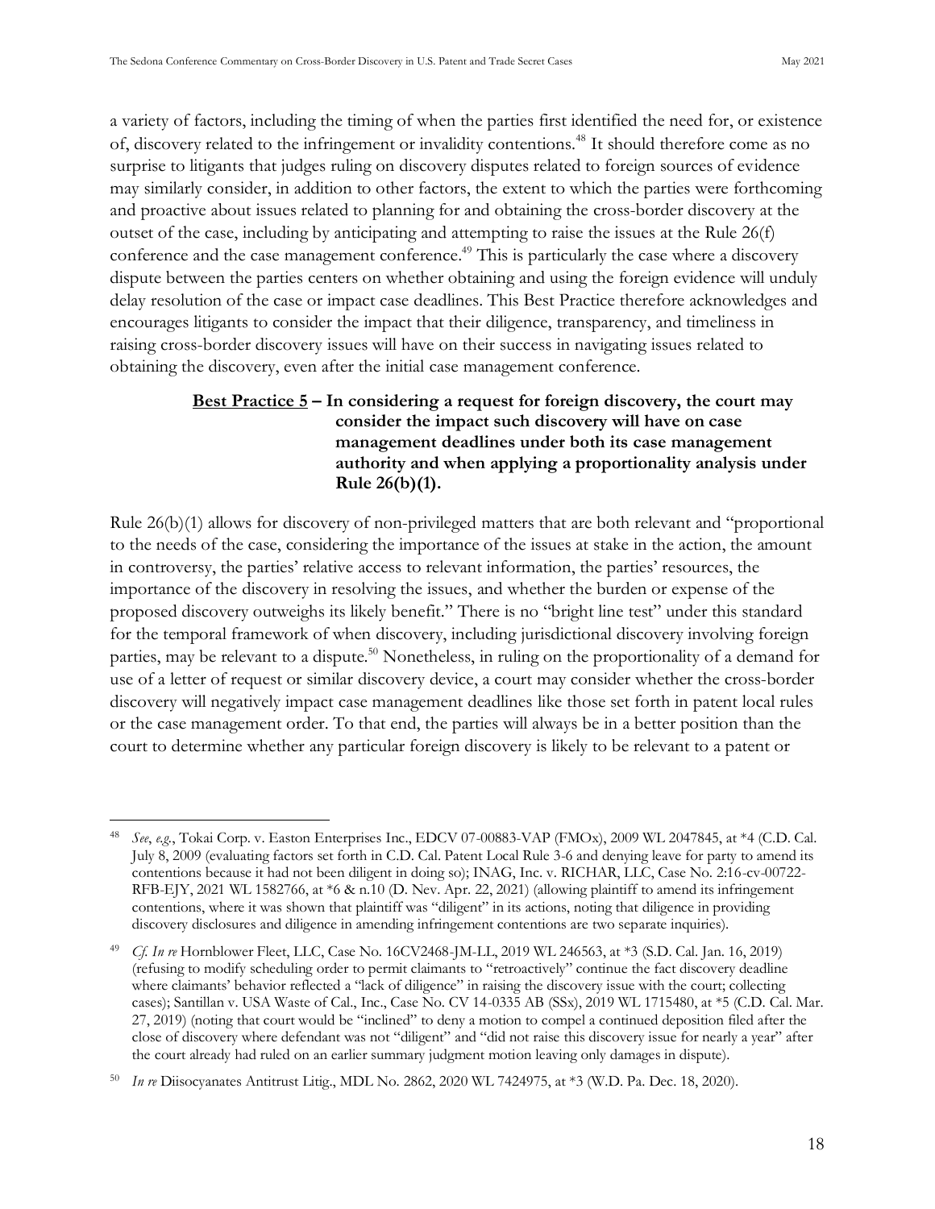a variety of factors, including the timing of when the parties first identified the need for, or existence of, discovery related to the infringement or invalidity contentions.[48] It should therefore come as no surprise to litigants that judges ruling on discovery disputes related to foreign sources of evidence may similarly consider, in addition to other factors, the extent to which the parties were forthcoming and proactive about issues related to planning for and obtaining the cross-border discovery at the outset of the case, including by anticipating and attempting to raise the issues at the Rule 26(f) conference and the case management conference.[49] This is particularly the case where a discovery dispute between the parties centers on whether obtaining and using the foreign evidence will unduly delay resolution of the case or impact case deadlines. This Best Practice therefore acknowledges and encourages litigants to consider the impact that their diligence, transparency, and timeliness in raising cross-border discovery issues will have on their success in navigating issues related to obtaining the discovery, even after the initial case management conference.

**Best Practice 5 – In considering a request for foreign discovery, the court may consider the impact such discovery will have on case management deadlines under both its case management authority and when applying a proportionality analysis under Rule 26(b)(1).**

Rule 26(b)(1) allows for discovery of non-privileged matters that are both relevant and "proportional to the needs of the case, considering the importance of the issues at stake in the action, the amount in controversy, the parties' relative access to relevant information, the parties' resources, the importance of the discovery in resolving the issues, and whether the burden or expense of the proposed discovery outweighs its likely benefit." There is no "bright line test" under this standard for the temporal framework of when discovery, including jurisdictional discovery involving foreign parties, may be relevant to a dispute.[50] Nonetheless, in ruling on the proportionality of a demand for use of a letter of request or similar discovery device, a court may consider whether the cross-border discovery will negatively impact case management deadlines like those set forth in patent local rules or the case management order. To that end, the parties will always be in a better position than the court to determine whether any particular foreign discovery is likely to be relevant to a patent or

---

[48] *See*, *e.g.*, Tokai Corp. v. Easton Enterprises Inc., EDCV 07-00883-VAP (FMOx), 2009 WL 2047845, at *4 (C.D. Cal. July 8, 2009 (evaluating factors set forth in C.D. Cal. Patent Local Rule 3-6 and denying leave for party to amend its contentions because it had not been diligent in doing so); INAG, Inc. v. RICHAR, LLC, Case No. 2:16-cv-00722-RFB-EJY, 2021 WL 1582766, at *6 & n.10 (D. Nev. Apr. 22, 2021) (allowing plaintiff to amend its infringement contentions, where it was shown that plaintiff was "diligent" in its actions, noting that diligence in providing discovery disclosures and diligence in amending infringement contentions are two separate inquiries).

[49] *Cf. In re* Hornblower Fleet, LLC, Case No. 16CV2468-JM-LL, 2019 WL 246563, at *3 (S.D. Cal. Jan. 16, 2019) (refusing to modify scheduling order to permit claimants to "retroactively" continue the fact discovery deadline where claimants' behavior reflected a "lack of diligence" in raising the discovery issue with the court; collecting cases); Santillan v. USA Waste of Cal., Inc., Case No. CV 14-0335 AB (SSx), 2019 WL 1715480, at *5 (C.D. Cal. Mar. 27, 2019) (noting that court would be "inclined" to deny a motion to compel a continued deposition filed after the close of discovery where defendant was not "diligent" and "did not raise this discovery issue for nearly a year" after the court already had ruled on an earlier summary judgment motion leaving only damages in dispute).

[50] *In re* Diisocyanates Antitrust Litig., MDL No. 2862, 2020 WL 7424975, at *3 (W.D. Pa. Dec. 18, 2020).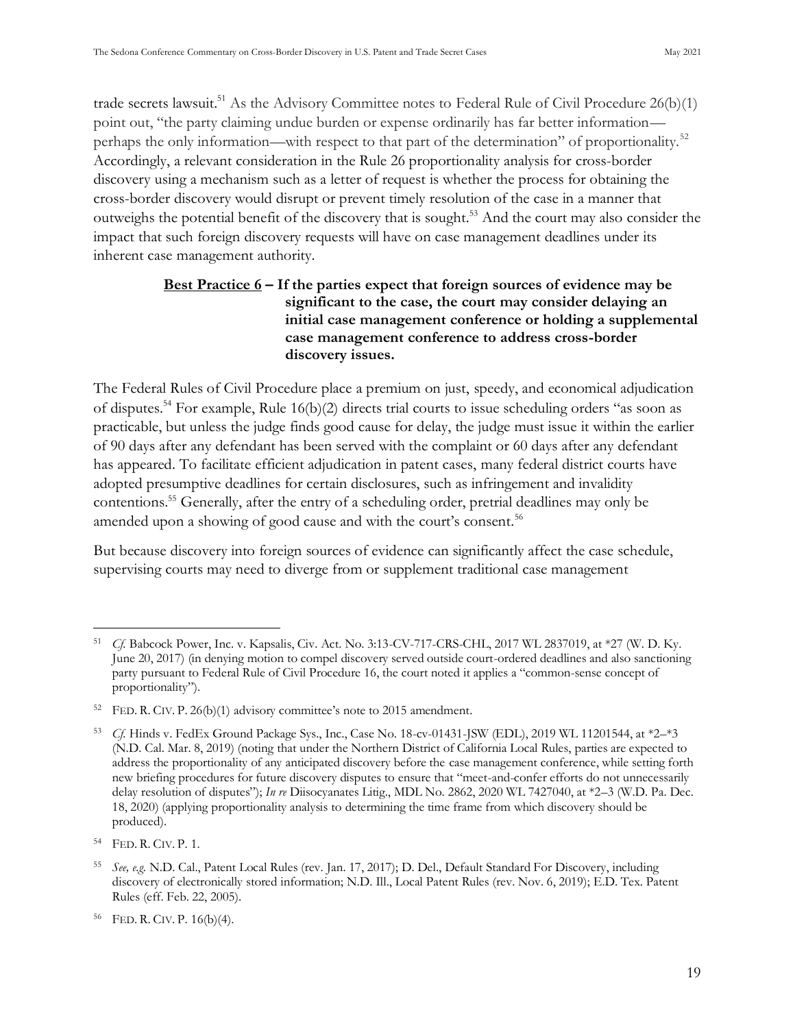trade secrets lawsuit.[51] As the Advisory Committee notes to Federal Rule of Civil Procedure 26(b)(1) point out, "the party claiming undue burden or expense ordinarily has far better information—perhaps the only information—with respect to that part of the determination" of proportionality.[52] Accordingly, a relevant consideration in the Rule 26 proportionality analysis for cross-border discovery using a mechanism such as a letter of request is whether the process for obtaining the cross-border discovery would disrupt or prevent timely resolution of the case in a manner that outweighs the potential benefit of the discovery that is sought.[53] And the court may also consider the impact that such foreign discovery requests will have on case management deadlines under its inherent case management authority.

**<u>Best Practice 6</u> – If the parties expect that foreign sources of evidence may be significant to the case, the court may consider delaying an initial case management conference or holding a supplemental case management conference to address cross-border discovery issues.**

The Federal Rules of Civil Procedure place a premium on just, speedy, and economical adjudication of disputes.[54] For example, Rule 16(b)(2) directs trial courts to issue scheduling orders "as soon as practicable, but unless the judge finds good cause for delay, the judge must issue it within the earlier of 90 days after any defendant has been served with the complaint or 60 days after any defendant has appeared. To facilitate efficient adjudication in patent cases, many federal district courts have adopted presumptive deadlines for certain disclosures, such as infringement and invalidity contentions.[55] Generally, after the entry of a scheduling order, pretrial deadlines may only be amended upon a showing of good cause and with the court's consent.[56]

But because discovery into foreign sources of evidence can significantly affect the case schedule, supervising courts may need to diverge from or supplement traditional case management

---

[51] *Cf.* Babcock Power, Inc. v. Kapsalis, Civ. Act. No. 3:13-CV-717-CRS-CHL, 2017 WL 2837019, at *27 (W. D. Ky. June 20, 2017) (in denying motion to compel discovery served outside court-ordered deadlines and also sanctioning party pursuant to Federal Rule of Civil Procedure 16, the court noted it applies a "common-sense concept of proportionality").

[52] FED. R. CIV. P. 26(b)(1) advisory committee's note to 2015 amendment.

[53] *Cf.* Hinds v. FedEx Ground Package Sys., Inc., Case No. 18-cv-01431-JSW (EDL), 2019 WL 11201544, at *2–*3 (N.D. Cal. Mar. 8, 2019) (noting that under the Northern District of California Local Rules, parties are expected to address the proportionality of any anticipated discovery before the case management conference, while setting forth new briefing procedures for future discovery disputes to ensure that "meet-and-confer efforts do not unnecessarily delay resolution of disputes"); *In re* Diisocyanates Litig., MDL No. 2862, 2020 WL 7427040, at *2–3 (W.D. Pa. Dec. 18, 2020) (applying proportionality analysis to determining the time frame from which discovery should be produced).

[54] FED. R. CIV. P. 1.

[55] *See, e.g.* N.D. Cal., Patent Local Rules (rev. Jan. 17, 2017); D. Del., Default Standard For Discovery, including discovery of electronically stored information; N.D. Ill., Local Patent Rules (rev. Nov. 6, 2019); E.D. Tex. Patent Rules (eff. Feb. 22, 2005).

[56] FED. R. CIV. P. 16(b)(4).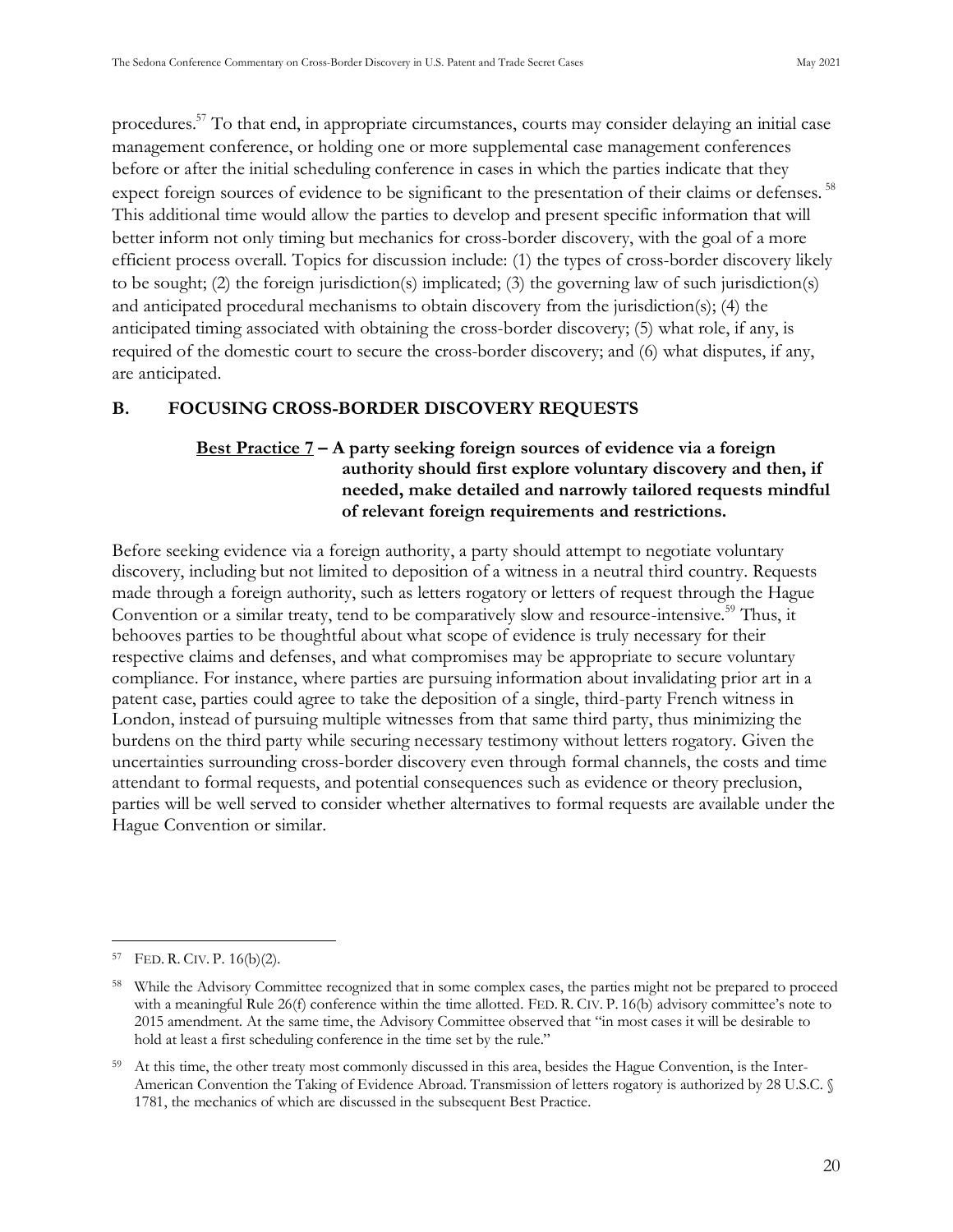procedures.[57] To that end, in appropriate circumstances, courts may consider delaying an initial case management conference, or holding one or more supplemental case management conferences before or after the initial scheduling conference in cases in which the parties indicate that they expect foreign sources of evidence to be significant to the presentation of their claims or defenses.[58] This additional time would allow the parties to develop and present specific information that will better inform not only timing but mechanics for cross-border discovery, with the goal of a more efficient process overall. Topics for discussion include: (1) the types of cross-border discovery likely to be sought; (2) the foreign jurisdiction(s) implicated; (3) the governing law of such jurisdiction(s) and anticipated procedural mechanisms to obtain discovery from the jurisdiction(s); (4) the anticipated timing associated with obtaining the cross-border discovery; (5) what role, if any, is required of the domestic court to secure the cross-border discovery; and (6) what disputes, if any, are anticipated.

## B. FOCUSING CROSS-BORDER DISCOVERY REQUESTS

**Best Practice 7 – A party seeking foreign sources of evidence via a foreign authority should first explore voluntary discovery and then, if needed, make detailed and narrowly tailored requests mindful of relevant foreign requirements and restrictions.**

Before seeking evidence via a foreign authority, a party should attempt to negotiate voluntary discovery, including but not limited to deposition of a witness in a neutral third country. Requests made through a foreign authority, such as letters rogatory or letters of request through the Hague Convention or a similar treaty, tend to be comparatively slow and resource-intensive.[59] Thus, it behooves parties to be thoughtful about what scope of evidence is truly necessary for their respective claims and defenses, and what compromises may be appropriate to secure voluntary compliance. For instance, where parties are pursuing information about invalidating prior art in a patent case, parties could agree to take the deposition of a single, third-party French witness in London, instead of pursuing multiple witnesses from that same third party, thus minimizing the burdens on the third party while securing necessary testimony without letters rogatory. Given the uncertainties surrounding cross-border discovery even through formal channels, the costs and time attendant to formal requests, and potential consequences such as evidence or theory preclusion, parties will be well served to consider whether alternatives to formal requests are available under the Hague Convention or similar.

---

[57] FED. R. CIV. P. 16(b)(2).

[58] While the Advisory Committee recognized that in some complex cases, the parties might not be prepared to proceed with a meaningful Rule 26(f) conference within the time allotted. FED. R. CIV. P. 16(b) advisory committee's note to 2015 amendment. At the same time, the Advisory Committee observed that "in most cases it will be desirable to hold at least a first scheduling conference in the time set by the rule."

[59] At this time, the other treaty most commonly discussed in this area, besides the Hague Convention, is the Inter-American Convention the Taking of Evidence Abroad. Transmission of letters rogatory is authorized by 28 U.S.C. § 1781, the mechanics of which are discussed in the subsequent Best Practice.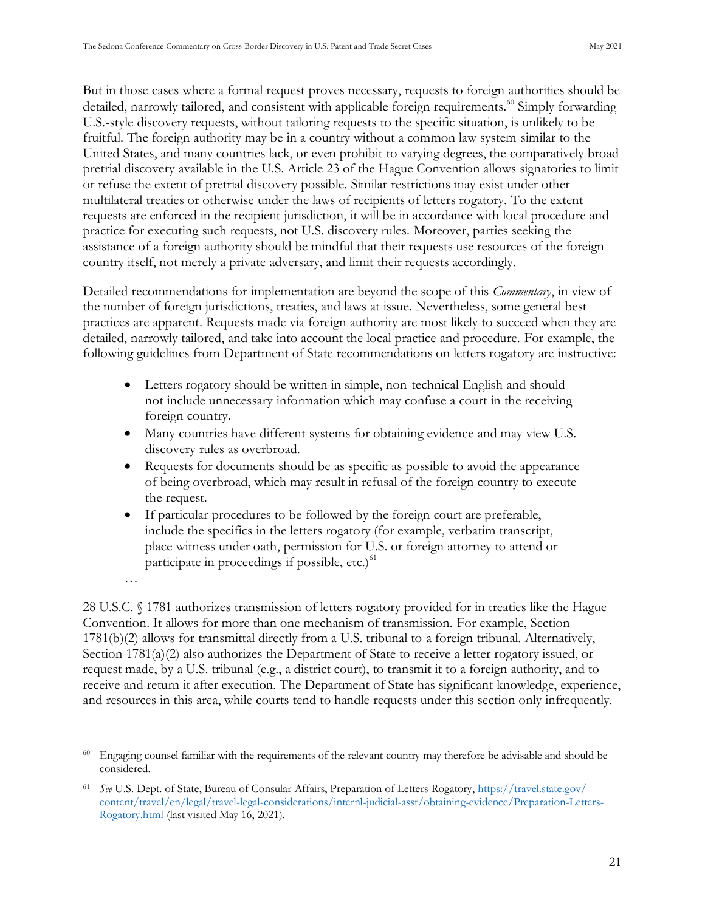But in those cases where a formal request proves necessary, requests to foreign authorities should be detailed, narrowly tailored, and consistent with applicable foreign requirements.[60] Simply forwarding U.S.-style discovery requests, without tailoring requests to the specific situation, is unlikely to be fruitful. The foreign authority may be in a country without a common law system similar to the United States, and many countries lack, or even prohibit to varying degrees, the comparatively broad pretrial discovery available in the U.S. Article 23 of the Hague Convention allows signatories to limit or refuse the extent of pretrial discovery possible. Similar restrictions may exist under other multilateral treaties or otherwise under the laws of recipients of letters rogatory. To the extent requests are enforced in the recipient jurisdiction, it will be in accordance with local procedure and practice for executing such requests, not U.S. discovery rules. Moreover, parties seeking the assistance of a foreign authority should be mindful that their requests use resources of the foreign country itself, not merely a private adversary, and limit their requests accordingly.

Detailed recommendations for implementation are beyond the scope of this *Commentary*, in view of the number of foreign jurisdictions, treaties, and laws at issue. Nevertheless, some general best practices are apparent. Requests made via foreign authority are most likely to succeed when they are detailed, narrowly tailored, and take into account the local practice and procedure. For example, the following guidelines from Department of State recommendations on letters rogatory are instructive:

- Letters rogatory should be written in simple, non-technical English and should not include unnecessary information which may confuse a court in the receiving foreign country.
- Many countries have different systems for obtaining evidence and may view U.S. discovery rules as overbroad.
- Requests for documents should be as specific as possible to avoid the appearance of being overbroad, which may result in refusal of the foreign country to execute the request.
- If particular procedures to be followed by the foreign court are preferable, include the specifics in the letters rogatory (for example, verbatim transcript, place witness under oath, permission for U.S. or foreign attorney to attend or participate in proceedings if possible, etc.)[61]

…

28 U.S.C. § 1781 authorizes transmission of letters rogatory provided for in treaties like the Hague Convention. It allows for more than one mechanism of transmission. For example, Section 1781(b)(2) allows for transmittal directly from a U.S. tribunal to a foreign tribunal. Alternatively, Section 1781(a)(2) also authorizes the Department of State to receive a letter rogatory issued, or request made, by a U.S. tribunal (e.g., a district court), to transmit it to a foreign authority, and to receive and return it after execution. The Department of State has significant knowledge, experience, and resources in this area, while courts tend to handle requests under this section only infrequently.

---

[60] Engaging counsel familiar with the requirements of the relevant country may therefore be advisable and should be considered.

[61] *See* U.S. Dept. of State, Bureau of Consular Affairs, Preparation of Letters Rogatory, https://travel.state.gov/content/travel/en/legal/travel-legal-considerations/internl-judicial-asst/obtaining-evidence/Preparation-Letters-Rogatory.html (last visited May 16, 2021).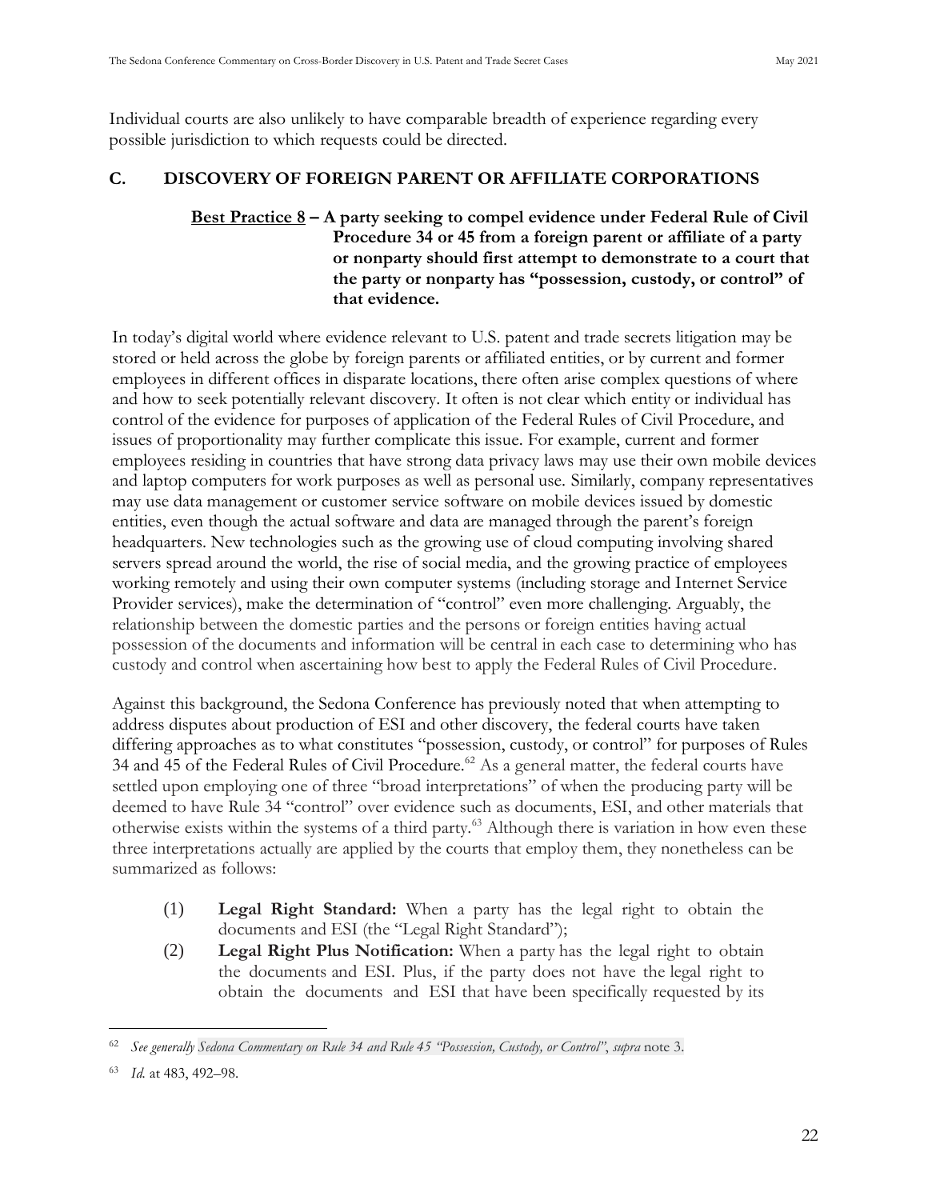Individual courts are also unlikely to have comparable breadth of experience regarding every possible jurisdiction to which requests could be directed.

## C. DISCOVERY OF FOREIGN PARENT OR AFFILIATE CORPORATIONS

**Best Practice 8 – A party seeking to compel evidence under Federal Rule of Civil Procedure 34 or 45 from a foreign parent or affiliate of a party or nonparty should first attempt to demonstrate to a court that the party or nonparty has "possession, custody, or control" of that evidence.**

In today's digital world where evidence relevant to U.S. patent and trade secrets litigation may be stored or held across the globe by foreign parents or affiliated entities, or by current and former employees in different offices in disparate locations, there often arise complex questions of where and how to seek potentially relevant discovery. It often is not clear which entity or individual has control of the evidence for purposes of application of the Federal Rules of Civil Procedure, and issues of proportionality may further complicate this issue. For example, current and former employees residing in countries that have strong data privacy laws may use their own mobile devices and laptop computers for work purposes as well as personal use. Similarly, company representatives may use data management or customer service software on mobile devices issued by domestic entities, even though the actual software and data are managed through the parent's foreign headquarters. New technologies such as the growing use of cloud computing involving shared servers spread around the world, the rise of social media, and the growing practice of employees working remotely and using their own computer systems (including storage and Internet Service Provider services), make the determination of "control" even more challenging. Arguably, the relationship between the domestic parties and the persons or foreign entities having actual possession of the documents and information will be central in each case to determining who has custody and control when ascertaining how best to apply the Federal Rules of Civil Procedure.

Against this background, the Sedona Conference has previously noted that when attempting to address disputes about production of ESI and other discovery, the federal courts have taken differing approaches as to what constitutes "possession, custody, or control" for purposes of Rules 34 and 45 of the Federal Rules of Civil Procedure.[62] As a general matter, the federal courts have settled upon employing one of three "broad interpretations" of when the producing party will be deemed to have Rule 34 "control" over evidence such as documents, ESI, and other materials that otherwise exists within the systems of a third party.[63] Although there is variation in how even these three interpretations actually are applied by the courts that employ them, they nonetheless can be summarized as follows:

(1) **Legal Right Standard:** When a party has the legal right to obtain the documents and ESI (the "Legal Right Standard");

(2) **Legal Right Plus Notification:** When a party has the legal right to obtain the documents and ESI. Plus, if the party does not have the legal right to obtain the documents and ESI that have been specifically requested by its

---

[62] *See generally Sedona Commentary on Rule 34 and Rule 45 "Possession, Custody, or Control"*, *supra* note 3.

[63] *Id.* at 483, 492–98.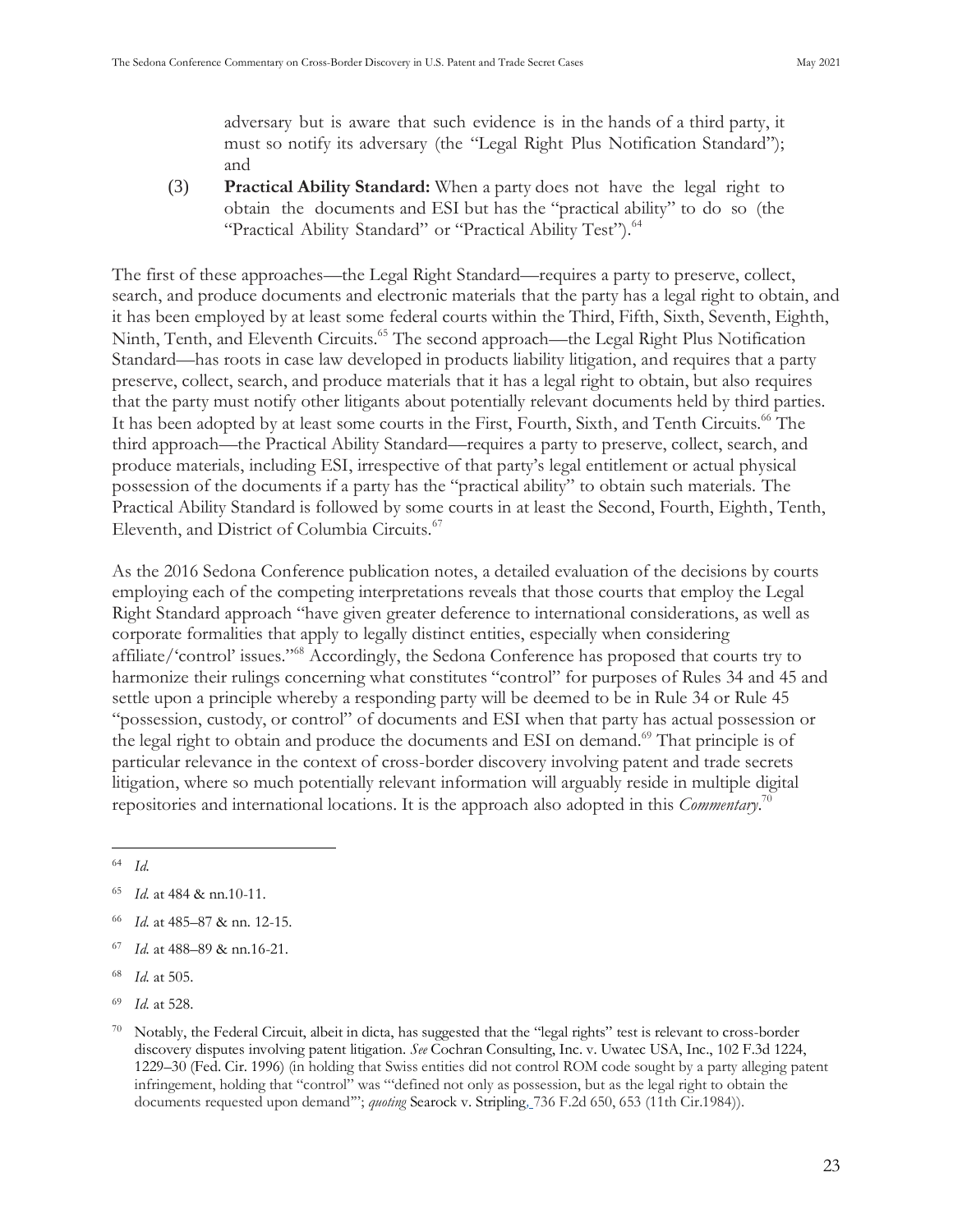adversary but is aware that such evidence is in the hands of a third party, it must so notify its adversary (the "Legal Right Plus Notification Standard"); and

(3) **Practical Ability Standard:** When a party does not have the legal right to obtain the documents and ESI but has the "practical ability" to do so (the "Practical Ability Standard" or "Practical Ability Test").[64]

The first of these approaches—the Legal Right Standard—requires a party to preserve, collect, search, and produce documents and electronic materials that the party has a legal right to obtain, and it has been employed by at least some federal courts within the Third, Fifth, Sixth, Seventh, Eighth, Ninth, Tenth, and Eleventh Circuits.[65] The second approach—the Legal Right Plus Notification Standard—has roots in case law developed in products liability litigation, and requires that a party preserve, collect, search, and produce materials that it has a legal right to obtain, but also requires that the party must notify other litigants about potentially relevant documents held by third parties. It has been adopted by at least some courts in the First, Fourth, Sixth, and Tenth Circuits.[66] The third approach—the Practical Ability Standard—requires a party to preserve, collect, search, and produce materials, including ESI, irrespective of that party's legal entitlement or actual physical possession of the documents if a party has the "practical ability" to obtain such materials. The Practical Ability Standard is followed by some courts in at least the Second, Fourth, Eighth, Tenth, Eleventh, and District of Columbia Circuits.[67]

As the 2016 Sedona Conference publication notes, a detailed evaluation of the decisions by courts employing each of the competing interpretations reveals that those courts that employ the Legal Right Standard approach "have given greater deference to international considerations, as well as corporate formalities that apply to legally distinct entities, especially when considering affiliate/'control' issues."[68] Accordingly, the Sedona Conference has proposed that courts try to harmonize their rulings concerning what constitutes "control" for purposes of Rules 34 and 45 and settle upon a principle whereby a responding party will be deemed to be in Rule 34 or Rule 45 "possession, custody, or control" of documents and ESI when that party has actual possession or the legal right to obtain and produce the documents and ESI on demand.[69] That principle is of particular relevance in the context of cross-border discovery involving patent and trade secrets litigation, where so much potentially relevant information will arguably reside in multiple digital repositories and international locations. It is the approach also adopted in this *Commentary*.[70]

---

[64] *Id.*

[65] *Id.* at 484 & nn.10-11.

[66] *Id.* at 485–87 & nn. 12-15.

[67] *Id.* at 488–89 & nn.16-21.

[68] *Id.* at 505.

[69] *Id.* at 528.

[70] Notably, the Federal Circuit, albeit in dicta, has suggested that the "legal rights" test is relevant to cross-border discovery disputes involving patent litigation. *See* Cochran Consulting, Inc. v. Uwatec USA, Inc., 102 F.3d 1224, 1229–30 (Fed. Cir. 1996) (in holding that Swiss entities did not control ROM code sought by a party alleging patent infringement, holding that "control" was "'defined not only as possession, but as the legal right to obtain the documents requested upon demand'"; *quoting* Searock v. Stripling, 736 F.2d 650, 653 (11th Cir.1984)).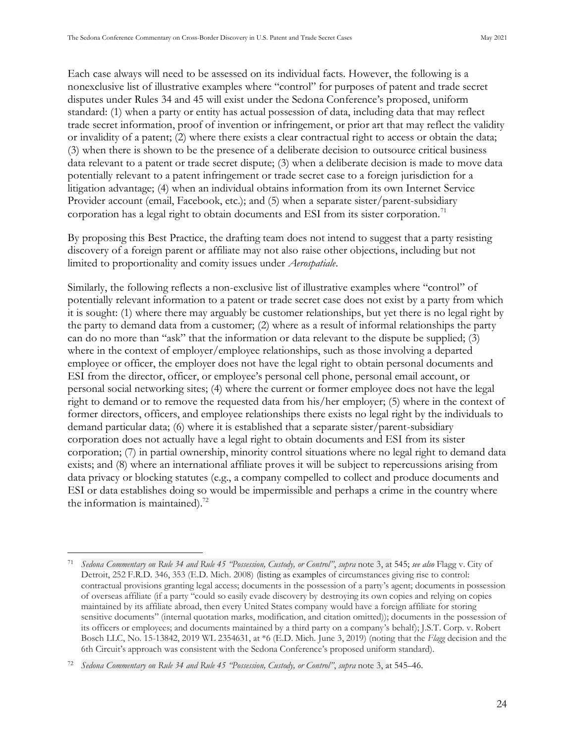Each case always will need to be assessed on its individual facts. However, the following is a nonexclusive list of illustrative examples where "control" for purposes of patent and trade secret disputes under Rules 34 and 45 will exist under the Sedona Conference's proposed, uniform standard: (1) when a party or entity has actual possession of data, including data that may reflect trade secret information, proof of invention or infringement, or prior art that may reflect the validity or invalidity of a patent; (2) where there exists a clear contractual right to access or obtain the data; (3) when there is shown to be the presence of a deliberate decision to outsource critical business data relevant to a patent or trade secret dispute; (3) when a deliberate decision is made to move data potentially relevant to a patent infringement or trade secret case to a foreign jurisdiction for a litigation advantage; (4) when an individual obtains information from its own Internet Service Provider account (email, Facebook, etc.); and (5) when a separate sister/parent-subsidiary corporation has a legal right to obtain documents and ESI from its sister corporation.[71]

By proposing this Best Practice, the drafting team does not intend to suggest that a party resisting discovery of a foreign parent or affiliate may not also raise other objections, including but not limited to proportionality and comity issues under *Aerospatiale*.

Similarly, the following reflects a non-exclusive list of illustrative examples where "control" of potentially relevant information to a patent or trade secret case does not exist by a party from which it is sought: (1) where there may arguably be customer relationships, but yet there is no legal right by the party to demand data from a customer; (2) where as a result of informal relationships the party can do no more than "ask" that the information or data relevant to the dispute be supplied; (3) where in the context of employer/employee relationships, such as those involving a departed employee or officer, the employer does not have the legal right to obtain personal documents and ESI from the director, officer, or employee's personal cell phone, personal email account, or personal social networking sites; (4) where the current or former employee does not have the legal right to demand or to remove the requested data from his/her employer; (5) where in the context of former directors, officers, and employee relationships there exists no legal right by the individuals to demand particular data; (6) where it is established that a separate sister/parent-subsidiary corporation does not actually have a legal right to obtain documents and ESI from its sister corporation; (7) in partial ownership, minority control situations where no legal right to demand data exists; and (8) where an international affiliate proves it will be subject to repercussions arising from data privacy or blocking statutes (e.g., a company compelled to collect and produce documents and ESI or data establishes doing so would be impermissible and perhaps a crime in the country where the information is maintained).[72]

---

[71] *Sedona Commentary on Rule 34 and Rule 45 "Possession, Custody, or Control"*, *supra* note 3, at 545; *see also* Flagg v. City of Detroit, 252 F.R.D. 346, 353 (E.D. Mich. 2008) (listing as examples of circumstances giving rise to control: contractual provisions granting legal access; documents in the possession of a party's agent; documents in possession of overseas affiliate (if a party "could so easily evade discovery by destroying its own copies and relying on copies maintained by its affiliate abroad, then every United States company would have a foreign affiliate for storing sensitive documents" (internal quotation marks, modification, and citation omitted)); documents in the possession of its officers or employees; and documents maintained by a third party on a company's behalf); J.S.T. Corp. v. Robert Bosch LLC, No. 15-13842, 2019 WL 2354631, at *6 (E.D. Mich. June 3, 2019) (noting that the *Flagg* decision and the 6th Circuit's approach was consistent with the Sedona Conference's proposed uniform standard).

[72] *Sedona Commentary on Rule 34 and Rule 45 "Possession, Custody, or Control"*, *supra* note 3, at 545–46.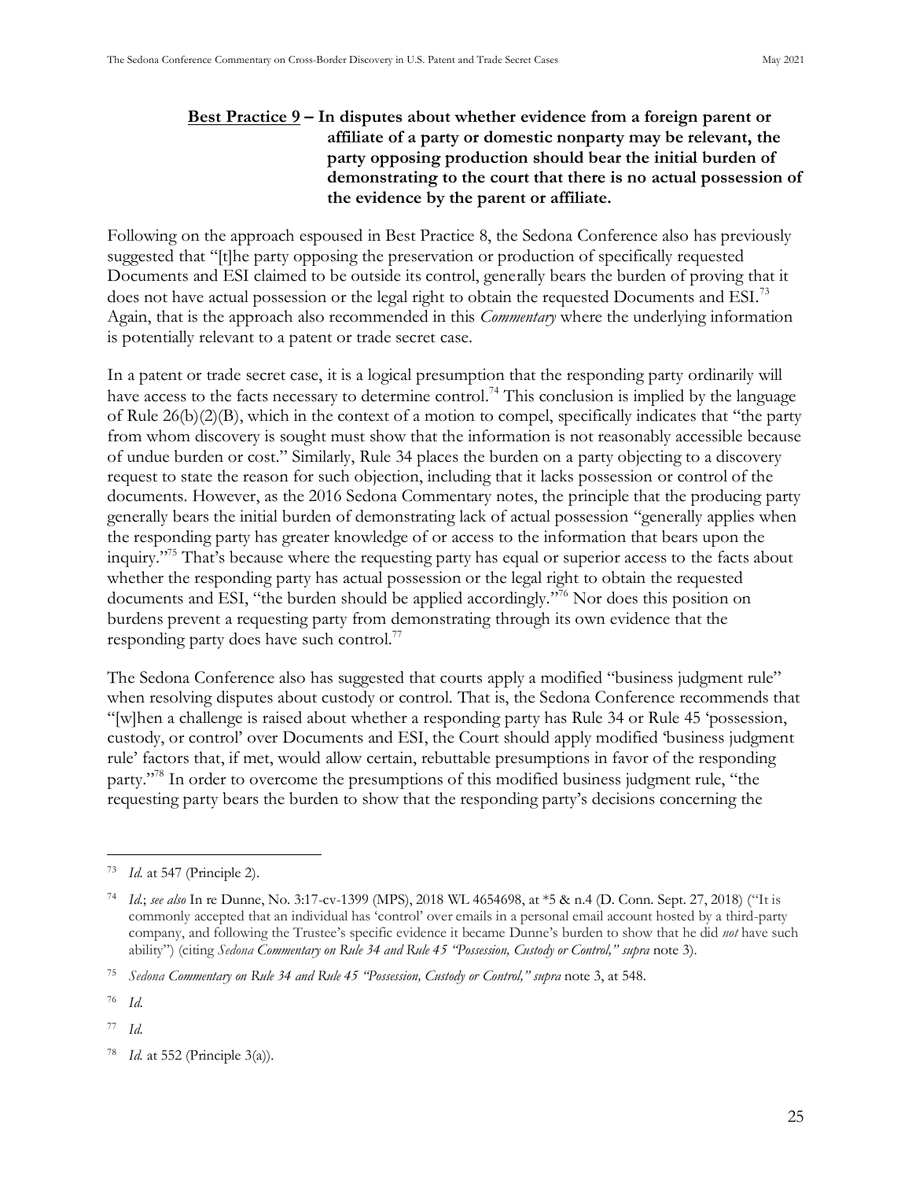**Best Practice 9 – In disputes about whether evidence from a foreign parent or affiliate of a party or domestic nonparty may be relevant, the party opposing production should bear the initial burden of demonstrating to the court that there is no actual possession of the evidence by the parent or affiliate.**

Following on the approach espoused in Best Practice 8, the Sedona Conference also has previously suggested that "[t]he party opposing the preservation or production of specifically requested Documents and ESI claimed to be outside its control, generally bears the burden of proving that it does not have actual possession or the legal right to obtain the requested Documents and ESI.[73] Again, that is the approach also recommended in this *Commentary* where the underlying information is potentially relevant to a patent or trade secret case.

In a patent or trade secret case, it is a logical presumption that the responding party ordinarily will have access to the facts necessary to determine control.[74] This conclusion is implied by the language of Rule 26(b)(2)(B), which in the context of a motion to compel, specifically indicates that "the party from whom discovery is sought must show that the information is not reasonably accessible because of undue burden or cost." Similarly, Rule 34 places the burden on a party objecting to a discovery request to state the reason for such objection, including that it lacks possession or control of the documents. However, as the 2016 Sedona Commentary notes, the principle that the producing party generally bears the initial burden of demonstrating lack of actual possession "generally applies when the responding party has greater knowledge of or access to the information that bears upon the inquiry."[75] That's because where the requesting party has equal or superior access to the facts about whether the responding party has actual possession or the legal right to obtain the requested documents and ESI, "the burden should be applied accordingly."[76] Nor does this position on burdens prevent a requesting party from demonstrating through its own evidence that the responding party does have such control.[77]

The Sedona Conference also has suggested that courts apply a modified "business judgment rule" when resolving disputes about custody or control. That is, the Sedona Conference recommends that "[w]hen a challenge is raised about whether a responding party has Rule 34 or Rule 45 'possession, custody, or control' over Documents and ESI, the Court should apply modified 'business judgment rule' factors that, if met, would allow certain, rebuttable presumptions in favor of the responding party."[78] In order to overcome the presumptions of this modified business judgment rule, "the requesting party bears the burden to show that the responding party's decisions concerning the

---

[73] *Id.* at 547 (Principle 2).

[74] *Id.*; *see also* In re Dunne, No. 3:17-cv-1399 (MPS), 2018 WL 4654698, at *5 & n.4 (D. Conn. Sept. 27, 2018) ("It is commonly accepted that an individual has 'control' over emails in a personal email account hosted by a third-party company, and following the Trustee's specific evidence it became Dunne's burden to show that he did *not* have such ability") (citing *Sedona Commentary on Rule 34 and Rule 45 "Possession, Custody or Control," supra* note 3).

[75] *Sedona Commentary on Rule 34 and Rule 45 "Possession, Custody or Control," supra* note 3, at 548.

[76] *Id.*

[77] *Id.*

[78] *Id.* at 552 (Principle 3(a)).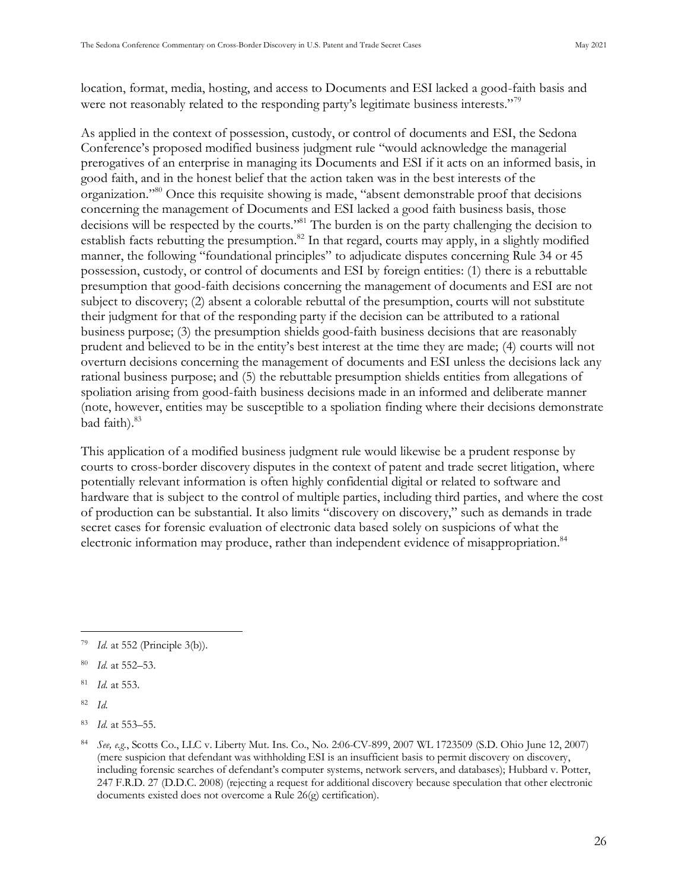location, format, media, hosting, and access to Documents and ESI lacked a good-faith basis and were not reasonably related to the responding party's legitimate business interests."[79]

As applied in the context of possession, custody, or control of documents and ESI, the Sedona Conference's proposed modified business judgment rule "would acknowledge the managerial prerogatives of an enterprise in managing its Documents and ESI if it acts on an informed basis, in good faith, and in the honest belief that the action taken was in the best interests of the organization."[80] Once this requisite showing is made, "absent demonstrable proof that decisions concerning the management of Documents and ESI lacked a good faith business basis, those decisions will be respected by the courts."[81] The burden is on the party challenging the decision to establish facts rebutting the presumption.[82] In that regard, courts may apply, in a slightly modified manner, the following "foundational principles" to adjudicate disputes concerning Rule 34 or 45 possession, custody, or control of documents and ESI by foreign entities: (1) there is a rebuttable presumption that good-faith decisions concerning the management of documents and ESI are not subject to discovery; (2) absent a colorable rebuttal of the presumption, courts will not substitute their judgment for that of the responding party if the decision can be attributed to a rational business purpose; (3) the presumption shields good-faith business decisions that are reasonably prudent and believed to be in the entity's best interest at the time they are made; (4) courts will not overturn decisions concerning the management of documents and ESI unless the decisions lack any rational business purpose; and (5) the rebuttable presumption shields entities from allegations of spoliation arising from good-faith business decisions made in an informed and deliberate manner (note, however, entities may be susceptible to a spoliation finding where their decisions demonstrate bad faith).[83]

This application of a modified business judgment rule would likewise be a prudent response by courts to cross-border discovery disputes in the context of patent and trade secret litigation, where potentially relevant information is often highly confidential digital or related to software and hardware that is subject to the control of multiple parties, including third parties, and where the cost of production can be substantial. It also limits "discovery on discovery," such as demands in trade secret cases for forensic evaluation of electronic data based solely on suspicions of what the electronic information may produce, rather than independent evidence of misappropriation.[84]

---

[79] *Id.* at 552 (Principle 3(b)).

[80] *Id.* at 552–53.

[81] *Id.* at 553.

[82] *Id.*

[83] *Id.* at 553–55.

[84] *See, e.g.*, Scotts Co., LLC v. Liberty Mut. Ins. Co., No. 2:06-CV-899, 2007 WL 1723509 (S.D. Ohio June 12, 2007) (mere suspicion that defendant was withholding ESI is an insufficient basis to permit discovery on discovery, including forensic searches of defendant's computer systems, network servers, and databases); Hubbard v. Potter, 247 F.R.D. 27 (D.D.C. 2008) (rejecting a request for additional discovery because speculation that other electronic documents existed does not overcome a Rule 26(g) certification).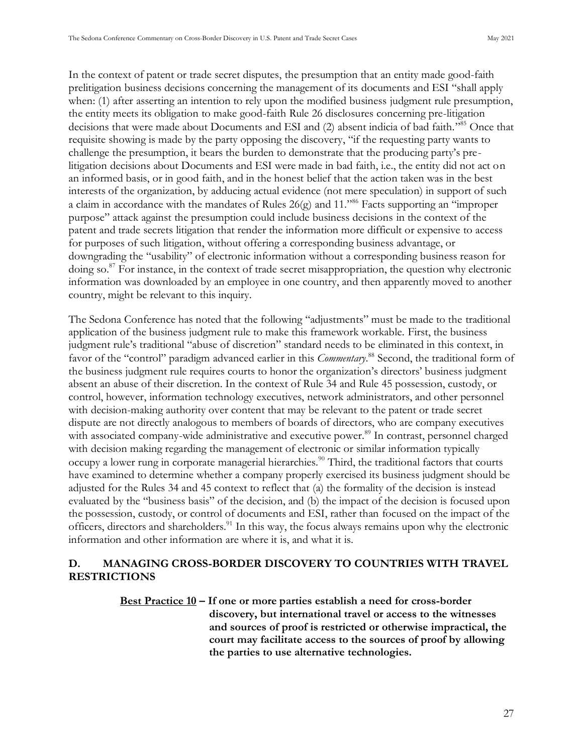In the context of patent or trade secret disputes, the presumption that an entity made good-faith prelitigation business decisions concerning the management of its documents and ESI "shall apply when: (1) after asserting an intention to rely upon the modified business judgment rule presumption, the entity meets its obligation to make good-faith Rule 26 disclosures concerning pre-litigation decisions that were made about Documents and ESI and (2) absent indicia of bad faith."[85] Once that requisite showing is made by the party opposing the discovery, "if the requesting party wants to challenge the presumption, it bears the burden to demonstrate that the producing party's pre-litigation decisions about Documents and ESI were made in bad faith, i.e., the entity did not act on an informed basis, or in good faith, and in the honest belief that the action taken was in the best interests of the organization, by adducing actual evidence (not mere speculation) in support of such a claim in accordance with the mandates of Rules 26(g) and 11."[86] Facts supporting an "improper purpose" attack against the presumption could include business decisions in the context of the patent and trade secrets litigation that render the information more difficult or expensive to access for purposes of such litigation, without offering a corresponding business advantage, or downgrading the "usability" of electronic information without a corresponding business reason for doing so.[87] For instance, in the context of trade secret misappropriation, the question why electronic information was downloaded by an employee in one country, and then apparently moved to another country, might be relevant to this inquiry.

The Sedona Conference has noted that the following "adjustments" must be made to the traditional application of the business judgment rule to make this framework workable. First, the business judgment rule's traditional "abuse of discretion" standard needs to be eliminated in this context, in favor of the "control" paradigm advanced earlier in this *Commentary*.[88] Second, the traditional form of the business judgment rule requires courts to honor the organization's directors' business judgment absent an abuse of their discretion. In the context of Rule 34 and Rule 45 possession, custody, or control, however, information technology executives, network administrators, and other personnel with decision-making authority over content that may be relevant to the patent or trade secret dispute are not directly analogous to members of boards of directors, who are company executives with associated company-wide administrative and executive power.[89] In contrast, personnel charged with decision making regarding the management of electronic or similar information typically occupy a lower rung in corporate managerial hierarchies.[90] Third, the traditional factors that courts have examined to determine whether a company properly exercised its business judgment should be adjusted for the Rules 34 and 45 context to reflect that (a) the formality of the decision is instead evaluated by the "business basis" of the decision, and (b) the impact of the decision is focused upon the possession, custody, or control of documents and ESI, rather than focused on the impact of the officers, directors and shareholders.[91] In this way, the focus always remains upon why the electronic information and other information are where it is, and what it is.

## D. MANAGING CROSS-BORDER DISCOVERY TO COUNTRIES WITH TRAVEL RESTRICTIONS

> **<u>Best Practice 10</u> – If one or more parties establish a need for cross-border discovery, but international travel or access to the witnesses and sources of proof is restricted or otherwise impractical, the court may facilitate access to the sources of proof by allowing the parties to use alternative technologies.**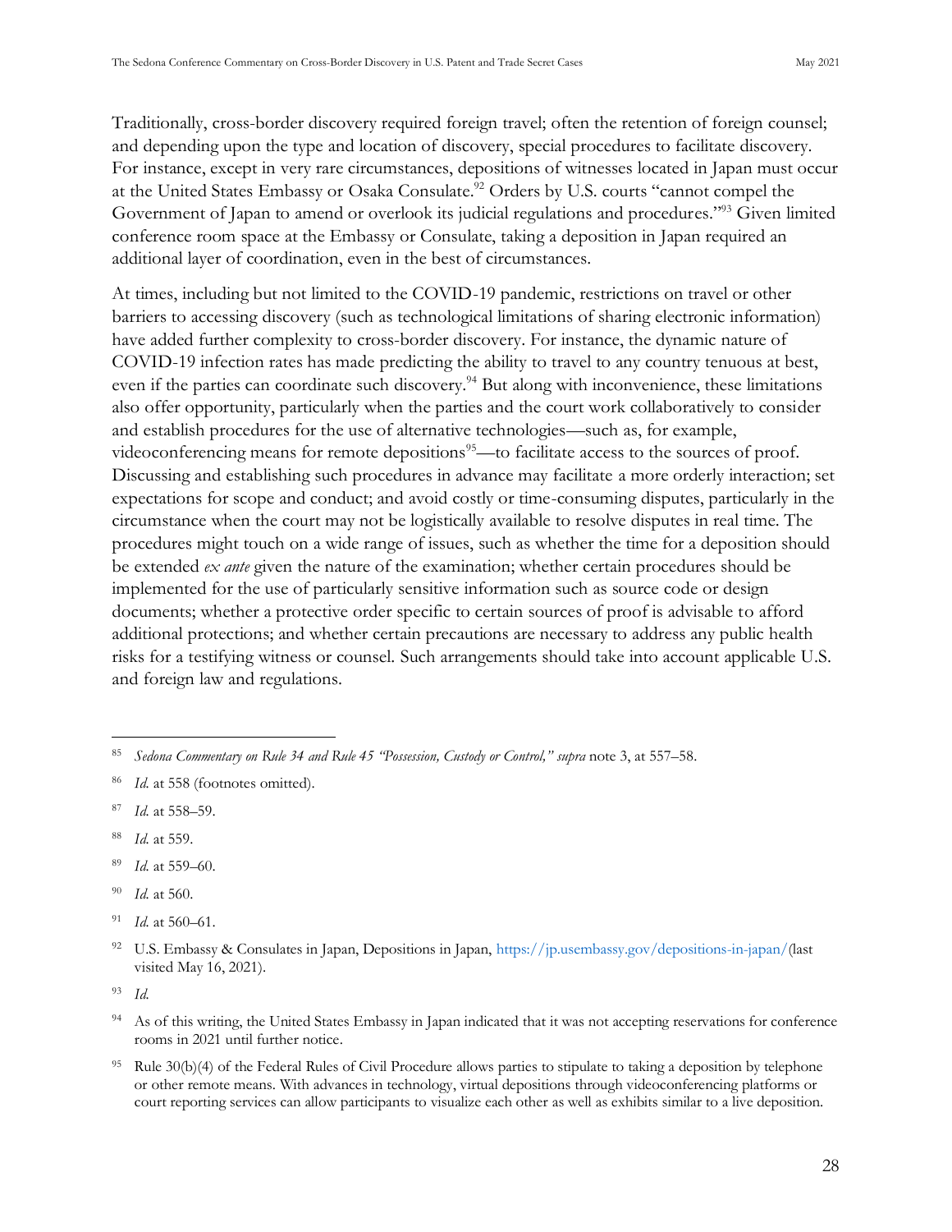Traditionally, cross-border discovery required foreign travel; often the retention of foreign counsel; and depending upon the type and location of discovery, special procedures to facilitate discovery. For instance, except in very rare circumstances, depositions of witnesses located in Japan must occur at the United States Embassy or Osaka Consulate.[92] Orders by U.S. courts "cannot compel the Government of Japan to amend or overlook its judicial regulations and procedures."[93] Given limited conference room space at the Embassy or Consulate, taking a deposition in Japan required an additional layer of coordination, even in the best of circumstances.

At times, including but not limited to the COVID-19 pandemic, restrictions on travel or other barriers to accessing discovery (such as technological limitations of sharing electronic information) have added further complexity to cross-border discovery. For instance, the dynamic nature of COVID-19 infection rates has made predicting the ability to travel to any country tenuous at best, even if the parties can coordinate such discovery.[94] But along with inconvenience, these limitations also offer opportunity, particularly when the parties and the court work collaboratively to consider and establish procedures for the use of alternative technologies—such as, for example, videoconferencing means for remote depositions[95]—to facilitate access to the sources of proof. Discussing and establishing such procedures in advance may facilitate a more orderly interaction; set expectations for scope and conduct; and avoid costly or time-consuming disputes, particularly in the circumstance when the court may not be logistically available to resolve disputes in real time. The procedures might touch on a wide range of issues, such as whether the time for a deposition should be extended *ex ante* given the nature of the examination; whether certain procedures should be implemented for the use of particularly sensitive information such as source code or design documents; whether a protective order specific to certain sources of proof is advisable to afford additional protections; and whether certain precautions are necessary to address any public health risks for a testifying witness or counsel. Such arrangements should take into account applicable U.S. and foreign law and regulations.

---

[85] *Sedona Commentary on Rule 34 and Rule 45 "Possession, Custody or Control," supra* note 3, at 557–58.

[86] *Id.* at 558 (footnotes omitted).

[87] *Id.* at 558–59.

[88] *Id.* at 559.

[89] *Id.* at 559–60.

[90] *Id.* at 560.

[91] *Id.* at 560–61.

[92] U.S. Embassy & Consulates in Japan, Depositions in Japan, https://jp.usembassy.gov/depositions-in-japan/(last visited May 16, 2021).

[93] *Id.*

[94] As of this writing, the United States Embassy in Japan indicated that it was not accepting reservations for conference rooms in 2021 until further notice.

[95] Rule 30(b)(4) of the Federal Rules of Civil Procedure allows parties to stipulate to taking a deposition by telephone or other remote means. With advances in technology, virtual depositions through videoconferencing platforms or court reporting services can allow participants to visualize each other as well as exhibits similar to a live deposition.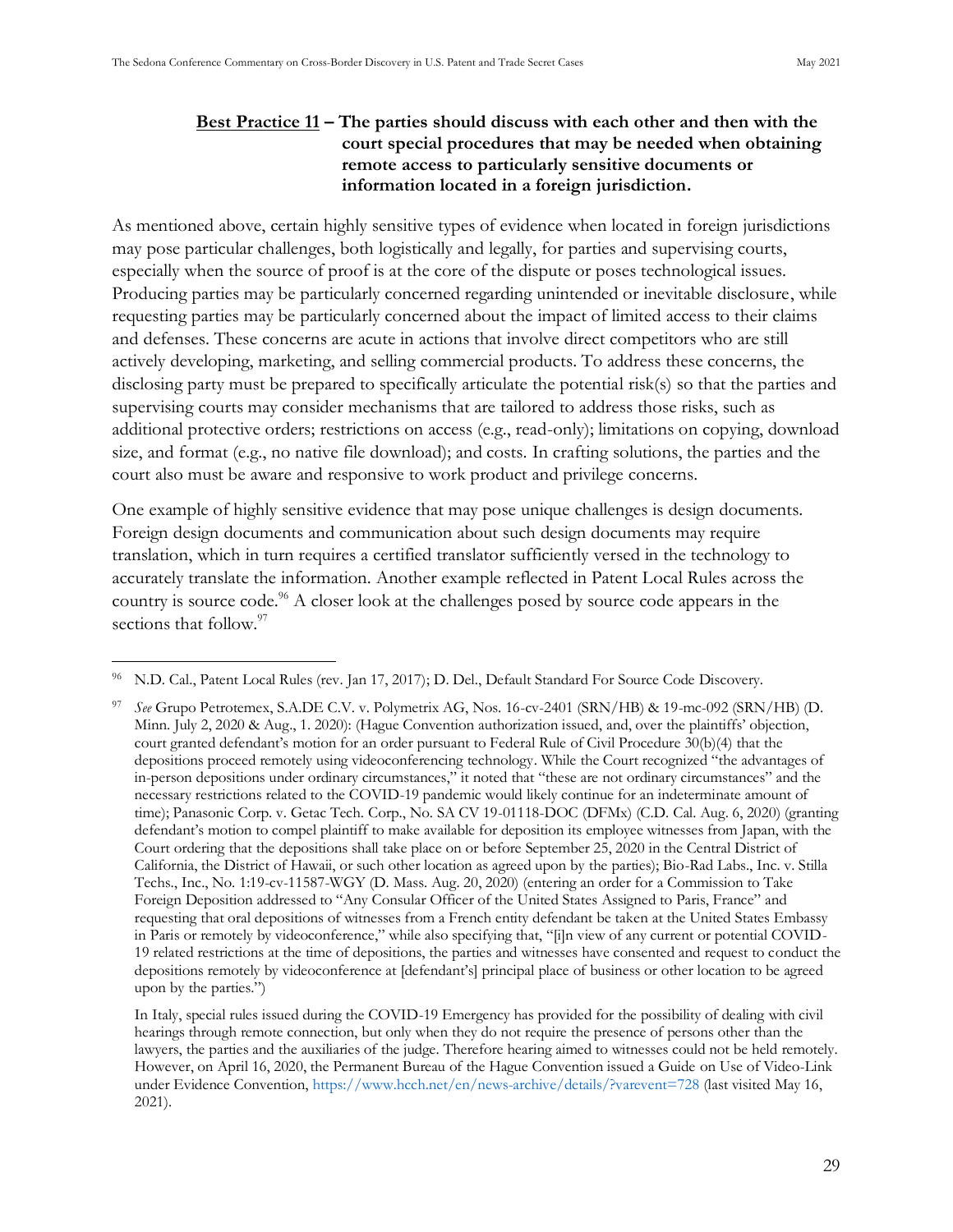**<u>Best Practice 11</u> – The parties should discuss with each other and then with the court special procedures that may be needed when obtaining remote access to particularly sensitive documents or information located in a foreign jurisdiction.**

As mentioned above, certain highly sensitive types of evidence when located in foreign jurisdictions may pose particular challenges, both logistically and legally, for parties and supervising courts, especially when the source of proof is at the core of the dispute or poses technological issues. Producing parties may be particularly concerned regarding unintended or inevitable disclosure, while requesting parties may be particularly concerned about the impact of limited access to their claims and defenses. These concerns are acute in actions that involve direct competitors who are still actively developing, marketing, and selling commercial products. To address these concerns, the disclosing party must be prepared to specifically articulate the potential risk(s) so that the parties and supervising courts may consider mechanisms that are tailored to address those risks, such as additional protective orders; restrictions on access (e.g., read-only); limitations on copying, download size, and format (e.g., no native file download); and costs. In crafting solutions, the parties and the court also must be aware and responsive to work product and privilege concerns.

One example of highly sensitive evidence that may pose unique challenges is design documents. Foreign design documents and communication about such design documents may require translation, which in turn requires a certified translator sufficiently versed in the technology to accurately translate the information. Another example reflected in Patent Local Rules across the country is source code.[96] A closer look at the challenges posed by source code appears in the sections that follow.[97]

---

[96] N.D. Cal., Patent Local Rules (rev. Jan 17, 2017); D. Del., Default Standard For Source Code Discovery.

[97] *See* Grupo Petrotemex, S.A.DE C.V. v. Polymetrix AG, Nos. 16-cv-2401 (SRN/HB) & 19-mc-092 (SRN/HB) (D. Minn. July 2, 2020 & Aug., 1. 2020): (Hague Convention authorization issued, and, over the plaintiffs' objection, court granted defendant's motion for an order pursuant to Federal Rule of Civil Procedure 30(b)(4) that the depositions proceed remotely using videoconferencing technology. While the Court recognized "the advantages of in-person depositions under ordinary circumstances," it noted that "these are not ordinary circumstances" and the necessary restrictions related to the COVID-19 pandemic would likely continue for an indeterminate amount of time); Panasonic Corp. v. Getac Tech. Corp., No. SA CV 19-01118-DOC (DFMx) (C.D. Cal. Aug. 6, 2020) (granting defendant's motion to compel plaintiff to make available for deposition its employee witnesses from Japan, with the Court ordering that the depositions shall take place on or before September 25, 2020 in the Central District of California, the District of Hawaii, or such other location as agreed upon by the parties); Bio-Rad Labs., Inc. v. Stilla Techs., Inc., No. 1:19-cv-11587-WGY (D. Mass. Aug. 20, 2020) (entering an order for a Commission to Take Foreign Deposition addressed to "Any Consular Officer of the United States Assigned to Paris, France" and requesting that oral depositions of witnesses from a French entity defendant be taken at the United States Embassy in Paris or remotely by videoconference," while also specifying that, "[i]n view of any current or potential COVID-19 related restrictions at the time of depositions, the parties and witnesses have consented and request to conduct the depositions remotely by videoconference at [defendant's] principal place of business or other location to be agreed upon by the parties.")

In Italy, special rules issued during the COVID-19 Emergency has provided for the possibility of dealing with civil hearings through remote connection, but only when they do not require the presence of persons other than the lawyers, the parties and the auxiliaries of the judge. Therefore hearing aimed to witnesses could not be held remotely. However, on April 16, 2020, the Permanent Bureau of the Hague Convention issued a Guide on Use of Video-Link under Evidence Convention, https://www.hcch.net/en/news-archive/details/?varevent=728 (last visited May 16, 2021).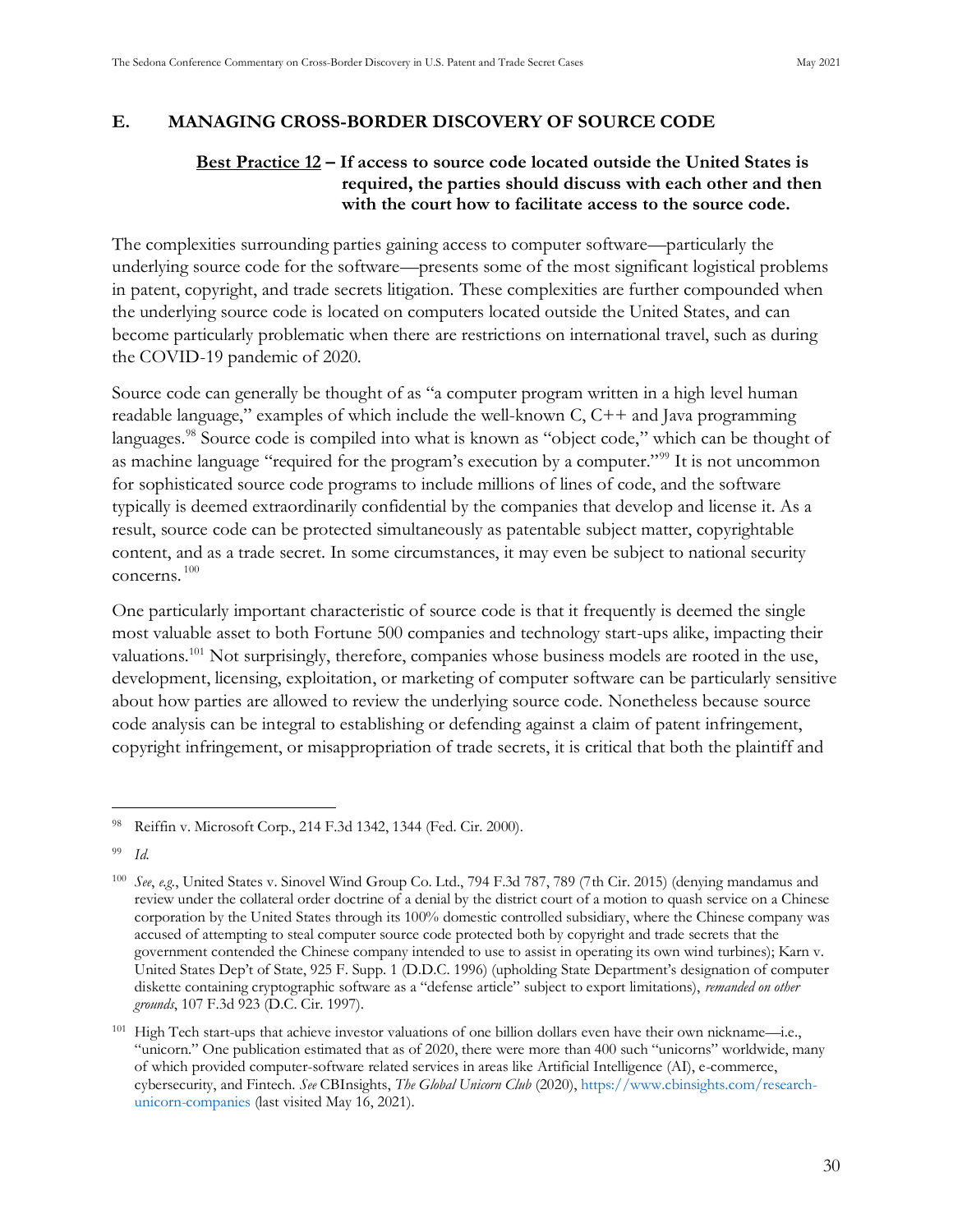## E. MANAGING CROSS-BORDER DISCOVERY OF SOURCE CODE

**<u>Best Practice 12</u> – If access to source code located outside the United States is required, the parties should discuss with each other and then with the court how to facilitate access to the source code.**

The complexities surrounding parties gaining access to computer software—particularly the underlying source code for the software—presents some of the most significant logistical problems in patent, copyright, and trade secrets litigation. These complexities are further compounded when the underlying source code is located on computers located outside the United States, and can become particularly problematic when there are restrictions on international travel, such as during the COVID-19 pandemic of 2020.

Source code can generally be thought of as "a computer program written in a high level human readable language," examples of which include the well-known C, C++ and Java programming languages.[98] Source code is compiled into what is known as "object code," which can be thought of as machine language "required for the program's execution by a computer."[99] It is not uncommon for sophisticated source code programs to include millions of lines of code, and the software typically is deemed extraordinarily confidential by the companies that develop and license it. As a result, source code can be protected simultaneously as patentable subject matter, copyrightable content, and as a trade secret. In some circumstances, it may even be subject to national security concerns.[100]

One particularly important characteristic of source code is that it frequently is deemed the single most valuable asset to both Fortune 500 companies and technology start-ups alike, impacting their valuations.[101] Not surprisingly, therefore, companies whose business models are rooted in the use, development, licensing, exploitation, or marketing of computer software can be particularly sensitive about how parties are allowed to review the underlying source code. Nonetheless because source code analysis can be integral to establishing or defending against a claim of patent infringement, copyright infringement, or misappropriation of trade secrets, it is critical that both the plaintiff and

---

[98] Reiffin v. Microsoft Corp., 214 F.3d 1342, 1344 (Fed. Cir. 2000).

[99] *Id.*

[100] *See*, *e.g.*, United States v. Sinovel Wind Group Co. Ltd., 794 F.3d 787, 789 (7th Cir. 2015) (denying mandamus and review under the collateral order doctrine of a denial by the district court of a motion to quash service on a Chinese corporation by the United States through its 100% domestic controlled subsidiary, where the Chinese company was accused of attempting to steal computer source code protected both by copyright and trade secrets that the government contended the Chinese company intended to use to assist in operating its own wind turbines); Karn v. United States Dep't of State, 925 F. Supp. 1 (D.D.C. 1996) (upholding State Department's designation of computer diskette containing cryptographic software as a "defense article" subject to export limitations), *remanded on other grounds*, 107 F.3d 923 (D.C. Cir. 1997).

[101] High Tech start-ups that achieve investor valuations of one billion dollars even have their own nickname—i.e., "unicorn." One publication estimated that as of 2020, there were more than 400 such "unicorns" worldwide, many of which provided computer-software related services in areas like Artificial Intelligence (AI), e-commerce, cybersecurity, and Fintech. *See* CBInsights, *The Global Unicorn Club* (2020), https://www.cbinsights.com/research-unicorn-companies (last visited May 16, 2021).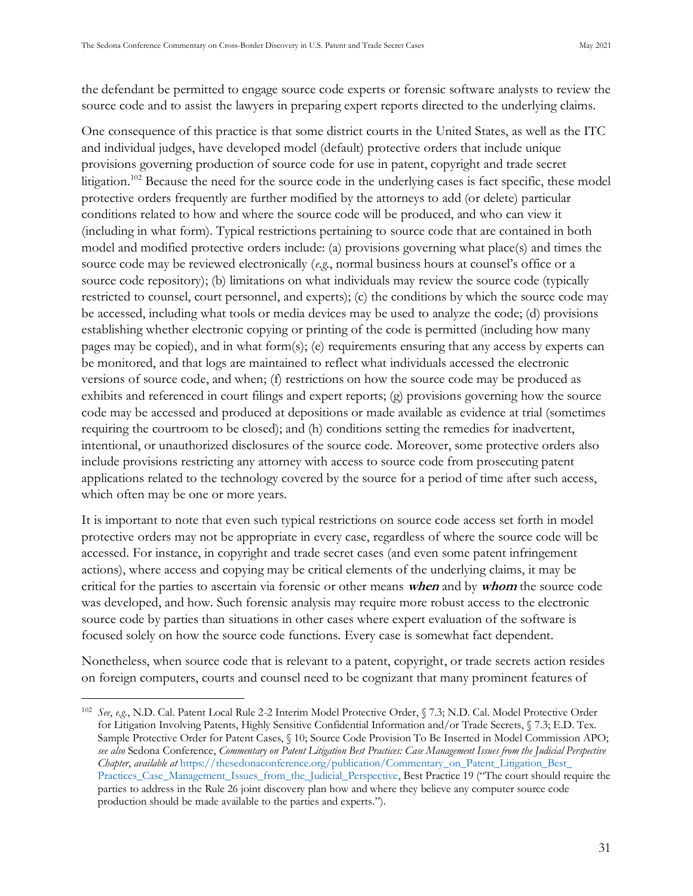the defendant be permitted to engage source code experts or forensic software analysts to review the source code and to assist the lawyers in preparing expert reports directed to the underlying claims.

One consequence of this practice is that some district courts in the United States, as well as the ITC and individual judges, have developed model (default) protective orders that include unique provisions governing production of source code for use in patent, copyright and trade secret litigation.[102] Because the need for the source code in the underlying cases is fact specific, these model protective orders frequently are further modified by the attorneys to add (or delete) particular conditions related to how and where the source code will be produced, and who can view it (including in what form). Typical restrictions pertaining to source code that are contained in both model and modified protective orders include: (a) provisions governing what place(s) and times the source code may be reviewed electronically (*e.g.*, normal business hours at counsel's office or a source code repository); (b) limitations on what individuals may review the source code (typically restricted to counsel, court personnel, and experts); (c) the conditions by which the source code may be accessed, including what tools or media devices may be used to analyze the code; (d) provisions establishing whether electronic copying or printing of the code is permitted (including how many pages may be copied), and in what form(s); (e) requirements ensuring that any access by experts can be monitored, and that logs are maintained to reflect what individuals accessed the electronic versions of source code, and when; (f) restrictions on how the source code may be produced as exhibits and referenced in court filings and expert reports; (g) provisions governing how the source code may be accessed and produced at depositions or made available as evidence at trial (sometimes requiring the courtroom to be closed); and (h) conditions setting the remedies for inadvertent, intentional, or unauthorized disclosures of the source code. Moreover, some protective orders also include provisions restricting any attorney with access to source code from prosecuting patent applications related to the technology covered by the source for a period of time after such access, which often may be one or more years.

It is important to note that even such typical restrictions on source code access set forth in model protective orders may not be appropriate in every case, regardless of where the source code will be accessed. For instance, in copyright and trade secret cases (and even some patent infringement actions), where access and copying may be critical elements of the underlying claims, it may be critical for the parties to ascertain via forensic or other means ***when*** and by ***whom*** the source code was developed, and how. Such forensic analysis may require more robust access to the electronic source code by parties than situations in other cases where expert evaluation of the software is focused solely on how the source code functions. Every case is somewhat fact dependent.

Nonetheless, when source code that is relevant to a patent, copyright, or trade secrets action resides on foreign computers, courts and counsel need to be cognizant that many prominent features of

---

[102] *See*, *e.g.*, N.D. Cal. Patent Local Rule 2-2 Interim Model Protective Order, § 7.3; N.D. Cal. Model Protective Order for Litigation Involving Patents, Highly Sensitive Confidential Information and/or Trade Secrets, § 7.3; E.D. Tex. Sample Protective Order for Patent Cases, § 10; Source Code Provision To Be Inserted in Model Commission APO; *see also* Sedona Conference, *Commentary on Patent Litigation Best Practices: Case Management Issues from the Judicial Perspective Chapter*, *available at* https://thesedonaconference.org/publication/Commentary_on_Patent_Litigation_Best_Practices_Case_Management_Issues_from_the_Judicial_Perspective, Best Practice 19 ("The court should require the parties to address in the Rule 26 joint discovery plan how and where they believe any computer source code production should be made available to the parties and experts.").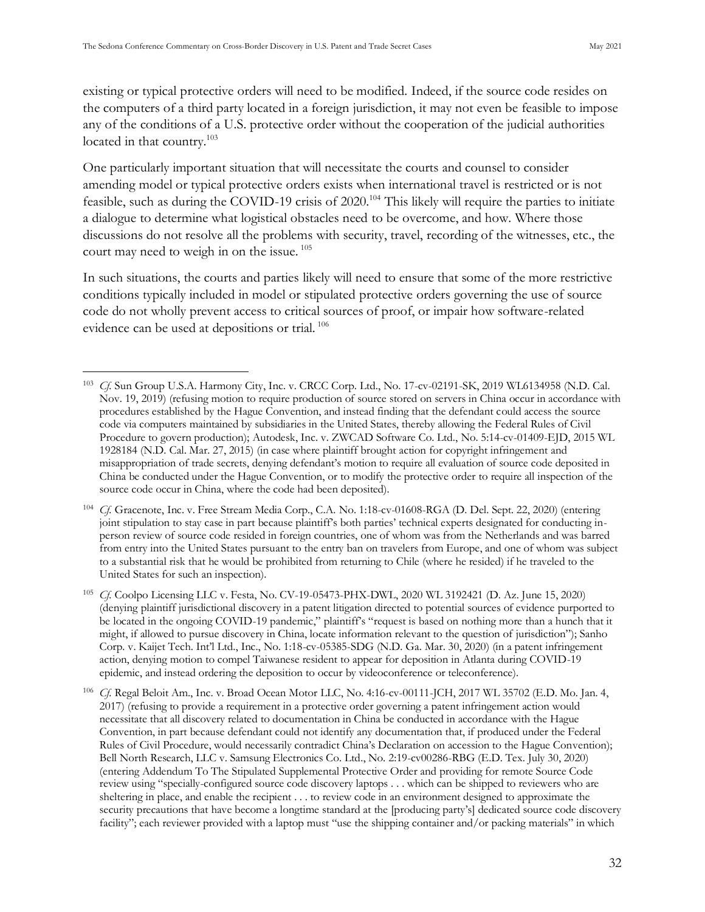existing or typical protective orders will need to be modified. Indeed, if the source code resides on the computers of a third party located in a foreign jurisdiction, it may not even be feasible to impose any of the conditions of a U.S. protective order without the cooperation of the judicial authorities located in that country.[103]

One particularly important situation that will necessitate the courts and counsel to consider amending model or typical protective orders exists when international travel is restricted or is not feasible, such as during the COVID-19 crisis of 2020.[104] This likely will require the parties to initiate a dialogue to determine what logistical obstacles need to be overcome, and how. Where those discussions do not resolve all the problems with security, travel, recording of the witnesses, etc., the court may need to weigh in on the issue.[105]

In such situations, the courts and parties likely will need to ensure that some of the more restrictive conditions typically included in model or stipulated protective orders governing the use of source code do not wholly prevent access to critical sources of proof, or impair how software-related evidence can be used at depositions or trial.[106]

---

[103] *Cf.* Sun Group U.S.A. Harmony City, Inc. v. CRCC Corp. Ltd., No. 17-cv-02191-SK, 2019 WL6134958 (N.D. Cal. Nov. 19, 2019) (refusing motion to require production of source stored on servers in China occur in accordance with procedures established by the Hague Convention, and instead finding that the defendant could access the source code via computers maintained by subsidiaries in the United States, thereby allowing the Federal Rules of Civil Procedure to govern production); Autodesk, Inc. v. ZWCAD Software Co. Ltd., No. 5:14-cv-01409-EJD, 2015 WL 1928184 (N.D. Cal. Mar. 27, 2015) (in case where plaintiff brought action for copyright infringement and misappropriation of trade secrets, denying defendant's motion to require all evaluation of source code deposited in China be conducted under the Hague Convention, or to modify the protective order to require all inspection of the source code occur in China, where the code had been deposited).

[104] *Cf.* Gracenote, Inc. v. Free Stream Media Corp., C.A. No. 1:18-cv-01608-RGA (D. Del. Sept. 22, 2020) (entering joint stipulation to stay case in part because plaintiff's both parties' technical experts designated for conducting in-person review of source code resided in foreign countries, one of whom was from the Netherlands and was barred from entry into the United States pursuant to the entry ban on travelers from Europe, and one of whom was subject to a substantial risk that he would be prohibited from returning to Chile (where he resided) if he traveled to the United States for such an inspection).

[105] *Cf.* Coolpo Licensing LLC v. Festa, No. CV-19-05473-PHX-DWL, 2020 WL 3192421 (D. Az. June 15, 2020) (denying plaintiff jurisdictional discovery in a patent litigation directed to potential sources of evidence purported to be located in the ongoing COVID-19 pandemic," plaintiff's "request is based on nothing more than a hunch that it might, if allowed to pursue discovery in China, locate information relevant to the question of jurisdiction"); Sanho Corp. v. Kaijet Tech. Int'l Ltd., Inc., No. 1:18-cv-05385-SDG (N.D. Ga. Mar. 30, 2020) (in a patent infringement action, denying motion to compel Taiwanese resident to appear for deposition in Atlanta during COVID-19 epidemic, and instead ordering the deposition to occur by videoconference or teleconference).

[106] *Cf.* Regal Beloit Am., Inc. v. Broad Ocean Motor LLC, No. 4:16-cv-00111-JCH, 2017 WL 35702 (E.D. Mo. Jan. 4, 2017) (refusing to provide a requirement in a protective order governing a patent infringement action would necessitate that all discovery related to documentation in China be conducted in accordance with the Hague Convention, in part because defendant could not identify any documentation that, if produced under the Federal Rules of Civil Procedure, would necessarily contradict China's Declaration on accession to the Hague Convention); Bell North Research, LLC v. Samsung Electronics Co. Ltd., No. 2:19-cv00286-RBG (E.D. Tex. July 30, 2020) (entering Addendum To The Stipulated Supplemental Protective Order and providing for remote Source Code review using "specially-configured source code discovery laptops . . . which can be shipped to reviewers who are sheltering in place, and enable the recipient . . . to review code in an environment designed to approximate the security precautions that have become a longtime standard at the [producing party's] dedicated source code discovery facility"; each reviewer provided with a laptop must "use the shipping container and/or packing materials" in which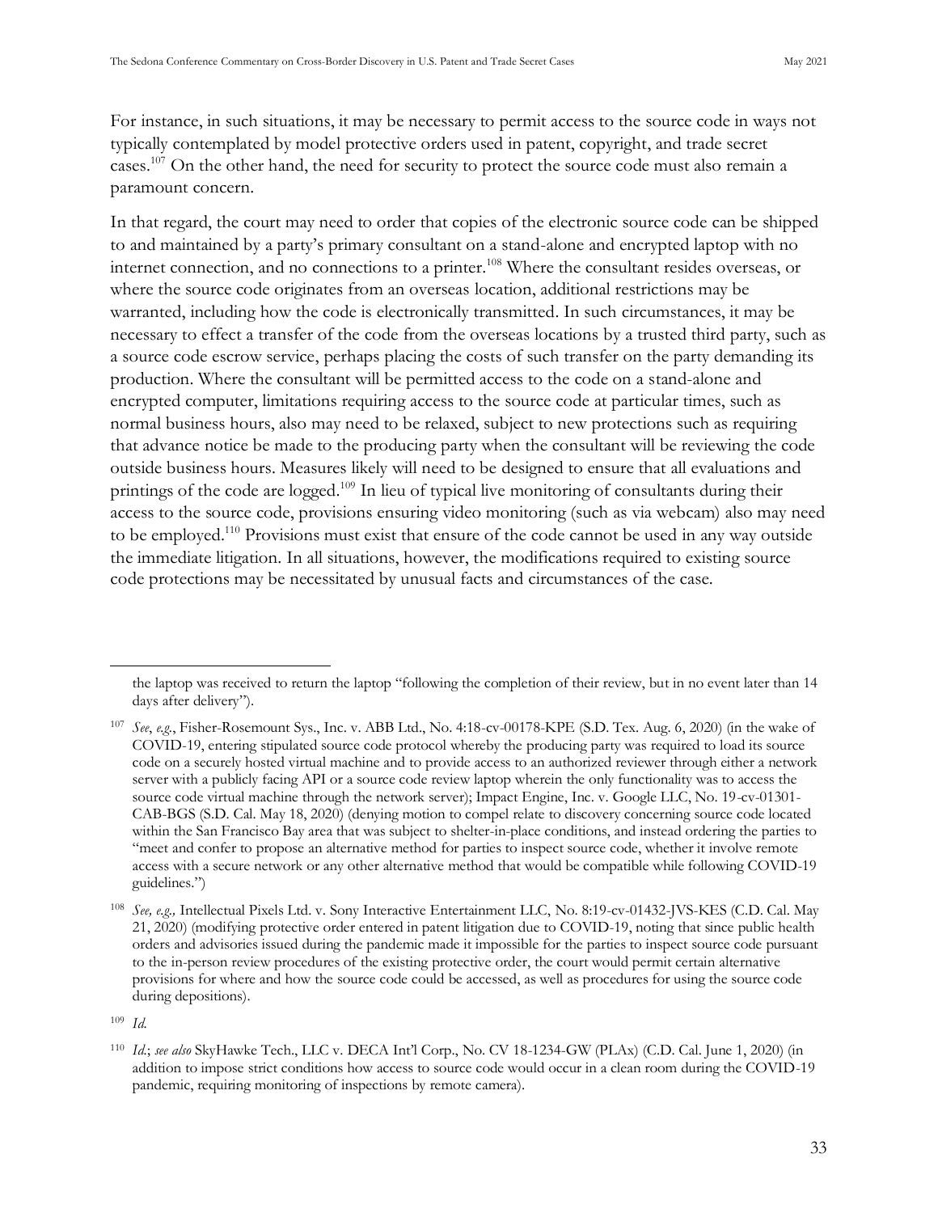For instance, in such situations, it may be necessary to permit access to the source code in ways not typically contemplated by model protective orders used in patent, copyright, and trade secret cases.[107] On the other hand, the need for security to protect the source code must also remain a paramount concern.

In that regard, the court may need to order that copies of the electronic source code can be shipped to and maintained by a party's primary consultant on a stand-alone and encrypted laptop with no internet connection, and no connections to a printer.[108] Where the consultant resides overseas, or where the source code originates from an overseas location, additional restrictions may be warranted, including how the code is electronically transmitted. In such circumstances, it may be necessary to effect a transfer of the code from the overseas locations by a trusted third party, such as a source code escrow service, perhaps placing the costs of such transfer on the party demanding its production. Where the consultant will be permitted access to the code on a stand-alone and encrypted computer, limitations requiring access to the source code at particular times, such as normal business hours, also may need to be relaxed, subject to new protections such as requiring that advance notice be made to the producing party when the consultant will be reviewing the code outside business hours. Measures likely will need to be designed to ensure that all evaluations and printings of the code are logged.[109] In lieu of typical live monitoring of consultants during their access to the source code, provisions ensuring video monitoring (such as via webcam) also may need to be employed.[110] Provisions must exist that ensure of the code cannot be used in any way outside the immediate litigation. In all situations, however, the modifications required to existing source code protections may be necessitated by unusual facts and circumstances of the case.

---

the laptop was received to return the laptop "following the completion of their review, but in no event later than 14 days after delivery").

[107] *See*, *e.g.*, Fisher-Rosemount Sys., Inc. v. ABB Ltd., No. 4:18-cv-00178-KPE (S.D. Tex. Aug. 6, 2020) (in the wake of COVID-19, entering stipulated source code protocol whereby the producing party was required to load its source code on a securely hosted virtual machine and to provide access to an authorized reviewer through either a network server with a publicly facing API or a source code review laptop wherein the only functionality was to access the source code virtual machine through the network server); Impact Engine, Inc. v. Google LLC, No. 19-cv-01301-CAB-BGS (S.D. Cal. May 18, 2020) (denying motion to compel relate to discovery concerning source code located within the San Francisco Bay area that was subject to shelter-in-place conditions, and instead ordering the parties to "meet and confer to propose an alternative method for parties to inspect source code, whether it involve remote access with a secure network or any other alternative method that would be compatible while following COVID-19 guidelines.")

[108] *See, e.g.,* Intellectual Pixels Ltd. v. Sony Interactive Entertainment LLC, No. 8:19-cv-01432-JVS-KES (C.D. Cal. May 21, 2020) (modifying protective order entered in patent litigation due to COVID-19, noting that since public health orders and advisories issued during the pandemic made it impossible for the parties to inspect source code pursuant to the in-person review procedures of the existing protective order, the court would permit certain alternative provisions for where and how the source code could be accessed, as well as procedures for using the source code during depositions).

[109] *Id.*

[110] *Id.*; *see also* SkyHawke Tech., LLC v. DECA Int'l Corp., No. CV 18-1234-GW (PLAx) (C.D. Cal. June 1, 2020) (in addition to impose strict conditions how access to source code would occur in a clean room during the COVID-19 pandemic, requiring monitoring of inspections by remote camera).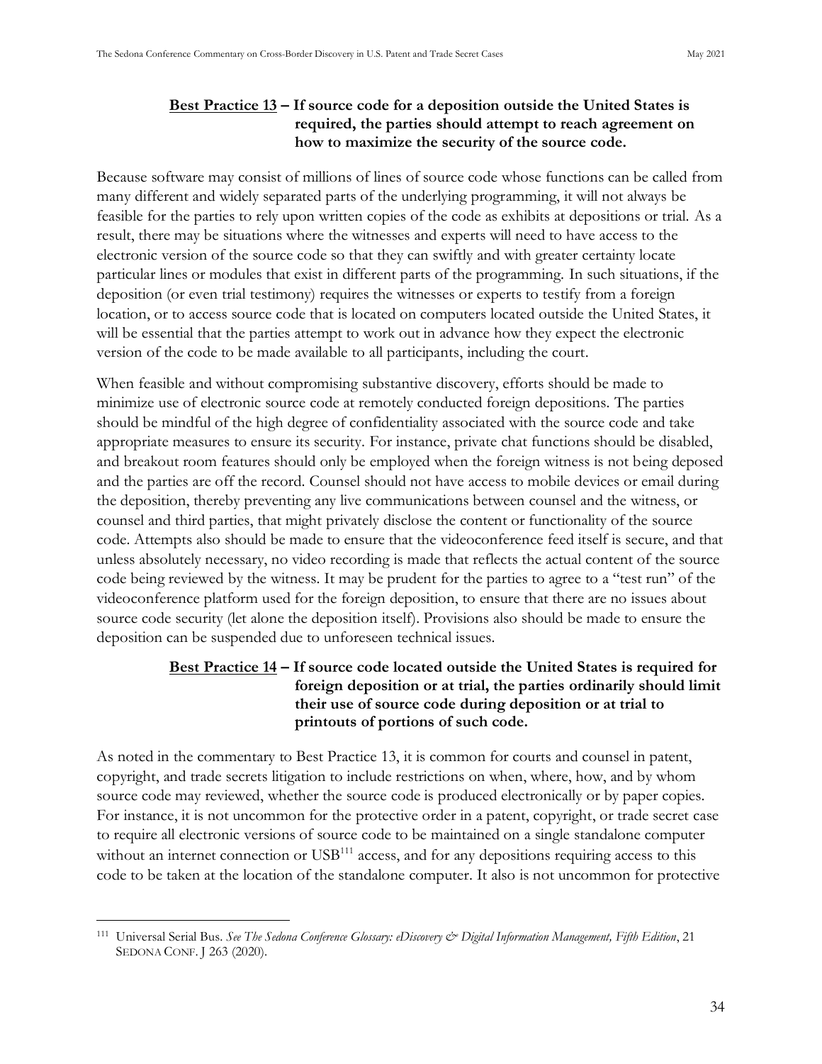**<u>Best Practice 13</u> – If source code for a deposition outside the United States is required, the parties should attempt to reach agreement on how to maximize the security of the source code.**

Because software may consist of millions of lines of source code whose functions can be called from many different and widely separated parts of the underlying programming, it will not always be feasible for the parties to rely upon written copies of the code as exhibits at depositions or trial. As a result, there may be situations where the witnesses and experts will need to have access to the electronic version of the source code so that they can swiftly and with greater certainty locate particular lines or modules that exist in different parts of the programming. In such situations, if the deposition (or even trial testimony) requires the witnesses or experts to testify from a foreign location, or to access source code that is located on computers located outside the United States, it will be essential that the parties attempt to work out in advance how they expect the electronic version of the code to be made available to all participants, including the court.

When feasible and without compromising substantive discovery, efforts should be made to minimize use of electronic source code at remotely conducted foreign depositions. The parties should be mindful of the high degree of confidentiality associated with the source code and take appropriate measures to ensure its security. For instance, private chat functions should be disabled, and breakout room features should only be employed when the foreign witness is not being deposed and the parties are off the record. Counsel should not have access to mobile devices or email during the deposition, thereby preventing any live communications between counsel and the witness, or counsel and third parties, that might privately disclose the content or functionality of the source code. Attempts also should be made to ensure that the videoconference feed itself is secure, and that unless absolutely necessary, no video recording is made that reflects the actual content of the source code being reviewed by the witness. It may be prudent for the parties to agree to a "test run" of the videoconference platform used for the foreign deposition, to ensure that there are no issues about source code security (let alone the deposition itself). Provisions also should be made to ensure the deposition can be suspended due to unforeseen technical issues.

**<u>Best Practice 14</u> – If source code located outside the United States is required for foreign deposition or at trial, the parties ordinarily should limit their use of source code during deposition or at trial to printouts of portions of such code.**

As noted in the commentary to Best Practice 13, it is common for courts and counsel in patent, copyright, and trade secrets litigation to include restrictions on when, where, how, and by whom source code may reviewed, whether the source code is produced electronically or by paper copies. For instance, it is not uncommon for the protective order in a patent, copyright, or trade secret case to require all electronic versions of source code to be maintained on a single standalone computer without an internet connection or USB[111] access, and for any depositions requiring access to this code to be taken at the location of the standalone computer. It also is not uncommon for protective

---

[111] Universal Serial Bus. *See The Sedona Conference Glossary: eDiscovery & Digital Information Management, Fifth Edition*, 21 SEDONA CONF. J 263 (2020).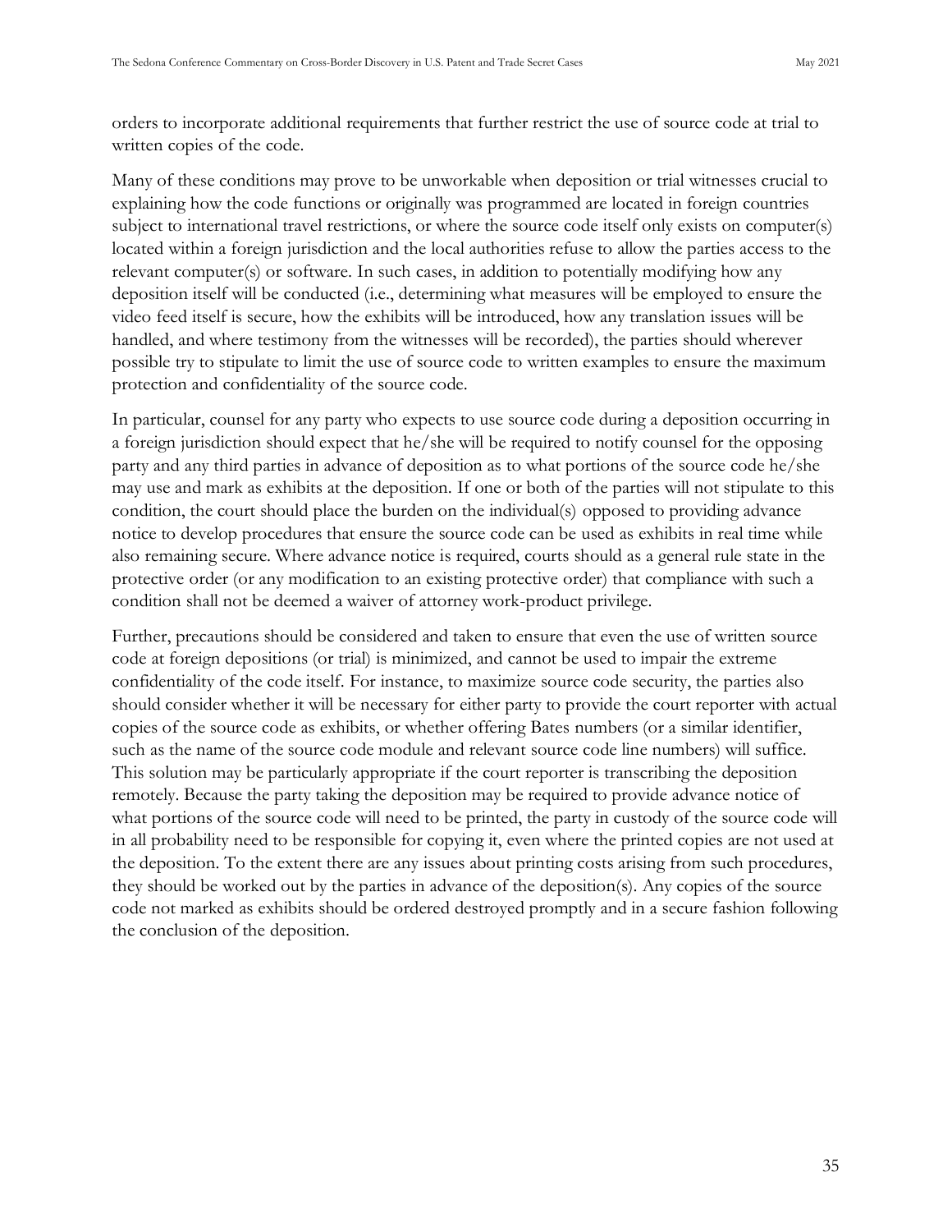orders to incorporate additional requirements that further restrict the use of source code at trial to written copies of the code.

Many of these conditions may prove to be unworkable when deposition or trial witnesses crucial to explaining how the code functions or originally was programmed are located in foreign countries subject to international travel restrictions, or where the source code itself only exists on computer(s) located within a foreign jurisdiction and the local authorities refuse to allow the parties access to the relevant computer(s) or software. In such cases, in addition to potentially modifying how any deposition itself will be conducted (i.e., determining what measures will be employed to ensure the video feed itself is secure, how the exhibits will be introduced, how any translation issues will be handled, and where testimony from the witnesses will be recorded), the parties should wherever possible try to stipulate to limit the use of source code to written examples to ensure the maximum protection and confidentiality of the source code.

In particular, counsel for any party who expects to use source code during a deposition occurring in a foreign jurisdiction should expect that he/she will be required to notify counsel for the opposing party and any third parties in advance of deposition as to what portions of the source code he/she may use and mark as exhibits at the deposition. If one or both of the parties will not stipulate to this condition, the court should place the burden on the individual(s) opposed to providing advance notice to develop procedures that ensure the source code can be used as exhibits in real time while also remaining secure. Where advance notice is required, courts should as a general rule state in the protective order (or any modification to an existing protective order) that compliance with such a condition shall not be deemed a waiver of attorney work-product privilege.

Further, precautions should be considered and taken to ensure that even the use of written source code at foreign depositions (or trial) is minimized, and cannot be used to impair the extreme confidentiality of the code itself. For instance, to maximize source code security, the parties also should consider whether it will be necessary for either party to provide the court reporter with actual copies of the source code as exhibits, or whether offering Bates numbers (or a similar identifier, such as the name of the source code module and relevant source code line numbers) will suffice. This solution may be particularly appropriate if the court reporter is transcribing the deposition remotely. Because the party taking the deposition may be required to provide advance notice of what portions of the source code will need to be printed, the party in custody of the source code will in all probability need to be responsible for copying it, even where the printed copies are not used at the deposition. To the extent there are any issues about printing costs arising from such procedures, they should be worked out by the parties in advance of the deposition(s). Any copies of the source code not marked as exhibits should be ordered destroyed promptly and in a secure fashion following the conclusion of the deposition.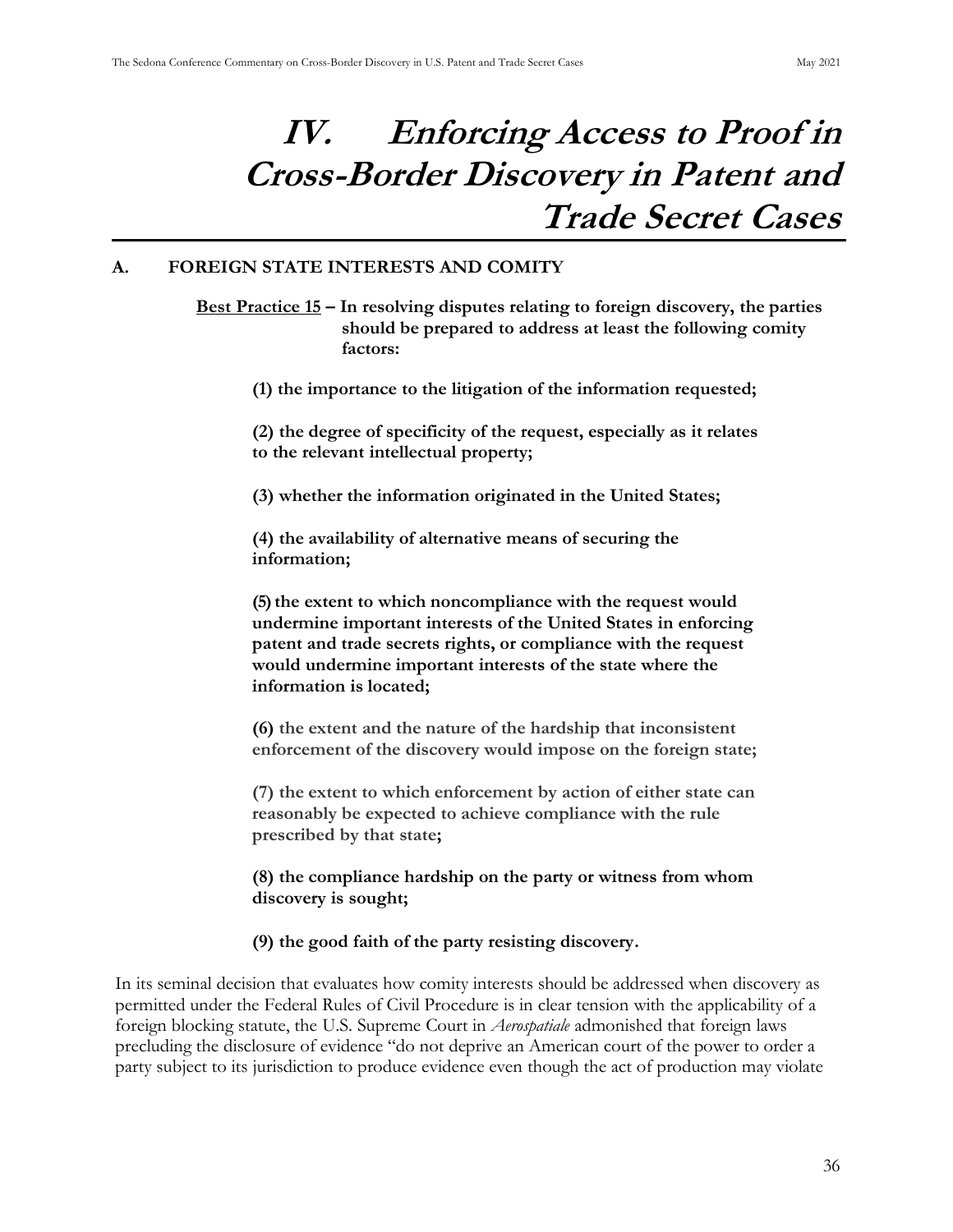# IV. Enforcing Access to Proof in Cross-Border Discovery in Patent and Trade Secret Cases

## A. FOREIGN STATE INTERESTS AND COMITY

**<u>Best Practice 15</u> – In resolving disputes relating to foreign discovery, the parties should be prepared to address at least the following comity factors:**

**(1) the importance to the litigation of the information requested;**

**(2) the degree of specificity of the request, especially as it relates to the relevant intellectual property;**

**(3) whether the information originated in the United States;**

**(4) the availability of alternative means of securing the information;**

**(5) the extent to which noncompliance with the request would undermine important interests of the United States in enforcing patent and trade secrets rights, or compliance with the request would undermine important interests of the state where the information is located;**

**(6) the extent and the nature of the hardship that inconsistent enforcement of the discovery would impose on the foreign state;**

**(7) the extent to which enforcement by action of either state can reasonably be expected to achieve compliance with the rule prescribed by that state;**

**(8) the compliance hardship on the party or witness from whom discovery is sought;**

**(9) the good faith of the party resisting discovery.**

In its seminal decision that evaluates how comity interests should be addressed when discovery as permitted under the Federal Rules of Civil Procedure is in clear tension with the applicability of a foreign blocking statute, the U.S. Supreme Court in *Aerospatiale* admonished that foreign laws precluding the disclosure of evidence "do not deprive an American court of the power to order a party subject to its jurisdiction to produce evidence even though the act of production may violate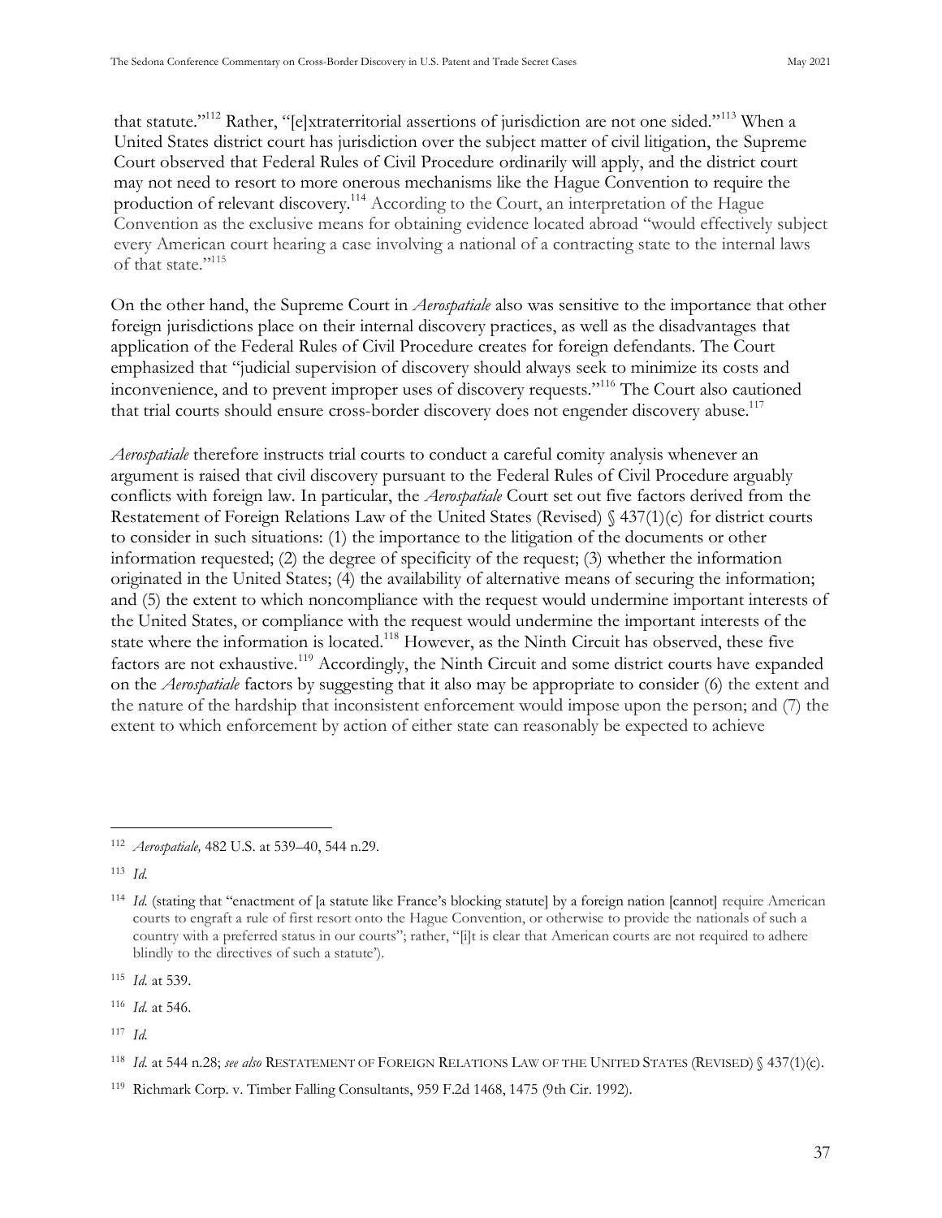that statute."[112] Rather, "[e]xtraterritorial assertions of jurisdiction are not one sided."[113] When a United States district court has jurisdiction over the subject matter of civil litigation, the Supreme Court observed that Federal Rules of Civil Procedure ordinarily will apply, and the district court may not need to resort to more onerous mechanisms like the Hague Convention to require the production of relevant discovery.[114] According to the Court, an interpretation of the Hague Convention as the exclusive means for obtaining evidence located abroad "would effectively subject every American court hearing a case involving a national of a contracting state to the internal laws of that state."[115]

On the other hand, the Supreme Court in *Aerospatiale* also was sensitive to the importance that other foreign jurisdictions place on their internal discovery practices, as well as the disadvantages that application of the Federal Rules of Civil Procedure creates for foreign defendants. The Court emphasized that "judicial supervision of discovery should always seek to minimize its costs and inconvenience, and to prevent improper uses of discovery requests."[116] The Court also cautioned that trial courts should ensure cross-border discovery does not engender discovery abuse.[117]

*Aerospatiale* therefore instructs trial courts to conduct a careful comity analysis whenever an argument is raised that civil discovery pursuant to the Federal Rules of Civil Procedure arguably conflicts with foreign law. In particular, the *Aerospatiale* Court set out five factors derived from the Restatement of Foreign Relations Law of the United States (Revised) § 437(1)(c) for district courts to consider in such situations: (1) the importance to the litigation of the documents or other information requested; (2) the degree of specificity of the request; (3) whether the information originated in the United States; (4) the availability of alternative means of securing the information; and (5) the extent to which noncompliance with the request would undermine important interests of the United States, or compliance with the request would undermine the important interests of the state where the information is located.[118] However, as the Ninth Circuit has observed, these five factors are not exhaustive.[119] Accordingly, the Ninth Circuit and some district courts have expanded on the *Aerospatiale* factors by suggesting that it also may be appropriate to consider (6) the extent and the nature of the hardship that inconsistent enforcement would impose upon the person; and (7) the extent to which enforcement by action of either state can reasonably be expected to achieve

---

[112] *Aerospatiale,* 482 U.S. at 539–40, 544 n.29.

[113] *Id.*

[114] *Id.* (stating that "enactment of [a statute like France's blocking statute] by a foreign nation [cannot] require American courts to engraft a rule of first resort onto the Hague Convention, or otherwise to provide the nationals of such a country with a preferred status in our courts"; rather, "[i]t is clear that American courts are not required to adhere blindly to the directives of such a statute').

[115] *Id.* at 539.

[116] *Id.* at 546.

[117] *Id.*

[118] *Id.* at 544 n.28; *see also* RESTATEMENT OF FOREIGN RELATIONS LAW OF THE UNITED STATES (REVISED) § 437(1)(c).

[119] Richmark Corp. v. Timber Falling Consultants, 959 F.2d 1468, 1475 (9th Cir. 1992).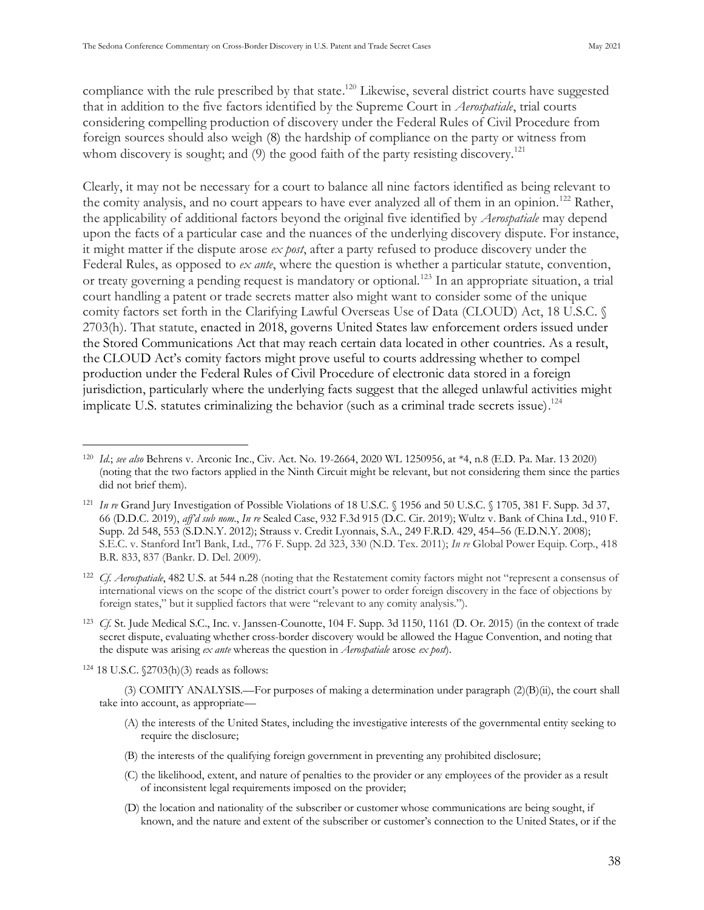compliance with the rule prescribed by that state.[120] Likewise, several district courts have suggested that in addition to the five factors identified by the Supreme Court in *Aerospatiale*, trial courts considering compelling production of discovery under the Federal Rules of Civil Procedure from foreign sources should also weigh (8) the hardship of compliance on the party or witness from whom discovery is sought; and (9) the good faith of the party resisting discovery.[121]

Clearly, it may not be necessary for a court to balance all nine factors identified as being relevant to the comity analysis, and no court appears to have ever analyzed all of them in an opinion.[122] Rather, the applicability of additional factors beyond the original five identified by *Aerospatiale* may depend upon the facts of a particular case and the nuances of the underlying discovery dispute. For instance, it might matter if the dispute arose *ex post*, after a party refused to produce discovery under the Federal Rules, as opposed to *ex ante*, where the question is whether a particular statute, convention, or treaty governing a pending request is mandatory or optional.[123] In an appropriate situation, a trial court handling a patent or trade secrets matter also might want to consider some of the unique comity factors set forth in the Clarifying Lawful Overseas Use of Data (CLOUD) Act, 18 U.S.C. § 2703(h). That statute, enacted in 2018, governs United States law enforcement orders issued under the Stored Communications Act that may reach certain data located in other countries. As a result, the CLOUD Act's comity factors might prove useful to courts addressing whether to compel production under the Federal Rules of Civil Procedure of electronic data stored in a foreign jurisdiction, particularly where the underlying facts suggest that the alleged unlawful activities might implicate U.S. statutes criminalizing the behavior (such as a criminal trade secrets issue).[124]

---

[120] *Id.*; *see also* Behrens v. Arconic Inc., Civ. Act. No. 19-2664, 2020 WL 1250956, at *4, n.8 (E.D. Pa. Mar. 13 2020) (noting that the two factors applied in the Ninth Circuit might be relevant, but not considering them since the parties did not brief them).

[121] *In re* Grand Jury Investigation of Possible Violations of 18 U.S.C. § 1956 and 50 U.S.C. § 1705, 381 F. Supp. 3d 37, 66 (D.D.C. 2019), *aff'd sub nom.*, *In re* Sealed Case, 932 F.3d 915 (D.C. Cir. 2019); Wultz v. Bank of China Ltd., 910 F. Supp. 2d 548, 553 (S.D.N.Y. 2012); Strauss v. Credit Lyonnais, S.A., 249 F.R.D. 429, 454–56 (E.D.N.Y. 2008); S.E.C. v. Stanford Int'l Bank, Ltd., 776 F. Supp. 2d 323, 330 (N.D. Tex. 2011); *In re* Global Power Equip. Corp., 418 B.R. 833, 837 (Bankr. D. Del. 2009).

[122] *Cf. Aerospatiale*, 482 U.S. at 544 n.28 (noting that the Restatement comity factors might not "represent a consensus of international views on the scope of the district court's power to order foreign discovery in the face of objections by foreign states," but it supplied factors that were "relevant to any comity analysis.").

[123] *Cf.* St. Jude Medical S.C., Inc. v. Janssen-Counotte, 104 F. Supp. 3d 1150, 1161 (D. Or. 2015) (in the context of trade secret dispute, evaluating whether cross-border discovery would be allowed the Hague Convention, and noting that the dispute was arising *ex ante* whereas the question in *Aerospatiale* arose *ex post*).

[124] 18 U.S.C. §2703(h)(3) reads as follows:

(3) COMITY ANALYSIS.—For purposes of making a determination under paragraph (2)(B)(ii), the court shall take into account, as appropriate—

(A) the interests of the United States, including the investigative interests of the governmental entity seeking to require the disclosure;

(B) the interests of the qualifying foreign government in preventing any prohibited disclosure;

(C) the likelihood, extent, and nature of penalties to the provider or any employees of the provider as a result of inconsistent legal requirements imposed on the provider;

(D) the location and nationality of the subscriber or customer whose communications are being sought, if known, and the nature and extent of the subscriber or customer's connection to the United States, or if the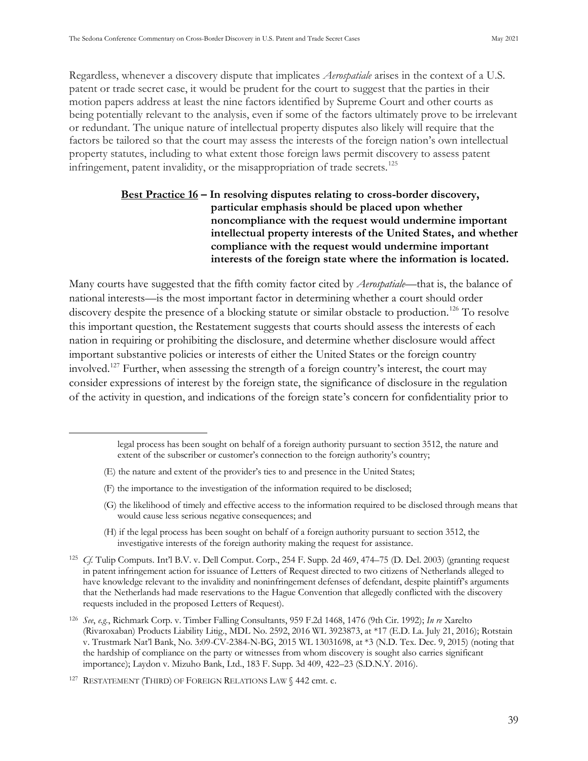Regardless, whenever a discovery dispute that implicates *Aerospatiale* arises in the context of a U.S. patent or trade secret case, it would be prudent for the court to suggest that the parties in their motion papers address at least the nine factors identified by Supreme Court and other courts as being potentially relevant to the analysis, even if some of the factors ultimately prove to be irrelevant or redundant. The unique nature of intellectual property disputes also likely will require that the factors be tailored so that the court may assess the interests of the foreign nation's own intellectual property statutes, including to what extent those foreign laws permit discovery to assess patent infringement, patent invalidity, or the misappropriation of trade secrets.[125]

**<u>Best Practice 16</u> – In resolving disputes relating to cross-border discovery, particular emphasis should be placed upon whether noncompliance with the request would undermine important intellectual property interests of the United States, and whether compliance with the request would undermine important interests of the foreign state where the information is located.**

Many courts have suggested that the fifth comity factor cited by *Aerospatiale*—that is, the balance of national interests—is the most important factor in determining whether a court should order discovery despite the presence of a blocking statute or similar obstacle to production.[126] To resolve this important question, the Restatement suggests that courts should assess the interests of each nation in requiring or prohibiting the disclosure, and determine whether disclosure would affect important substantive policies or interests of either the United States or the foreign country involved.[127] Further, when assessing the strength of a foreign country's interest, the court may consider expressions of interest by the foreign state, the significance of disclosure in the regulation of the activity in question, and indications of the foreign state's concern for confidentiality prior to

---

legal process has been sought on behalf of a foreign authority pursuant to section 3512, the nature and extent of the subscriber or customer's connection to the foreign authority's country;

(E) the nature and extent of the provider's ties to and presence in the United States;

(F) the importance to the investigation of the information required to be disclosed;

(G) the likelihood of timely and effective access to the information required to be disclosed through means that would cause less serious negative consequences; and

(H) if the legal process has been sought on behalf of a foreign authority pursuant to section 3512, the investigative interests of the foreign authority making the request for assistance.

[125] *Cf.* Tulip Computs. Int'l B.V. v. Dell Comput. Corp., 254 F. Supp. 2d 469, 474–75 (D. Del. 2003) (granting request in patent infringement action for issuance of Letters of Request directed to two citizens of Netherlands alleged to have knowledge relevant to the invalidity and noninfringement defenses of defendant, despite plaintiff's arguments that the Netherlands had made reservations to the Hague Convention that allegedly conflicted with the discovery requests included in the proposed Letters of Request).

[126] *See*, *e.g.*, Richmark Corp. v. Timber Falling Consultants, 959 F.2d 1468, 1476 (9th Cir. 1992); *In re* Xarelto (Rivaroxaban) Products Liability Litig., MDL No. 2592, 2016 WL 3923873, at *17 (E.D. La. July 21, 2016); Rotstain v. Trustmark Nat'l Bank, No. 3:09-CV-2384-N-BG, 2015 WL 13031698, at *3 (N.D. Tex. Dec. 9, 2015) (noting that the hardship of compliance on the party or witnesses from whom discovery is sought also carries significant importance); Laydon v. Mizuho Bank, Ltd., 183 F. Supp. 3d 409, 422–23 (S.D.N.Y. 2016).

[127] RESTATEMENT (THIRD) OF FOREIGN RELATIONS LAW § 442 cmt. c.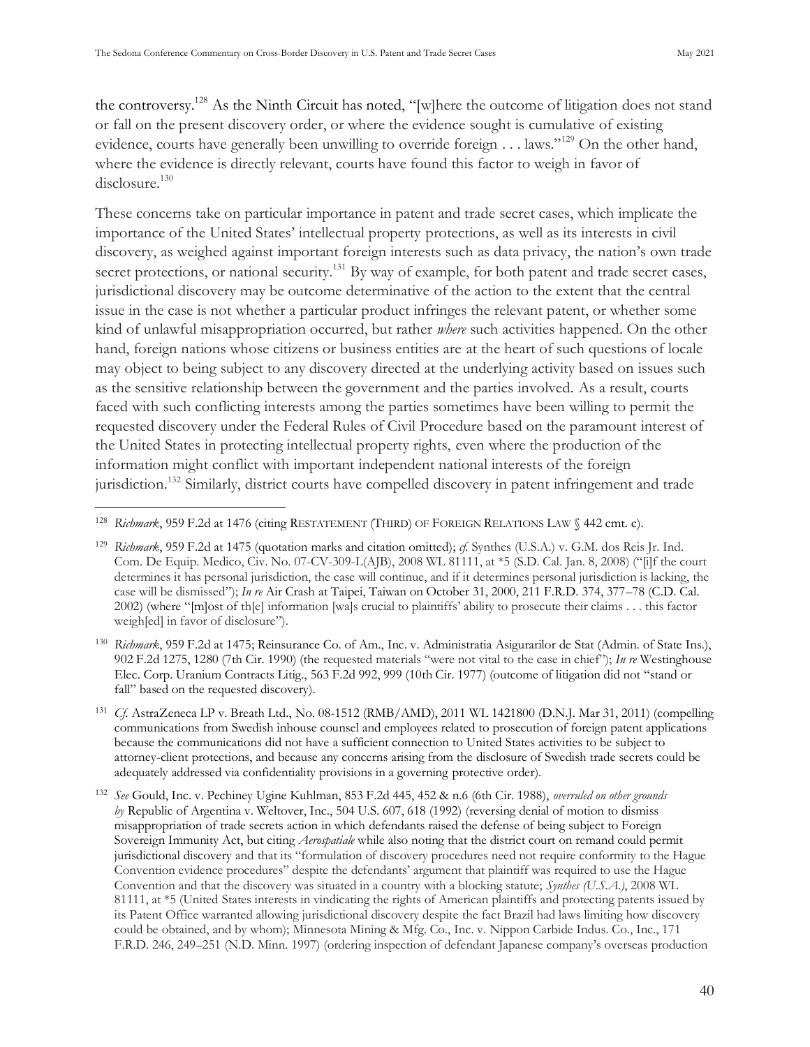the controversy.[128] As the Ninth Circuit has noted, "[w]here the outcome of litigation does not stand or fall on the present discovery order, or where the evidence sought is cumulative of existing evidence, courts have generally been unwilling to override foreign . . . laws."[129] On the other hand, where the evidence is directly relevant, courts have found this factor to weigh in favor of disclosure.[130]

These concerns take on particular importance in patent and trade secret cases, which implicate the importance of the United States' intellectual property protections, as well as its interests in civil discovery, as weighed against important foreign interests such as data privacy, the nation's own trade secret protections, or national security.[131] By way of example, for both patent and trade secret cases, jurisdictional discovery may be outcome determinative of the action to the extent that the central issue in the case is not whether a particular product infringes the relevant patent, or whether some kind of unlawful misappropriation occurred, but rather *where* such activities happened. On the other hand, foreign nations whose citizens or business entities are at the heart of such questions of locale may object to being subject to any discovery directed at the underlying activity based on issues such as the sensitive relationship between the government and the parties involved. As a result, courts faced with such conflicting interests among the parties sometimes have been willing to permit the requested discovery under the Federal Rules of Civil Procedure based on the paramount interest of the United States in protecting intellectual property rights, even where the production of the information might conflict with important independent national interests of the foreign jurisdiction.[132] Similarly, district courts have compelled discovery in patent infringement and trade

---

[128] *Richmark*, 959 F.2d at 1476 (citing RESTATEMENT (THIRD) OF FOREIGN RELATIONS LAW § 442 cmt. c).

[129] *Richmark*, 959 F.2d at 1475 (quotation marks and citation omitted); *cf.* Synthes (U.S.A.) v. G.M. dos Reis Jr. Ind. Com. De Equip. Medico, Civ. No. 07-CV-309-L(AJB), 2008 WL 81111, at *5 (S.D. Cal. Jan. 8, 2008) ("[i]f the court determines it has personal jurisdiction, the case will continue, and if it determines personal jurisdiction is lacking, the case will be dismissed"); *In re* Air Crash at Taipei, Taiwan on October 31, 2000, 211 F.R.D. 374, 377–78 (C.D. Cal. 2002) (where "[m]ost of th[e] information [wa]s crucial to plaintiffs' ability to prosecute their claims . . . this factor weigh[ed] in favor of disclosure").

[130] *Richmark*, 959 F.2d at 1475; Reinsurance Co. of Am., Inc. v. Administratia Asigurarilor de Stat (Admin. of State Ins.), 902 F.2d 1275, 1280 (7th Cir. 1990) (the requested materials "were not vital to the case in chief"); *In re* Westinghouse Elec. Corp. Uranium Contracts Litig., 563 F.2d 992, 999 (10th Cir. 1977) (outcome of litigation did not "stand or fall" based on the requested discovery).

[131] *Cf.* AstraZeneca LP v. Breath Ltd., No. 08-1512 (RMB/AMD), 2011 WL 1421800 (D.N.J. Mar 31, 2011) (compelling communications from Swedish inhouse counsel and employees related to prosecution of foreign patent applications because the communications did not have a sufficient connection to United States activities to be subject to attorney-client protections, and because any concerns arising from the disclosure of Swedish trade secrets could be adequately addressed via confidentiality provisions in a governing protective order).

[132] *See* Gould, Inc. v. Pechiney Ugine Kuhlman, 853 F.2d 445, 452 & n.6 (6th Cir. 1988), *overruled on other grounds by* Republic of Argentina v. Weltover, Inc., 504 U.S. 607, 618 (1992) (reversing denial of motion to dismiss misappropriation of trade secrets action in which defendants raised the defense of being subject to Foreign Sovereign Immunity Act, but citing *Aerospatiale* while also noting that the district court on remand could permit jurisdictional discovery and that its "formulation of discovery procedures need not require conformity to the Hague Convention evidence procedures" despite the defendants' argument that plaintiff was required to use the Hague Convention and that the discovery was situated in a country with a blocking statute; *Synthes (U.S.A.)*, 2008 WL 81111, at *5 (United States interests in vindicating the rights of American plaintiffs and protecting patents issued by its Patent Office warranted allowing jurisdictional discovery despite the fact Brazil had laws limiting how discovery could be obtained, and by whom); Minnesota Mining & Mfg. Co., Inc. v. Nippon Carbide Indus. Co., Inc., 171 F.R.D. 246, 249–251 (N.D. Minn. 1997) (ordering inspection of defendant Japanese company's overseas production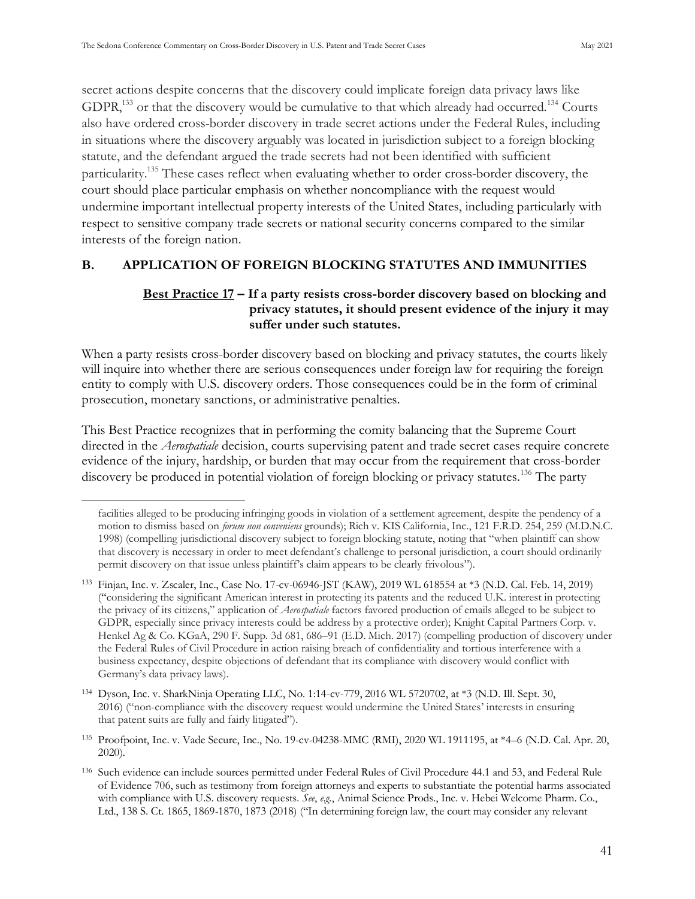secret actions despite concerns that the discovery could implicate foreign data privacy laws like GDPR,[133] or that the discovery would be cumulative to that which already had occurred.[134] Courts also have ordered cross-border discovery in trade secret actions under the Federal Rules, including in situations where the discovery arguably was located in jurisdiction subject to a foreign blocking statute, and the defendant argued the trade secrets had not been identified with sufficient particularity.[135] These cases reflect when evaluating whether to order cross-border discovery, the court should place particular emphasis on whether noncompliance with the request would undermine important intellectual property interests of the United States, including particularly with respect to sensitive company trade secrets or national security concerns compared to the similar interests of the foreign nation.

## B. APPLICATION OF FOREIGN BLOCKING STATUTES AND IMMUNITIES

**<u>Best Practice 17</u> – If a party resists cross-border discovery based on blocking and privacy statutes, it should present evidence of the injury it may suffer under such statutes.**

When a party resists cross-border discovery based on blocking and privacy statutes, the courts likely will inquire into whether there are serious consequences under foreign law for requiring the foreign entity to comply with U.S. discovery orders. Those consequences could be in the form of criminal prosecution, monetary sanctions, or administrative penalties.

This Best Practice recognizes that in performing the comity balancing that the Supreme Court directed in the *Aerospatiale* decision, courts supervising patent and trade secret cases require concrete evidence of the injury, hardship, or burden that may occur from the requirement that cross-border discovery be produced in potential violation of foreign blocking or privacy statutes.[136] The party

---

facilities alleged to be producing infringing goods in violation of a settlement agreement, despite the pendency of a motion to dismiss based on *forum non conveniens* grounds); Rich v. KIS California, Inc., 121 F.R.D. 254, 259 (M.D.N.C. 1998) (compelling jurisdictional discovery subject to foreign blocking statute, noting that "when plaintiff can show that discovery is necessary in order to meet defendant's challenge to personal jurisdiction, a court should ordinarily permit discovery on that issue unless plaintiff's claim appears to be clearly frivolous").

[133] Finjan, Inc. v. Zscaler, Inc., Case No. 17-cv-06946-JST (KAW), 2019 WL 618554 at *3 (N.D. Cal. Feb. 14, 2019) ("considering the significant American interest in protecting its patents and the reduced U.K. interest in protecting the privacy of its citizens," application of *Aerospatiale* factors favored production of emails alleged to be subject to GDPR, especially since privacy interests could be address by a protective order); Knight Capital Partners Corp. v. Henkel Ag & Co. KGaA, 290 F. Supp. 3d 681, 686–91 (E.D. Mich. 2017) (compelling production of discovery under the Federal Rules of Civil Procedure in action raising breach of confidentiality and tortious interference with a business expectancy, despite objections of defendant that its compliance with discovery would conflict with Germany's data privacy laws).

[134] Dyson, Inc. v. SharkNinja Operating LLC, No. 1:14-cv-779, 2016 WL 5720702, at *3 (N.D. Ill. Sept. 30, 2016) ("non-compliance with the discovery request would undermine the United States' interests in ensuring that patent suits are fully and fairly litigated").

[135] Proofpoint, Inc. v. Vade Secure, Inc., No. 19-cv-04238-MMC (RMI), 2020 WL 1911195, at *4–6 (N.D. Cal. Apr. 20, 2020).

[136] Such evidence can include sources permitted under Federal Rules of Civil Procedure 44.1 and 53, and Federal Rule of Evidence 706, such as testimony from foreign attorneys and experts to substantiate the potential harms associated with compliance with U.S. discovery requests. *See*, *e.g.*, Animal Science Prods., Inc. v. Hebei Welcome Pharm. Co., Ltd., 138 S. Ct. 1865, 1869-1870, 1873 (2018) ("In determining foreign law, the court may consider any relevant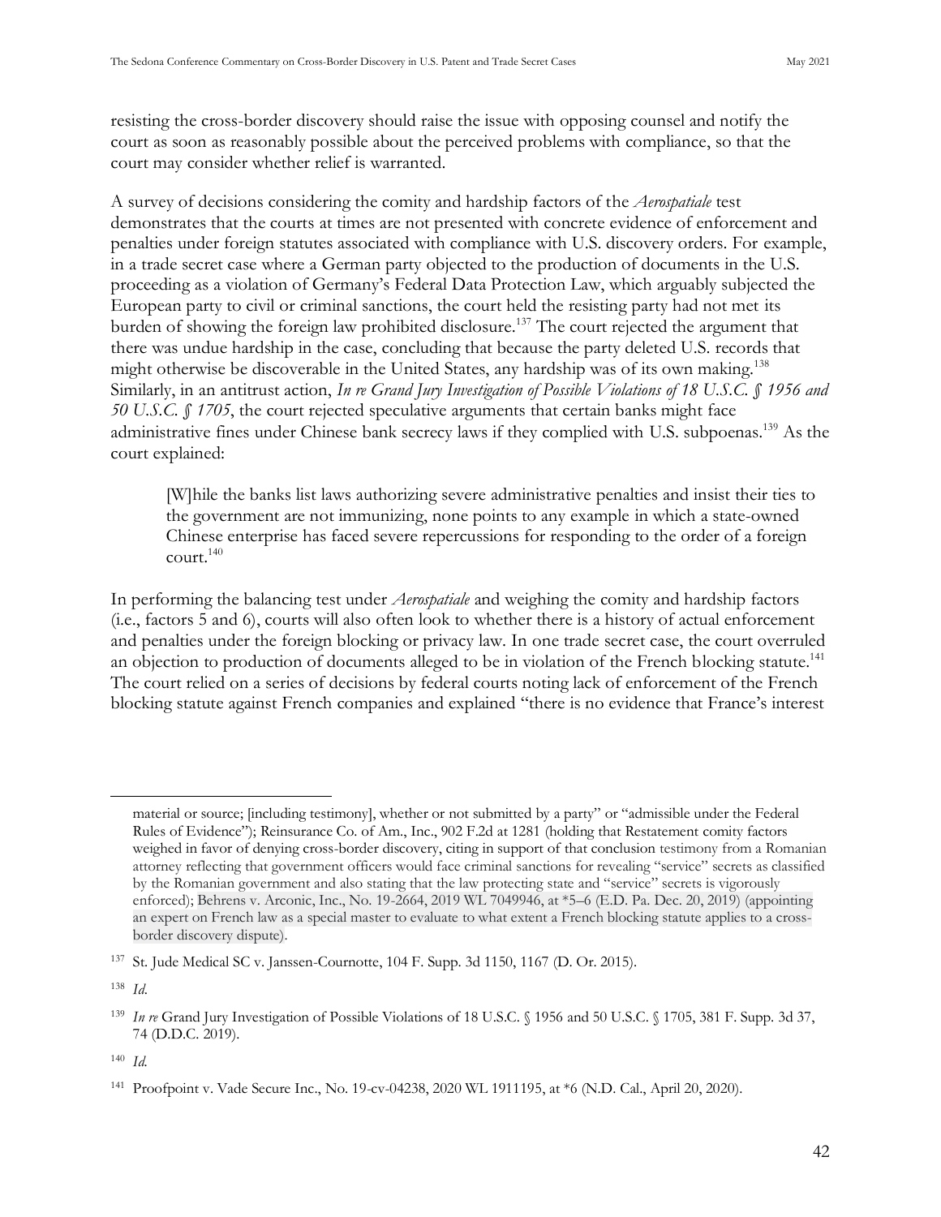resisting the cross-border discovery should raise the issue with opposing counsel and notify the court as soon as reasonably possible about the perceived problems with compliance, so that the court may consider whether relief is warranted.

A survey of decisions considering the comity and hardship factors of the *Aerospatiale* test demonstrates that the courts at times are not presented with concrete evidence of enforcement and penalties under foreign statutes associated with compliance with U.S. discovery orders. For example, in a trade secret case where a German party objected to the production of documents in the U.S. proceeding as a violation of Germany's Federal Data Protection Law, which arguably subjected the European party to civil or criminal sanctions, the court held the resisting party had not met its burden of showing the foreign law prohibited disclosure.[137] The court rejected the argument that there was undue hardship in the case, concluding that because the party deleted U.S. records that might otherwise be discoverable in the United States, any hardship was of its own making.[138] Similarly, in an antitrust action, *In re Grand Jury Investigation of Possible Violations of 18 U.S.C. § 1956 and 50 U.S.C. § 1705*, the court rejected speculative arguments that certain banks might face administrative fines under Chinese bank secrecy laws if they complied with U.S. subpoenas.[139] As the court explained:

> [W]hile the banks list laws authorizing severe administrative penalties and insist their ties to the government are not immunizing, none points to any example in which a state-owned Chinese enterprise has faced severe repercussions for responding to the order of a foreign court.[140]

In performing the balancing test under *Aerospatiale* and weighing the comity and hardship factors (i.e., factors 5 and 6), courts will also often look to whether there is a history of actual enforcement and penalties under the foreign blocking or privacy law. In one trade secret case, the court overruled an objection to production of documents alleged to be in violation of the French blocking statute.[141] The court relied on a series of decisions by federal courts noting lack of enforcement of the French blocking statute against French companies and explained "there is no evidence that France's interest

---

material or source; [including testimony], whether or not submitted by a party" or "admissible under the Federal Rules of Evidence"); Reinsurance Co. of Am., Inc., 902 F.2d at 1281 (holding that Restatement comity factors weighed in favor of denying cross-border discovery, citing in support of that conclusion testimony from a Romanian attorney reflecting that government officers would face criminal sanctions for revealing "service" secrets as classified by the Romanian government and also stating that the law protecting state and "service" secrets is vigorously enforced); Behrens v. Arconic, Inc., No. 19-2664, 2019 WL 7049946, at *5–6 (E.D. Pa. Dec. 20, 2019) (appointing an expert on French law as a special master to evaluate to what extent a French blocking statute applies to a cross-border discovery dispute).

[137] St. Jude Medical SC v. Janssen-Cournotte, 104 F. Supp. 3d 1150, 1167 (D. Or. 2015).

[138] *Id.*

[139] *In re* Grand Jury Investigation of Possible Violations of 18 U.S.C. § 1956 and 50 U.S.C. § 1705, 381 F. Supp. 3d 37, 74 (D.D.C. 2019).

[140] *Id.*

[141] Proofpoint v. Vade Secure Inc., No. 19-cv-04238, 2020 WL 1911195, at *6 (N.D. Cal., April 20, 2020).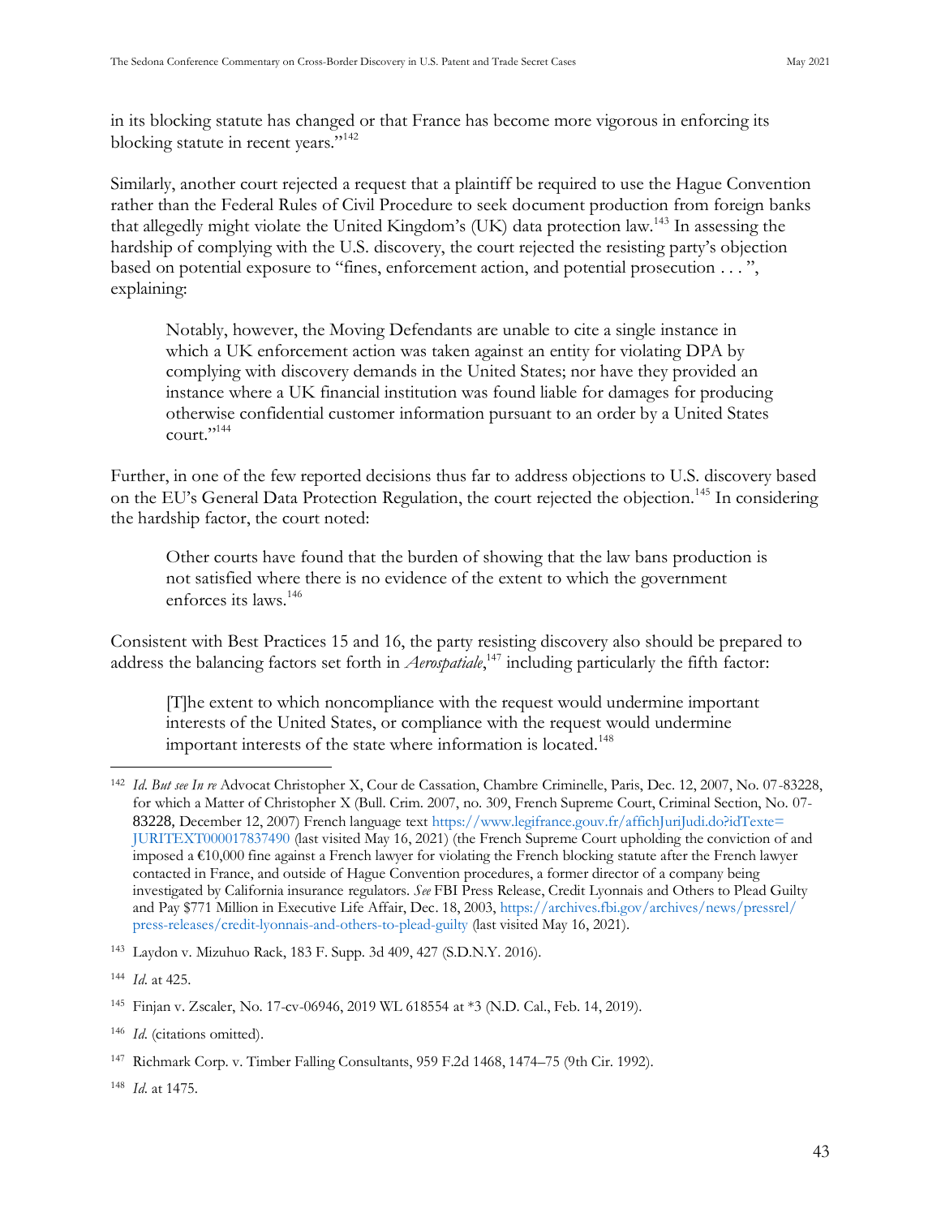in its blocking statute has changed or that France has become more vigorous in enforcing its blocking statute in recent years."[142]

Similarly, another court rejected a request that a plaintiff be required to use the Hague Convention rather than the Federal Rules of Civil Procedure to seek document production from foreign banks that allegedly might violate the United Kingdom's (UK) data protection law.[143] In assessing the hardship of complying with the U.S. discovery, the court rejected the resisting party's objection based on potential exposure to "fines, enforcement action, and potential prosecution . . . ", explaining:

> Notably, however, the Moving Defendants are unable to cite a single instance in which a UK enforcement action was taken against an entity for violating DPA by complying with discovery demands in the United States; nor have they provided an instance where a UK financial institution was found liable for damages for producing otherwise confidential customer information pursuant to an order by a United States court."[144]

Further, in one of the few reported decisions thus far to address objections to U.S. discovery based on the EU's General Data Protection Regulation, the court rejected the objection.[145] In considering the hardship factor, the court noted:

> Other courts have found that the burden of showing that the law bans production is not satisfied where there is no evidence of the extent to which the government enforces its laws.[146]

Consistent with Best Practices 15 and 16, the party resisting discovery also should be prepared to address the balancing factors set forth in *Aerospatiale*,[147] including particularly the fifth factor:

> [T]he extent to which noncompliance with the request would undermine important interests of the United States, or compliance with the request would undermine important interests of the state where information is located.[148]

---

[142] *Id*. *But see In re* Advocat Christopher X, Cour de Cassation, Chambre Criminelle, Paris, Dec. 12, 2007, No. 07-83228, for which a Matter of Christopher X (Bull. Crim. 2007, no. 309, French Supreme Court, Criminal Section, No. 07-83228, December 12, 2007) French language text https://www.legifrance.gouv.fr/affichJuriJudi.do?idTexte=JURITEXT000017837490 (last visited May 16, 2021) (the French Supreme Court upholding the conviction of and imposed a €10,000 fine against a French lawyer for violating the French blocking statute after the French lawyer contacted in France, and outside of Hague Convention procedures, a former director of a company being investigated by California insurance regulators. *See* FBI Press Release, Credit Lyonnais and Others to Plead Guilty and Pay $771 Million in Executive Life Affair, Dec. 18, 2003, https://archives.fbi.gov/archives/news/pressrel/press-releases/credit-lyonnais-and-others-to-plead-guilty (last visited May 16, 2021).

[143] Laydon v. Mizuhuo Rack, 183 F. Supp. 3d 409, 427 (S.D.N.Y. 2016).

[144] *Id*. at 425.

[145] Finjan v. Zscaler, No. 17-cv-06946, 2019 WL 618554 at *3 (N.D. Cal., Feb. 14, 2019).

[146] *Id*. (citations omitted).

[147] Richmark Corp. v. Timber Falling Consultants, 959 F.2d 1468, 1474–75 (9th Cir. 1992).

[148] *Id*. at 1475.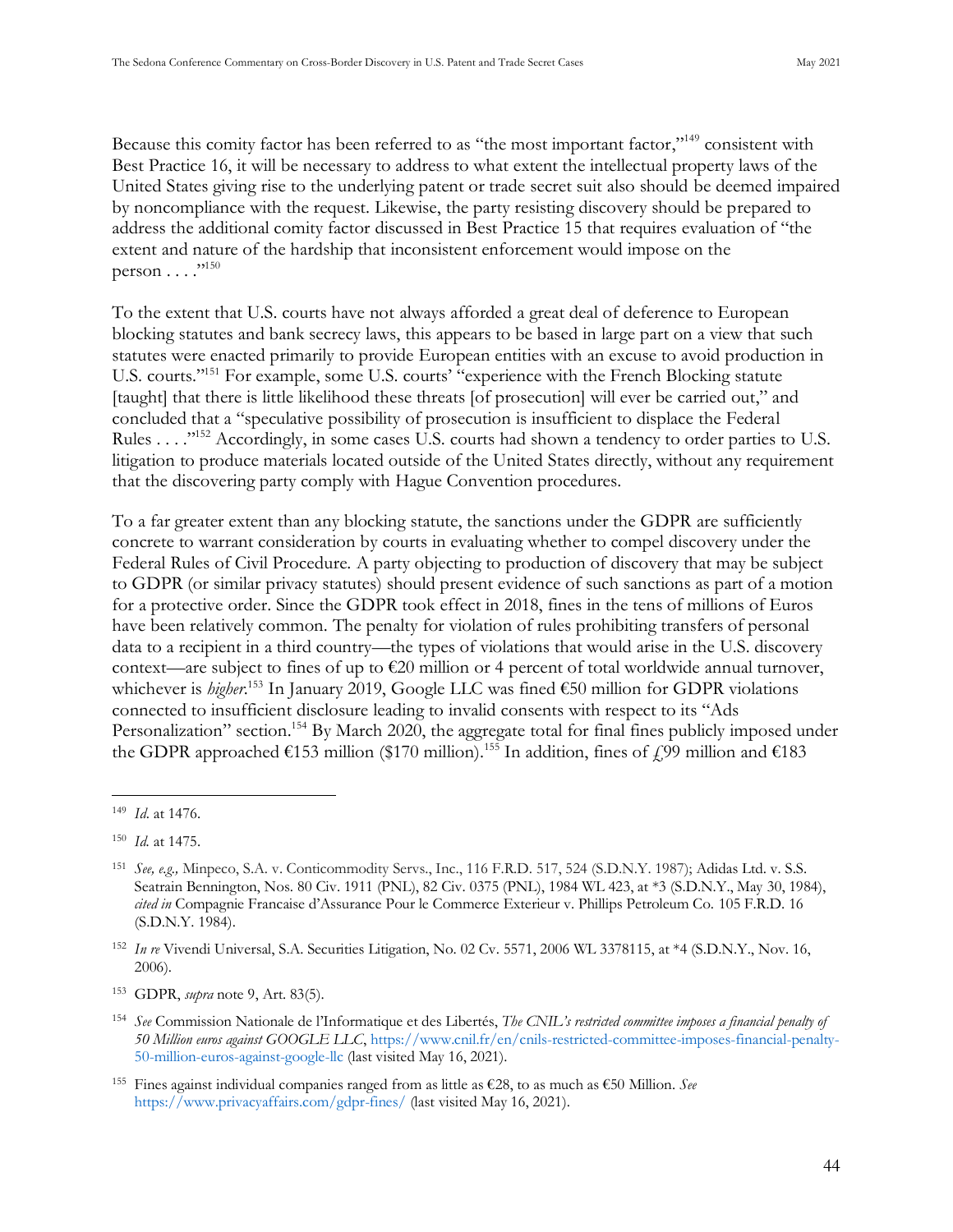Because this comity factor has been referred to as "the most important factor,"[149] consistent with Best Practice 16, it will be necessary to address to what extent the intellectual property laws of the United States giving rise to the underlying patent or trade secret suit also should be deemed impaired by noncompliance with the request. Likewise, the party resisting discovery should be prepared to address the additional comity factor discussed in Best Practice 15 that requires evaluation of "the extent and nature of the hardship that inconsistent enforcement would impose on the person . . . ."[150]

To the extent that U.S. courts have not always afforded a great deal of deference to European blocking statutes and bank secrecy laws, this appears to be based in large part on a view that such statutes were enacted primarily to provide European entities with an excuse to avoid production in U.S. courts."[151] For example, some U.S. courts' "experience with the French Blocking statute [taught] that there is little likelihood these threats [of prosecution] will ever be carried out," and concluded that a "speculative possibility of prosecution is insufficient to displace the Federal Rules . . . ."[152] Accordingly, in some cases U.S. courts had shown a tendency to order parties to U.S. litigation to produce materials located outside of the United States directly, without any requirement that the discovering party comply with Hague Convention procedures.

To a far greater extent than any blocking statute, the sanctions under the GDPR are sufficiently concrete to warrant consideration by courts in evaluating whether to compel discovery under the Federal Rules of Civil Procedure. A party objecting to production of discovery that may be subject to GDPR (or similar privacy statutes) should present evidence of such sanctions as part of a motion for a protective order. Since the GDPR took effect in 2018, fines in the tens of millions of Euros have been relatively common. The penalty for violation of rules prohibiting transfers of personal data to a recipient in a third country—the types of violations that would arise in the U.S. discovery context—are subject to fines of up to €20 million or 4 percent of total worldwide annual turnover, whichever is *higher*.[153] In January 2019, Google LLC was fined €50 million for GDPR violations connected to insufficient disclosure leading to invalid consents with respect to its "Ads Personalization" section.[154] By March 2020, the aggregate total for final fines publicly imposed under the GDPR approached €153 million ($170 million).[155] In addition, fines of £99 million and €183

---

[149] *Id.* at 1476.

[150] *Id.* at 1475.

[151] *See, e.g.,* Minpeco, S.A. v. Conticommodity Servs., Inc., 116 F.R.D. 517, 524 (S.D.N.Y. 1987); Adidas Ltd. v. S.S. Seatrain Bennington, Nos. 80 Civ. 1911 (PNL), 82 Civ. 0375 (PNL), 1984 WL 423, at *3 (S.D.N.Y., May 30, 1984), *cited in* Compagnie Francaise d'Assurance Pour le Commerce Exterieur v. Phillips Petroleum Co. 105 F.R.D. 16 (S.D.N.Y. 1984).

[152] *In re* Vivendi Universal, S.A. Securities Litigation, No. 02 Cv. 5571, 2006 WL 3378115, at *4 (S.D.N.Y., Nov. 16, 2006).

[153] GDPR, *supra* note 9, Art. 83(5).

[154] *See* Commission Nationale de l'Informatique et des Libertés, *The CNIL's restricted committee imposes a financial penalty of 50 Million euros against GOOGLE LLC*, https://www.cnil.fr/en/cnils-restricted-committee-imposes-financial-penalty-50-million-euros-against-google-llc (last visited May 16, 2021).

[155] Fines against individual companies ranged from as little as €28, to as much as €50 Million. *See* https://www.privacyaffairs.com/gdpr-fines/ (last visited May 16, 2021).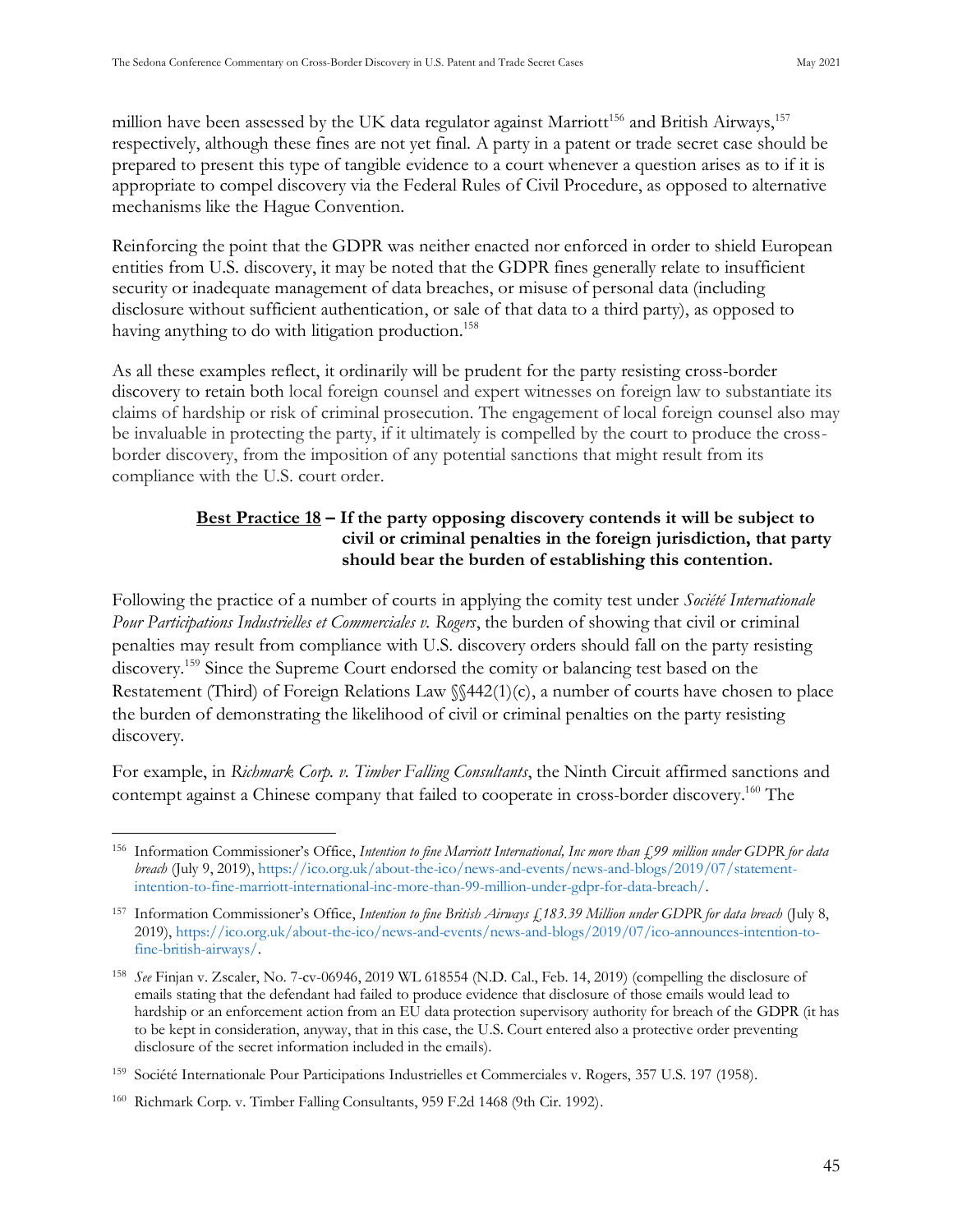million have been assessed by the UK data regulator against Marriott[156] and British Airways,[157] respectively, although these fines are not yet final. A party in a patent or trade secret case should be prepared to present this type of tangible evidence to a court whenever a question arises as to if it is appropriate to compel discovery via the Federal Rules of Civil Procedure, as opposed to alternative mechanisms like the Hague Convention.

Reinforcing the point that the GDPR was neither enacted nor enforced in order to shield European entities from U.S. discovery, it may be noted that the GDPR fines generally relate to insufficient security or inadequate management of data breaches, or misuse of personal data (including disclosure without sufficient authentication, or sale of that data to a third party), as opposed to having anything to do with litigation production.[158]

As all these examples reflect, it ordinarily will be prudent for the party resisting cross-border discovery to retain both local foreign counsel and expert witnesses on foreign law to substantiate its claims of hardship or risk of criminal prosecution. The engagement of local foreign counsel also may be invaluable in protecting the party, if it ultimately is compelled by the court to produce the cross-border discovery, from the imposition of any potential sanctions that might result from its compliance with the U.S. court order.

**<u>Best Practice 18</u> – If the party opposing discovery contends it will be subject to civil or criminal penalties in the foreign jurisdiction, that party should bear the burden of establishing this contention.**

Following the practice of a number of courts in applying the comity test under *Société Internationale Pour Participations Industrielles et Commerciales v. Rogers*, the burden of showing that civil or criminal penalties may result from compliance with U.S. discovery orders should fall on the party resisting discovery.[159] Since the Supreme Court endorsed the comity or balancing test based on the Restatement (Third) of Foreign Relations Law §§442(1)(c), a number of courts have chosen to place the burden of demonstrating the likelihood of civil or criminal penalties on the party resisting discovery.

For example, in *Richmark Corp. v. Timber Falling Consultants*, the Ninth Circuit affirmed sanctions and contempt against a Chinese company that failed to cooperate in cross-border discovery.[160] The

---

[156] Information Commissioner's Office, *Intention to fine Marriott International, Inc more than £99 million under GDPR for data breach* (July 9, 2019), https://ico.org.uk/about-the-ico/news-and-events/news-and-blogs/2019/07/statement-intention-to-fine-marriott-international-inc-more-than-99-million-under-gdpr-for-data-breach/.

[157] Information Commissioner's Office, *Intention to fine British Airways £183.39 Million under GDPR for data breach* (July 8, 2019), https://ico.org.uk/about-the-ico/news-and-events/news-and-blogs/2019/07/ico-announces-intention-to-fine-british-airways/.

[158] *See* Finjan v. Zscaler, No. 7-cv-06946, 2019 WL 618554 (N.D. Cal., Feb. 14, 2019) (compelling the disclosure of emails stating that the defendant had failed to produce evidence that disclosure of those emails would lead to hardship or an enforcement action from an EU data protection supervisory authority for breach of the GDPR (it has to be kept in consideration, anyway, that in this case, the U.S. Court entered also a protective order preventing disclosure of the secret information included in the emails).

[159] Société Internationale Pour Participations Industrielles et Commerciales v. Rogers, 357 U.S. 197 (1958).

[160] Richmark Corp. v. Timber Falling Consultants, 959 F.2d 1468 (9th Cir. 1992).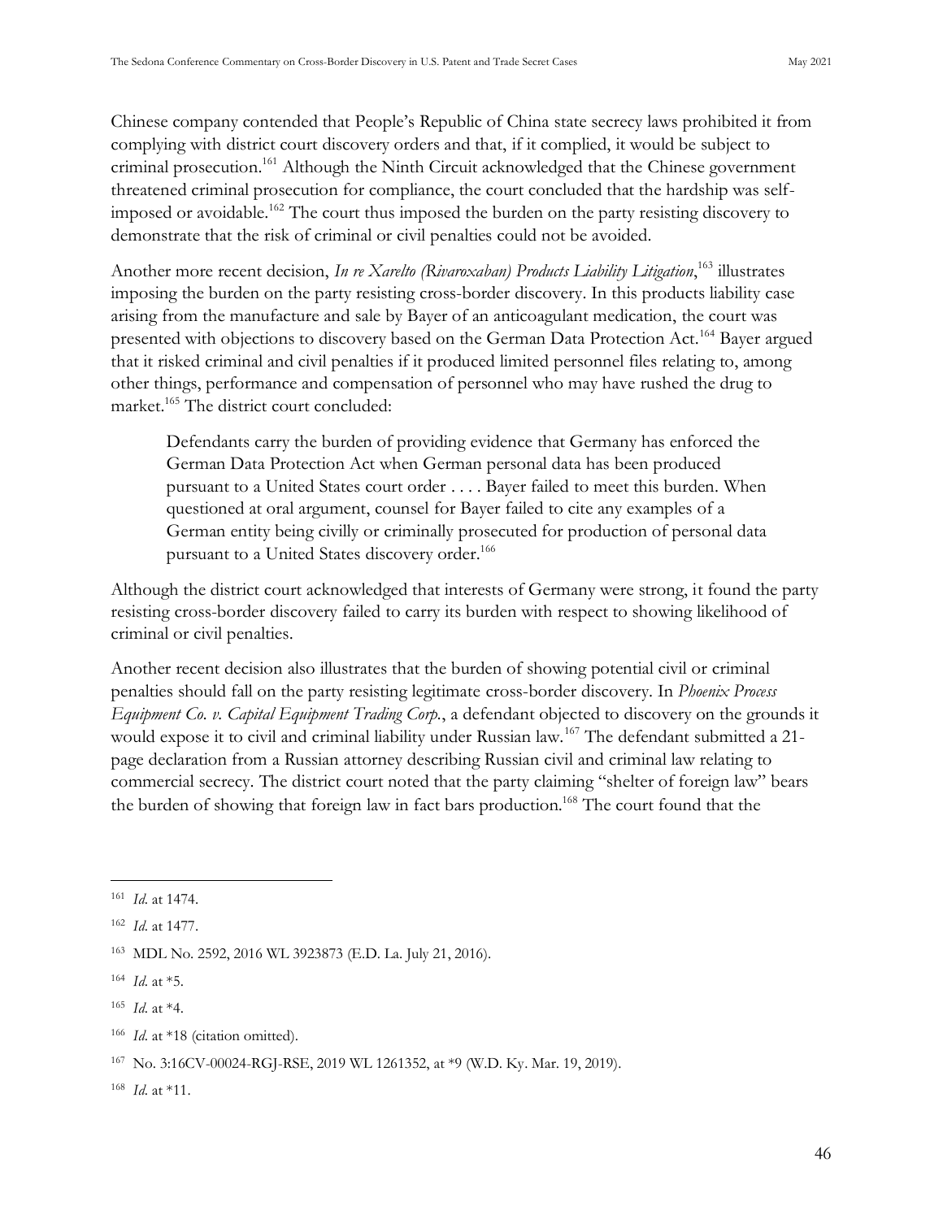Chinese company contended that People's Republic of China state secrecy laws prohibited it from complying with district court discovery orders and that, if it complied, it would be subject to criminal prosecution.[161] Although the Ninth Circuit acknowledged that the Chinese government threatened criminal prosecution for compliance, the court concluded that the hardship was self-imposed or avoidable.[162] The court thus imposed the burden on the party resisting discovery to demonstrate that the risk of criminal or civil penalties could not be avoided.

Another more recent decision, *In re Xarelto (Rivaroxaban) Products Liability Litigation*,[163] illustrates imposing the burden on the party resisting cross-border discovery. In this products liability case arising from the manufacture and sale by Bayer of an anticoagulant medication, the court was presented with objections to discovery based on the German Data Protection Act.[164] Bayer argued that it risked criminal and civil penalties if it produced limited personnel files relating to, among other things, performance and compensation of personnel who may have rushed the drug to market.[165] The district court concluded:

> Defendants carry the burden of providing evidence that Germany has enforced the German Data Protection Act when German personal data has been produced pursuant to a United States court order . . . . Bayer failed to meet this burden. When questioned at oral argument, counsel for Bayer failed to cite any examples of a German entity being civilly or criminally prosecuted for production of personal data pursuant to a United States discovery order.[166]

Although the district court acknowledged that interests of Germany were strong, it found the party resisting cross-border discovery failed to carry its burden with respect to showing likelihood of criminal or civil penalties.

Another recent decision also illustrates that the burden of showing potential civil or criminal penalties should fall on the party resisting legitimate cross-border discovery. In *Phoenix Process Equipment Co. v. Capital Equipment Trading Corp.*, a defendant objected to discovery on the grounds it would expose it to civil and criminal liability under Russian law.[167] The defendant submitted a 21-page declaration from a Russian attorney describing Russian civil and criminal law relating to commercial secrecy. The district court noted that the party claiming "shelter of foreign law" bears the burden of showing that foreign law in fact bars production.[168] The court found that the

---

[161] *Id*. at 1474.

[162] *Id*. at 1477.

[163] MDL No. 2592, 2016 WL 3923873 (E.D. La. July 21, 2016).

[164] *Id*. at \*5.

[165] *Id*. at \*4.

[166] *Id*. at \*18 (citation omitted).

[167] No. 3:16CV-00024-RGJ-RSE, 2019 WL 1261352, at \*9 (W.D. Ky. Mar. 19, 2019).

[168] *Id*. at \*11.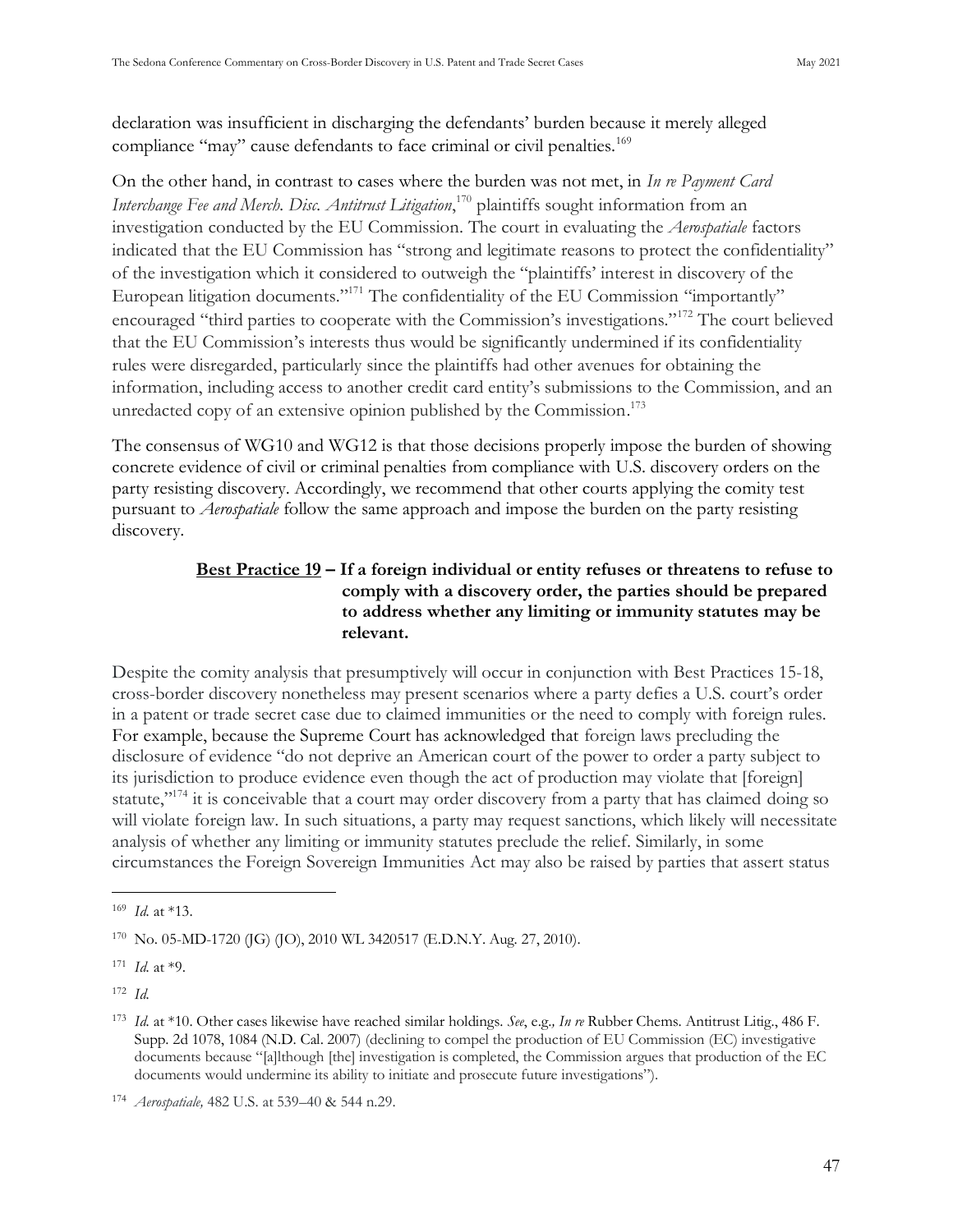declaration was insufficient in discharging the defendants' burden because it merely alleged compliance "may" cause defendants to face criminal or civil penalties.[169]

On the other hand, in contrast to cases where the burden was not met, in *In re Payment Card Interchange Fee and Merch. Disc. Antitrust Litigation*,[170] plaintiffs sought information from an investigation conducted by the EU Commission. The court in evaluating the *Aerospatiale* factors indicated that the EU Commission has "strong and legitimate reasons to protect the confidentiality" of the investigation which it considered to outweigh the "plaintiffs' interest in discovery of the European litigation documents."[171] The confidentiality of the EU Commission "importantly" encouraged "third parties to cooperate with the Commission's investigations."[172] The court believed that the EU Commission's interests thus would be significantly undermined if its confidentiality rules were disregarded, particularly since the plaintiffs had other avenues for obtaining the information, including access to another credit card entity's submissions to the Commission, and an unredacted copy of an extensive opinion published by the Commission.[173]

The consensus of WG10 and WG12 is that those decisions properly impose the burden of showing concrete evidence of civil or criminal penalties from compliance with U.S. discovery orders on the party resisting discovery. Accordingly, we recommend that other courts applying the comity test pursuant to *Aerospatiale* follow the same approach and impose the burden on the party resisting discovery.

**<u>Best Practice 19</u> – If a foreign individual or entity refuses or threatens to refuse to comply with a discovery order, the parties should be prepared to address whether any limiting or immunity statutes may be relevant.**

Despite the comity analysis that presumptively will occur in conjunction with Best Practices 15-18, cross-border discovery nonetheless may present scenarios where a party defies a U.S. court's order in a patent or trade secret case due to claimed immunities or the need to comply with foreign rules. For example, because the Supreme Court has acknowledged that foreign laws precluding the disclosure of evidence "do not deprive an American court of the power to order a party subject to its jurisdiction to produce evidence even though the act of production may violate that [foreign] statute,"[174] it is conceivable that a court may order discovery from a party that has claimed doing so will violate foreign law. In such situations, a party may request sanctions, which likely will necessitate analysis of whether any limiting or immunity statutes preclude the relief. Similarly, in some circumstances the Foreign Sovereign Immunities Act may also be raised by parties that assert status

---

[169] *Id.* at *13.

[170] No. 05-MD-1720 (JG) (JO), 2010 WL 3420517 (E.D.N.Y. Aug. 27, 2010).

[171] *Id.* at *9.

[172] *Id.*

[173] *Id.* at *10. Other cases likewise have reached similar holdings. *See*, e.g., *In re* Rubber Chems. Antitrust Litig., 486 F. Supp. 2d 1078, 1084 (N.D. Cal. 2007) (declining to compel the production of EU Commission (EC) investigative documents because "[a]lthough [the] investigation is completed, the Commission argues that production of the EC documents would undermine its ability to initiate and prosecute future investigations").

[174] *Aerospatiale,* 482 U.S. at 539–40 & 544 n.29.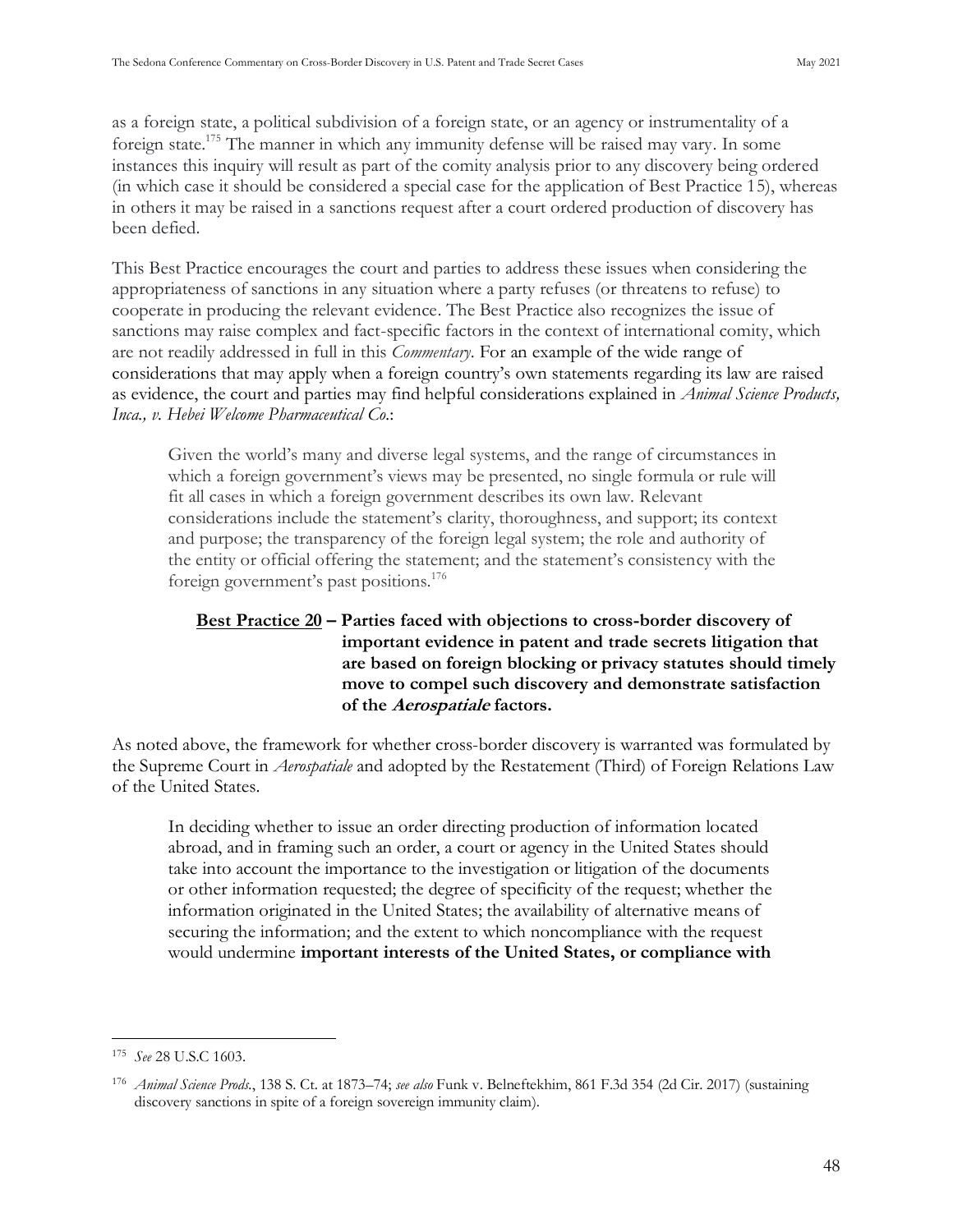as a foreign state, a political subdivision of a foreign state, or an agency or instrumentality of a foreign state.[175] The manner in which any immunity defense will be raised may vary. In some instances this inquiry will result as part of the comity analysis prior to any discovery being ordered (in which case it should be considered a special case for the application of Best Practice 15), whereas in others it may be raised in a sanctions request after a court ordered production of discovery has been defied.

This Best Practice encourages the court and parties to address these issues when considering the appropriateness of sanctions in any situation where a party refuses (or threatens to refuse) to cooperate in producing the relevant evidence. The Best Practice also recognizes the issue of sanctions may raise complex and fact-specific factors in the context of international comity, which are not readily addressed in full in this *Commentary*. For an example of the wide range of considerations that may apply when a foreign country's own statements regarding its law are raised as evidence, the court and parties may find helpful considerations explained in *Animal Science Products, Inca., v. Hebei Welcome Pharmaceutical Co.*:

> Given the world's many and diverse legal systems, and the range of circumstances in which a foreign government's views may be presented, no single formula or rule will fit all cases in which a foreign government describes its own law. Relevant considerations include the statement's clarity, thoroughness, and support; its context and purpose; the transparency of the foreign legal system; the role and authority of the entity or official offering the statement; and the statement's consistency with the foreign government's past positions.[176]

**<u>Best Practice 20</u> – Parties faced with objections to cross-border discovery of important evidence in patent and trade secrets litigation that are based on foreign blocking or privacy statutes should timely move to compel such discovery and demonstrate satisfaction of the *Aerospatiale* factors.**

As noted above, the framework for whether cross-border discovery is warranted was formulated by the Supreme Court in *Aerospatiale* and adopted by the Restatement (Third) of Foreign Relations Law of the United States.

> In deciding whether to issue an order directing production of information located abroad, and in framing such an order, a court or agency in the United States should take into account the importance to the investigation or litigation of the documents or other information requested; the degree of specificity of the request; whether the information originated in the United States; the availability of alternative means of securing the information; and the extent to which noncompliance with the request would undermine **important interests of the United States, or compliance with**

---

[175] *See* 28 U.S.C 1603.

[176] *Animal Science Prods.*, 138 S. Ct. at 1873–74; *see also* Funk v. Belneftekhim, 861 F.3d 354 (2d Cir. 2017) (sustaining discovery sanctions in spite of a foreign sovereign immunity claim).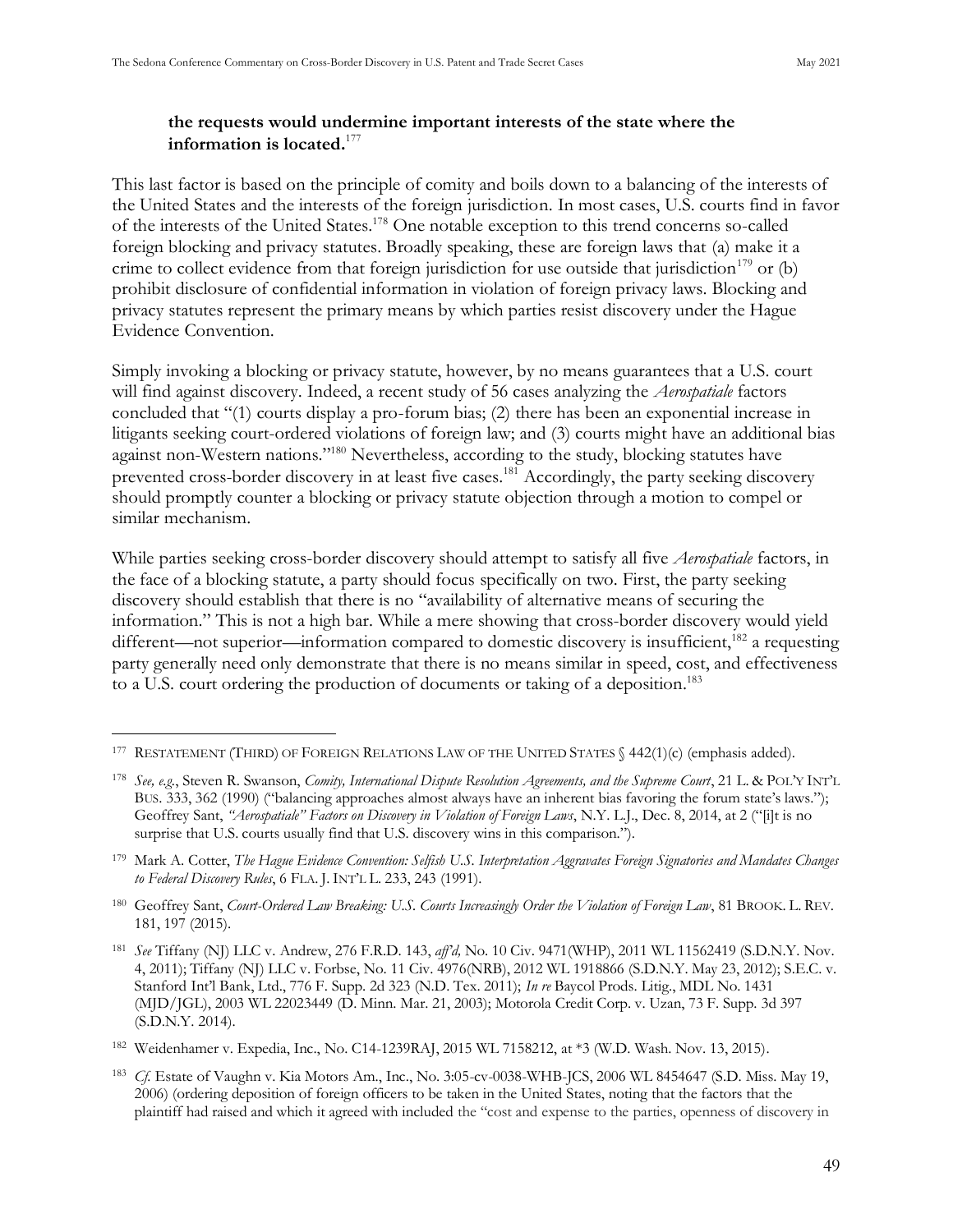**the requests would undermine important interests of the state where the information is located.**[177]

This last factor is based on the principle of comity and boils down to a balancing of the interests of the United States and the interests of the foreign jurisdiction. In most cases, U.S. courts find in favor of the interests of the United States.[178] One notable exception to this trend concerns so-called foreign blocking and privacy statutes. Broadly speaking, these are foreign laws that (a) make it a crime to collect evidence from that foreign jurisdiction for use outside that jurisdiction[179] or (b) prohibit disclosure of confidential information in violation of foreign privacy laws. Blocking and privacy statutes represent the primary means by which parties resist discovery under the Hague Evidence Convention.

Simply invoking a blocking or privacy statute, however, by no means guarantees that a U.S. court will find against discovery. Indeed, a recent study of 56 cases analyzing the *Aerospatiale* factors concluded that "(1) courts display a pro-forum bias; (2) there has been an exponential increase in litigants seeking court-ordered violations of foreign law; and (3) courts might have an additional bias against non-Western nations."[180] Nevertheless, according to the study, blocking statutes have prevented cross-border discovery in at least five cases.[181] Accordingly, the party seeking discovery should promptly counter a blocking or privacy statute objection through a motion to compel or similar mechanism.

While parties seeking cross-border discovery should attempt to satisfy all five *Aerospatiale* factors, in the face of a blocking statute, a party should focus specifically on two. First, the party seeking discovery should establish that there is no "availability of alternative means of securing the information." This is not a high bar. While a mere showing that cross-border discovery would yield different—not superior—information compared to domestic discovery is insufficient,[182] a requesting party generally need only demonstrate that there is no means similar in speed, cost, and effectiveness to a U.S. court ordering the production of documents or taking of a deposition.[183]

---

[177] RESTATEMENT (THIRD) OF FOREIGN RELATIONS LAW OF THE UNITED STATES § 442(1)(c) (emphasis added).

[178] *See, e.g.*, Steven R. Swanson, *Comity, International Dispute Resolution Agreements, and the Supreme Court*, 21 L. & POL'Y INT'L BUS. 333, 362 (1990) ("balancing approaches almost always have an inherent bias favoring the forum state's laws."); Geoffrey Sant, *"Aerospatiale" Factors on Discovery in Violation of Foreign Laws*, N.Y. L.J., Dec. 8, 2014, at 2 ("[i]t is no surprise that U.S. courts usually find that U.S. discovery wins in this comparison.").

[179] Mark A. Cotter, *The Hague Evidence Convention: Selfish U.S. Interpretation Aggravates Foreign Signatories and Mandates Changes to Federal Discovery Rules*, 6 FLA. J. INT'L L. 233, 243 (1991).

[180] Geoffrey Sant, *Court-Ordered Law Breaking: U.S. Courts Increasingly Order the Violation of Foreign Law*, 81 BROOK. L. REV. 181, 197 (2015).

[181] *See* Tiffany (NJ) LLC v. Andrew, 276 F.R.D. 143, *aff'd*, No. 10 Civ. 9471(WHP), 2011 WL 11562419 (S.D.N.Y. Nov. 4, 2011); Tiffany (NJ) LLC v. Forbse, No. 11 Civ. 4976(NRB), 2012 WL 1918866 (S.D.N.Y. May 23, 2012); S.E.C. v. Stanford Int'l Bank, Ltd., 776 F. Supp. 2d 323 (N.D. Tex. 2011); *In re* Baycol Prods. Litig., MDL No. 1431 (MJD/JGL), 2003 WL 22023449 (D. Minn. Mar. 21, 2003); Motorola Credit Corp. v. Uzan, 73 F. Supp. 3d 397 (S.D.N.Y. 2014).

[182] Weidenhamer v. Expedia, Inc., No. C14-1239RAJ, 2015 WL 7158212, at *3 (W.D. Wash. Nov. 13, 2015).

[183] *Cf.* Estate of Vaughn v. Kia Motors Am., Inc., No. 3:05-cv-0038-WHB-JCS, 2006 WL 8454647 (S.D. Miss. May 19, 2006) (ordering deposition of foreign officers to be taken in the United States, noting that the factors that the plaintiff had raised and which it agreed with included the "cost and expense to the parties, openness of discovery in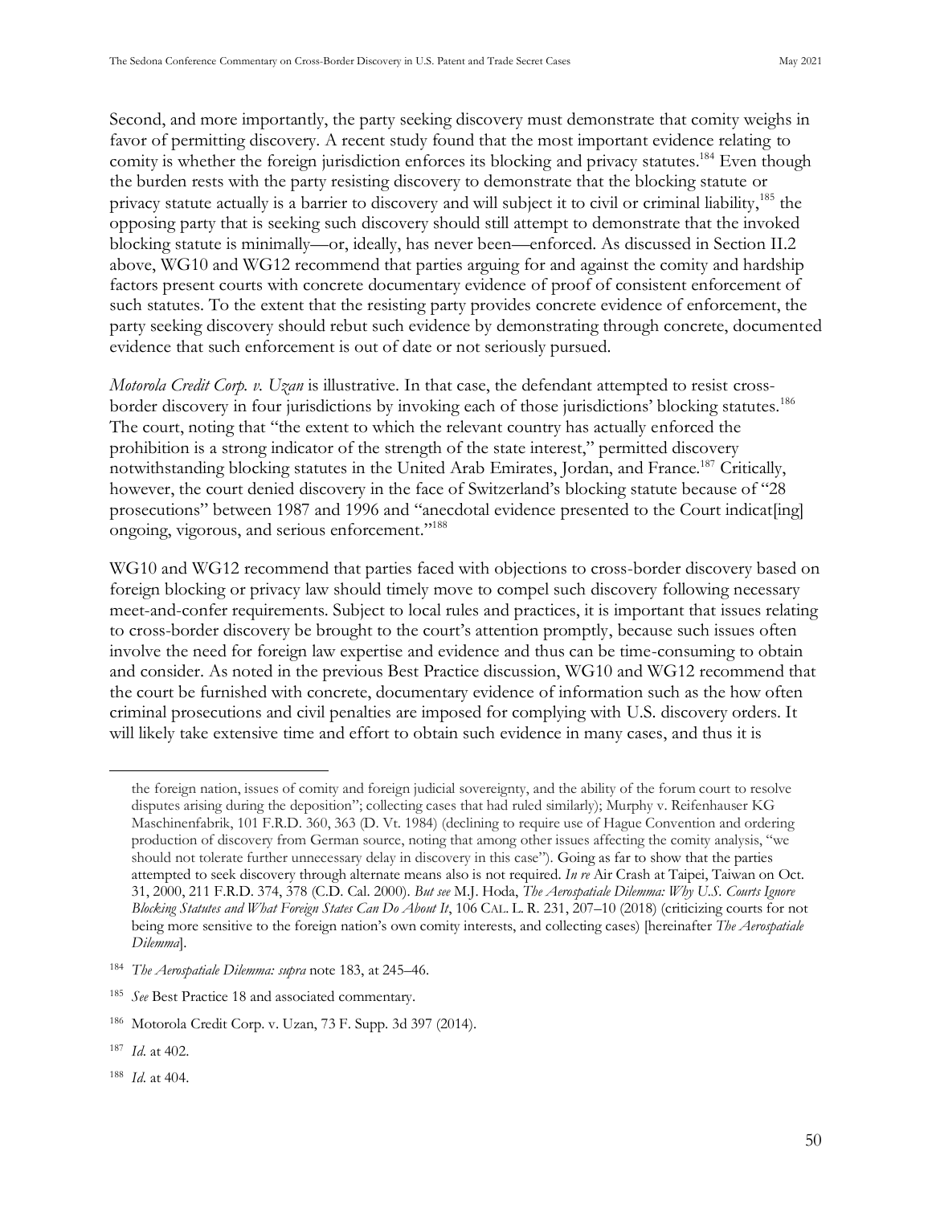Second, and more importantly, the party seeking discovery must demonstrate that comity weighs in favor of permitting discovery. A recent study found that the most important evidence relating to comity is whether the foreign jurisdiction enforces its blocking and privacy statutes.[184] Even though the burden rests with the party resisting discovery to demonstrate that the blocking statute or privacy statute actually is a barrier to discovery and will subject it to civil or criminal liability,[185] the opposing party that is seeking such discovery should still attempt to demonstrate that the invoked blocking statute is minimally—or, ideally, has never been—enforced. As discussed in Section II.2 above, WG10 and WG12 recommend that parties arguing for and against the comity and hardship factors present courts with concrete documentary evidence of proof of consistent enforcement of such statutes. To the extent that the resisting party provides concrete evidence of enforcement, the party seeking discovery should rebut such evidence by demonstrating through concrete, documented evidence that such enforcement is out of date or not seriously pursued.

*Motorola Credit Corp. v. Uzan* is illustrative. In that case, the defendant attempted to resist cross-border discovery in four jurisdictions by invoking each of those jurisdictions' blocking statutes.[186] The court, noting that "the extent to which the relevant country has actually enforced the prohibition is a strong indicator of the strength of the state interest," permitted discovery notwithstanding blocking statutes in the United Arab Emirates, Jordan, and France.[187] Critically, however, the court denied discovery in the face of Switzerland's blocking statute because of "28 prosecutions" between 1987 and 1996 and "anecdotal evidence presented to the Court indicat[ing] ongoing, vigorous, and serious enforcement."[188]

WG10 and WG12 recommend that parties faced with objections to cross-border discovery based on foreign blocking or privacy law should timely move to compel such discovery following necessary meet-and-confer requirements. Subject to local rules and practices, it is important that issues relating to cross-border discovery be brought to the court's attention promptly, because such issues often involve the need for foreign law expertise and evidence and thus can be time-consuming to obtain and consider. As noted in the previous Best Practice discussion, WG10 and WG12 recommend that the court be furnished with concrete, documentary evidence of information such as the how often criminal prosecutions and civil penalties are imposed for complying with U.S. discovery orders. It will likely take extensive time and effort to obtain such evidence in many cases, and thus it is

---

the foreign nation, issues of comity and foreign judicial sovereignty, and the ability of the forum court to resolve disputes arising during the deposition"; collecting cases that had ruled similarly); Murphy v. Reifenhauser KG Maschinenfabrik, 101 F.R.D. 360, 363 (D. Vt. 1984) (declining to require use of Hague Convention and ordering production of discovery from German source, noting that among other issues affecting the comity analysis, "we should not tolerate further unnecessary delay in discovery in this case"). Going as far to show that the parties attempted to seek discovery through alternate means also is not required. *In re* Air Crash at Taipei, Taiwan on Oct. 31, 2000, 211 F.R.D. 374, 378 (C.D. Cal. 2000). *But see* M.J. Hoda, *The Aerospatiale Dilemma: Why U.S. Courts Ignore Blocking Statutes and What Foreign States Can Do About It*, 106 CAL. L. R. 231, 207–10 (2018) (criticizing courts for not being more sensitive to the foreign nation's own comity interests, and collecting cases) [hereinafter *The Aerospatiale Dilemma*].

[184] *The Aerospatiale Dilemma: supra* note 183, at 245–46.

[185] *See* Best Practice 18 and associated commentary.

[186] Motorola Credit Corp. v. Uzan, 73 F. Supp. 3d 397 (2014).

[187] *Id*. at 402.

[188] *Id*. at 404.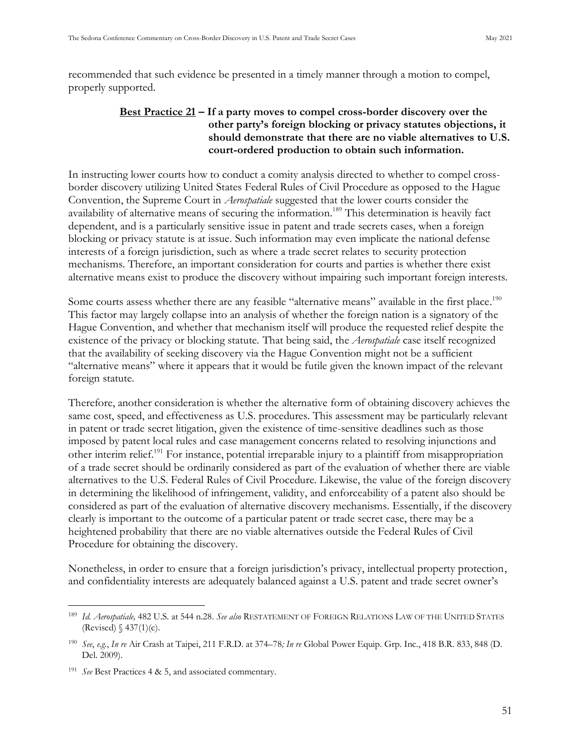recommended that such evidence be presented in a timely manner through a motion to compel, properly supported.

**<u>Best Practice 21</u> – If a party moves to compel cross-border discovery over the other party's foreign blocking or privacy statutes objections, it should demonstrate that there are no viable alternatives to U.S. court-ordered production to obtain such information.**

In instructing lower courts how to conduct a comity analysis directed to whether to compel cross-border discovery utilizing United States Federal Rules of Civil Procedure as opposed to the Hague Convention, the Supreme Court in *Aerospatiale* suggested that the lower courts consider the availability of alternative means of securing the information.[189] This determination is heavily fact dependent, and is a particularly sensitive issue in patent and trade secrets cases, when a foreign blocking or privacy statute is at issue. Such information may even implicate the national defense interests of a foreign jurisdiction, such as where a trade secret relates to security protection mechanisms. Therefore, an important consideration for courts and parties is whether there exist alternative means exist to produce the discovery without impairing such important foreign interests.

Some courts assess whether there are any feasible "alternative means" available in the first place.[190] This factor may largely collapse into an analysis of whether the foreign nation is a signatory of the Hague Convention, and whether that mechanism itself will produce the requested relief despite the existence of the privacy or blocking statute. That being said, the *Aerospatiale* case itself recognized that the availability of seeking discovery via the Hague Convention might not be a sufficient "alternative means" where it appears that it would be futile given the known impact of the relevant foreign statute.

Therefore, another consideration is whether the alternative form of obtaining discovery achieves the same cost, speed, and effectiveness as U.S. procedures. This assessment may be particularly relevant in patent or trade secret litigation, given the existence of time-sensitive deadlines such as those imposed by patent local rules and case management concerns related to resolving injunctions and other interim relief.[191] For instance, potential irreparable injury to a plaintiff from misappropriation of a trade secret should be ordinarily considered as part of the evaluation of whether there are viable alternatives to the U.S. Federal Rules of Civil Procedure. Likewise, the value of the foreign discovery in determining the likelihood of infringement, validity, and enforceability of a patent also should be considered as part of the evaluation of alternative discovery mechanisms. Essentially, if the discovery clearly is important to the outcome of a particular patent or trade secret case, there may be a heightened probability that there are no viable alternatives outside the Federal Rules of Civil Procedure for obtaining the discovery.

Nonetheless, in order to ensure that a foreign jurisdiction's privacy, intellectual property protection, and confidentiality interests are adequately balanced against a U.S. patent and trade secret owner's

---

[189] *Id. Aerospatiale,* 482 U.S. at 544 n.28. *See also* RESTATEMENT OF FOREIGN RELATIONS LAW OF THE UNITED STATES (Revised) § 437(1)(c).

[190] *See*, *e.g.*, *In re* Air Crash at Taipei, 211 F.R.D. at 374–78*; In re* Global Power Equip. Grp. Inc., 418 B.R. 833, 848 (D. Del. 2009).

[191] *See* Best Practices 4 & 5, and associated commentary.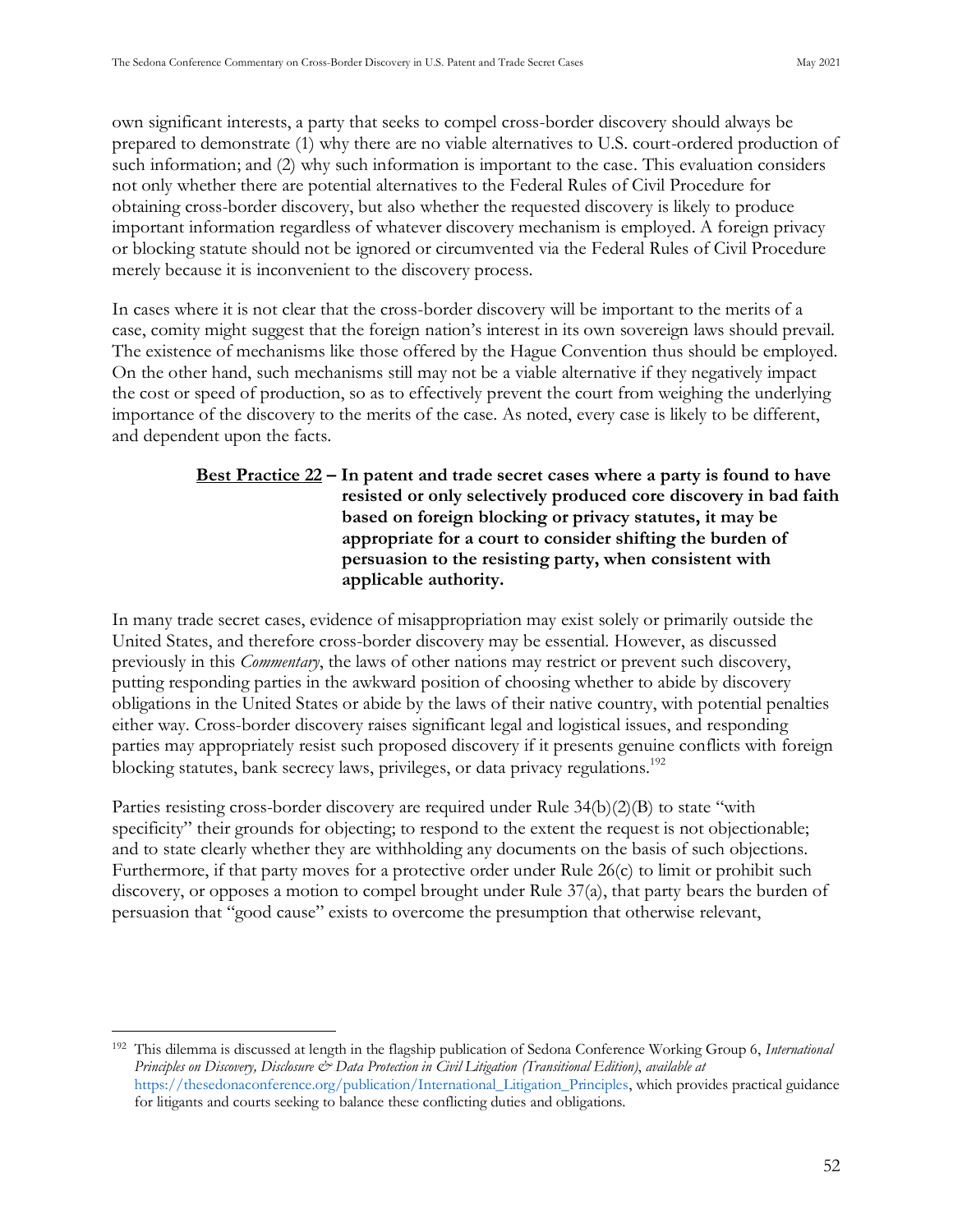own significant interests, a party that seeks to compel cross-border discovery should always be prepared to demonstrate (1) why there are no viable alternatives to U.S. court-ordered production of such information; and (2) why such information is important to the case. This evaluation considers not only whether there are potential alternatives to the Federal Rules of Civil Procedure for obtaining cross-border discovery, but also whether the requested discovery is likely to produce important information regardless of whatever discovery mechanism is employed. A foreign privacy or blocking statute should not be ignored or circumvented via the Federal Rules of Civil Procedure merely because it is inconvenient to the discovery process.

In cases where it is not clear that the cross-border discovery will be important to the merits of a case, comity might suggest that the foreign nation's interest in its own sovereign laws should prevail. The existence of mechanisms like those offered by the Hague Convention thus should be employed. On the other hand, such mechanisms still may not be a viable alternative if they negatively impact the cost or speed of production, so as to effectively prevent the court from weighing the underlying importance of the discovery to the merits of the case. As noted, every case is likely to be different, and dependent upon the facts.

**Best Practice 22 – In patent and trade secret cases where a party is found to have resisted or only selectively produced core discovery in bad faith based on foreign blocking or privacy statutes, it may be appropriate for a court to consider shifting the burden of persuasion to the resisting party, when consistent with applicable authority.**

In many trade secret cases, evidence of misappropriation may exist solely or primarily outside the United States, and therefore cross-border discovery may be essential. However, as discussed previously in this *Commentary*, the laws of other nations may restrict or prevent such discovery, putting responding parties in the awkward position of choosing whether to abide by discovery obligations in the United States or abide by the laws of their native country, with potential penalties either way. Cross-border discovery raises significant legal and logistical issues, and responding parties may appropriately resist such proposed discovery if it presents genuine conflicts with foreign blocking statutes, bank secrecy laws, privileges, or data privacy regulations.[192]

Parties resisting cross-border discovery are required under Rule 34(b)(2)(B) to state "with specificity" their grounds for objecting; to respond to the extent the request is not objectionable; and to state clearly whether they are withholding any documents on the basis of such objections. Furthermore, if that party moves for a protective order under Rule 26(c) to limit or prohibit such discovery, or opposes a motion to compel brought under Rule 37(a), that party bears the burden of persuasion that "good cause" exists to overcome the presumption that otherwise relevant,

---

[192] This dilemma is discussed at length in the flagship publication of Sedona Conference Working Group 6, *International Principles on Discovery, Disclosure & Data Protection in Civil Litigation (Transitional Edition)*, *available at* https://thesedonaconference.org/publication/International_Litigation_Principles, which provides practical guidance for litigants and courts seeking to balance these conflicting duties and obligations.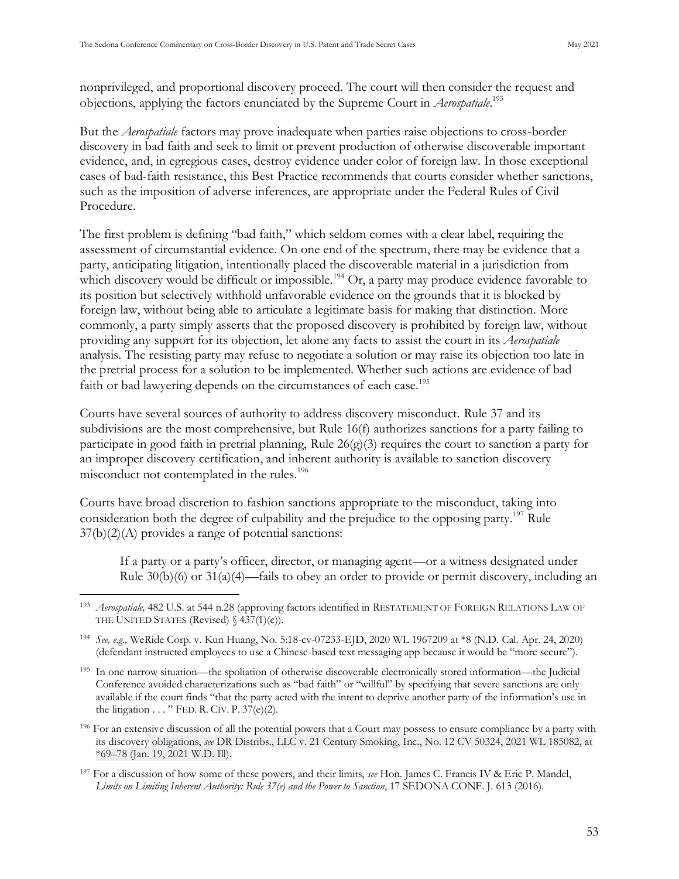nonprivileged, and proportional discovery proceed. The court will then consider the request and objections, applying the factors enunciated by the Supreme Court in *Aerospatiale*.[193]

But the *Aerospatiale* factors may prove inadequate when parties raise objections to cross-border discovery in bad faith and seek to limit or prevent production of otherwise discoverable important evidence, and, in egregious cases, destroy evidence under color of foreign law. In those exceptional cases of bad-faith resistance, this Best Practice recommends that courts consider whether sanctions, such as the imposition of adverse inferences, are appropriate under the Federal Rules of Civil Procedure.

The first problem is defining "bad faith," which seldom comes with a clear label, requiring the assessment of circumstantial evidence. On one end of the spectrum, there may be evidence that a party, anticipating litigation, intentionally placed the discoverable material in a jurisdiction from which discovery would be difficult or impossible.[194] Or, a party may produce evidence favorable to its position but selectively withhold unfavorable evidence on the grounds that it is blocked by foreign law, without being able to articulate a legitimate basis for making that distinction. More commonly, a party simply asserts that the proposed discovery is prohibited by foreign law, without providing any support for its objection, let alone any facts to assist the court in its *Aerospatiale* analysis. The resisting party may refuse to negotiate a solution or may raise its objection too late in the pretrial process for a solution to be implemented. Whether such actions are evidence of bad faith or bad lawyering depends on the circumstances of each case.[195]

Courts have several sources of authority to address discovery misconduct. Rule 37 and its subdivisions are the most comprehensive, but Rule 16(f) authorizes sanctions for a party failing to participate in good faith in pretrial planning, Rule 26(g)(3) requires the court to sanction a party for an improper discovery certification, and inherent authority is available to sanction discovery misconduct not contemplated in the rules.[196]

Courts have broad discretion to fashion sanctions appropriate to the misconduct, taking into consideration both the degree of culpability and the prejudice to the opposing party.[197] Rule 37(b)(2)(A) provides a range of potential sanctions:

> If a party or a party's officer, director, or managing agent—or a witness designated under Rule 30(b)(6) or 31(a)(4)—fails to obey an order to provide or permit discovery, including an

---

[193] *Aerospatiale,* 482 U.S. at 544 n.28 (approving factors identified in RESTATEMENT OF FOREIGN RELATIONS LAW OF THE UNITED STATES (Revised) § 437(1)(c)).

[194] *See, e.g.,* WeRide Corp. v. Kun Huang, No. 5:18-cv-07233-EJD, 2020 WL 1967209 at *8 (N.D. Cal. Apr. 24, 2020) (defendant instructed employees to use a Chinese-based text messaging app because it would be "more secure").

[195] In one narrow situation—the spoliation of otherwise discoverable electronically stored information—the Judicial Conference avoided characterizations such as "bad faith" or "willful" by specifying that severe sanctions are only available if the court finds "that the party acted with the intent to deprive another party of the information's use in the litigation . . . " FED. R. CIV. P. 37(e)(2).

[196] For an extensive discussion of all the potential powers that a Court may possess to ensure compliance by a party with its discovery obligations, *see* DR Distribs., LLC v. 21 Century Smoking, Inc., No. 12 CV 50324, 2021 WL 185082, at *69–78 (Jan. 19, 2021 W.D. Ill).

[197] For a discussion of how some of these powers, and their limits, *see* Hon. James C. Francis IV & Eric P. Mandel, *Limits on Limiting Inherent Authority: Rule 37(e) and the Power to Sanction*, 17 SEDONA CONF. J. 613 (2016).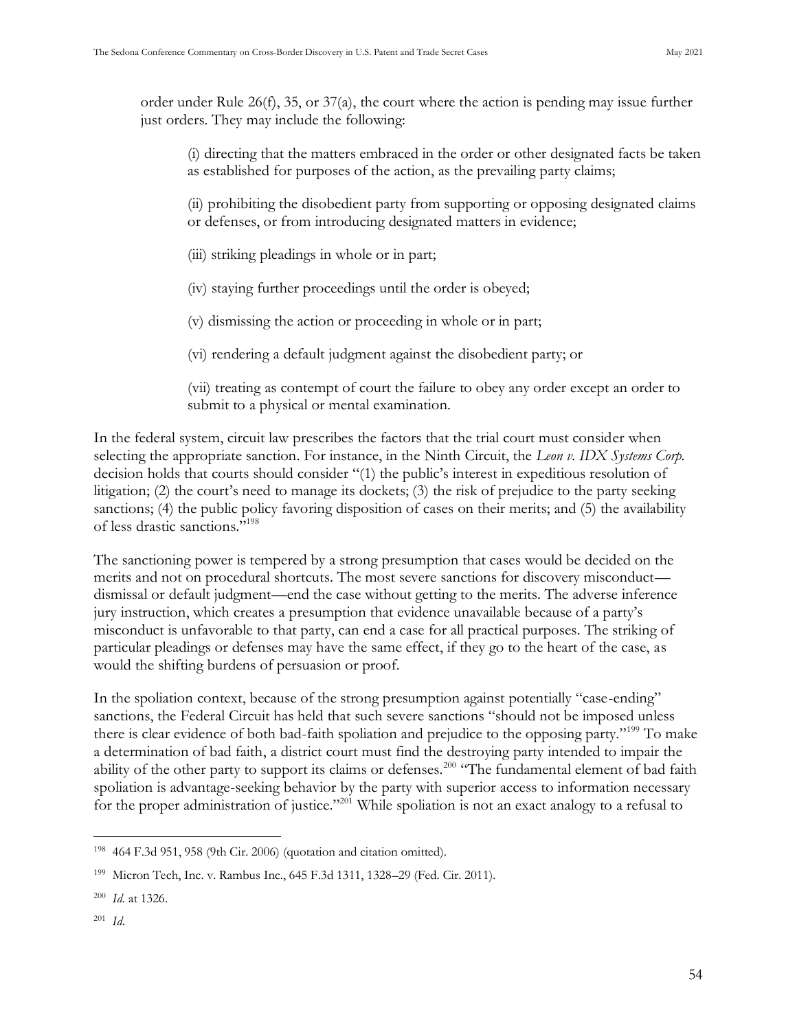order under Rule 26(f), 35, or 37(a), the court where the action is pending may issue further just orders. They may include the following:

> (i) directing that the matters embraced in the order or other designated facts be taken as established for purposes of the action, as the prevailing party claims;
>
> (ii) prohibiting the disobedient party from supporting or opposing designated claims or defenses, or from introducing designated matters in evidence;
>
> (iii) striking pleadings in whole or in part;
>
> (iv) staying further proceedings until the order is obeyed;
>
> (v) dismissing the action or proceeding in whole or in part;
>
> (vi) rendering a default judgment against the disobedient party; or
>
> (vii) treating as contempt of court the failure to obey any order except an order to submit to a physical or mental examination.

In the federal system, circuit law prescribes the factors that the trial court must consider when selecting the appropriate sanction. For instance, in the Ninth Circuit, the *Leon v. IDX Systems Corp.* decision holds that courts should consider "(1) the public's interest in expeditious resolution of litigation; (2) the court's need to manage its dockets; (3) the risk of prejudice to the party seeking sanctions; (4) the public policy favoring disposition of cases on their merits; and (5) the availability of less drastic sanctions."[198]

The sanctioning power is tempered by a strong presumption that cases would be decided on the merits and not on procedural shortcuts. The most severe sanctions for discovery misconduct—dismissal or default judgment—end the case without getting to the merits. The adverse inference jury instruction, which creates a presumption that evidence unavailable because of a party's misconduct is unfavorable to that party, can end a case for all practical purposes. The striking of particular pleadings or defenses may have the same effect, if they go to the heart of the case, as would the shifting burdens of persuasion or proof.

In the spoliation context, because of the strong presumption against potentially "case-ending" sanctions, the Federal Circuit has held that such severe sanctions "should not be imposed unless there is clear evidence of both bad-faith spoliation and prejudice to the opposing party."[199] To make a determination of bad faith, a district court must find the destroying party intended to impair the ability of the other party to support its claims or defenses.[200] "The fundamental element of bad faith spoliation is advantage-seeking behavior by the party with superior access to information necessary for the proper administration of justice."[201] While spoliation is not an exact analogy to a refusal to

---

[198] 464 F.3d 951, 958 (9th Cir. 2006) (quotation and citation omitted).

[199] Micron Tech, Inc. v. Rambus Inc., 645 F.3d 1311, 1328–29 (Fed. Cir. 2011).

[200] *Id.* at 1326.

[201] *Id.*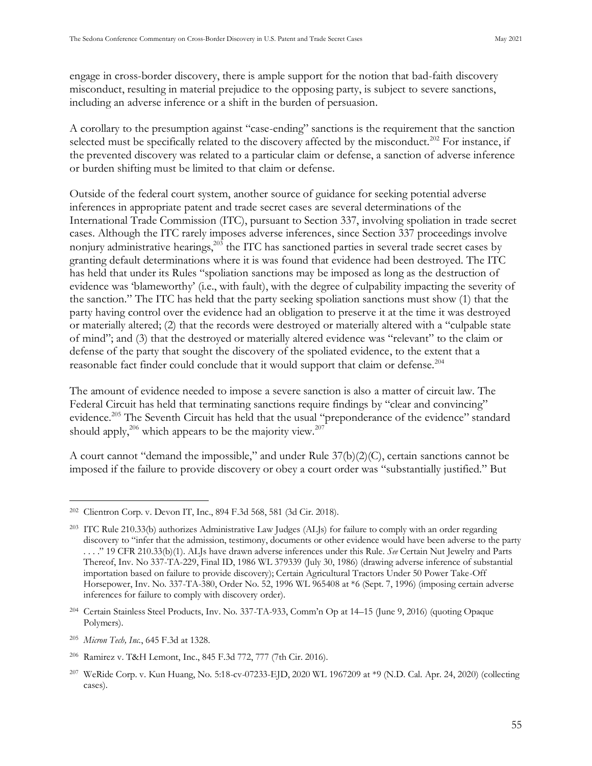engage in cross-border discovery, there is ample support for the notion that bad-faith discovery misconduct, resulting in material prejudice to the opposing party, is subject to severe sanctions, including an adverse inference or a shift in the burden of persuasion.

A corollary to the presumption against "case-ending" sanctions is the requirement that the sanction selected must be specifically related to the discovery affected by the misconduct.[202] For instance, if the prevented discovery was related to a particular claim or defense, a sanction of adverse inference or burden shifting must be limited to that claim or defense.

Outside of the federal court system, another source of guidance for seeking potential adverse inferences in appropriate patent and trade secret cases are several determinations of the International Trade Commission (ITC), pursuant to Section 337, involving spoliation in trade secret cases. Although the ITC rarely imposes adverse inferences, since Section 337 proceedings involve nonjury administrative hearings,[203] the ITC has sanctioned parties in several trade secret cases by granting default determinations where it is was found that evidence had been destroyed. The ITC has held that under its Rules "spoliation sanctions may be imposed as long as the destruction of evidence was 'blameworthy' (i.e., with fault), with the degree of culpability impacting the severity of the sanction." The ITC has held that the party seeking spoliation sanctions must show (1) that the party having control over the evidence had an obligation to preserve it at the time it was destroyed or materially altered; (2) that the records were destroyed or materially altered with a "culpable state of mind"; and (3) that the destroyed or materially altered evidence was "relevant" to the claim or defense of the party that sought the discovery of the spoliated evidence, to the extent that a reasonable fact finder could conclude that it would support that claim or defense.[204]

The amount of evidence needed to impose a severe sanction is also a matter of circuit law. The Federal Circuit has held that terminating sanctions require findings by "clear and convincing" evidence.[205] The Seventh Circuit has held that the usual "preponderance of the evidence" standard should apply,[206] which appears to be the majority view.[207]

A court cannot "demand the impossible," and under Rule 37(b)(2)(C), certain sanctions cannot be imposed if the failure to provide discovery or obey a court order was "substantially justified." But

---

[202] Clientron Corp. v. Devon IT, Inc., 894 F.3d 568, 581 (3d Cir. 2018).

[203] ITC Rule 210.33(b) authorizes Administrative Law Judges (ALJs) for failure to comply with an order regarding discovery to "infer that the admission, testimony, documents or other evidence would have been adverse to the party . . . ." 19 CFR 210.33(b)(1). ALJs have drawn adverse inferences under this Rule. *See* Certain Nut Jewelry and Parts Thereof, Inv. No 337-TA-229, Final ID, 1986 WL 379339 (July 30, 1986) (drawing adverse inference of substantial importation based on failure to provide discovery); Certain Agricultural Tractors Under 50 Power Take-Off Horsepower, Inv. No. 337-TA-380, Order No. 52, 1996 WL 965408 at *6 (Sept. 7, 1996) (imposing certain adverse inferences for failure to comply with discovery order).

[204] Certain Stainless Steel Products, Inv. No. 337-TA-933, Comm'n Op at 14–15 (June 9, 2016) (quoting Opaque Polymers).

[205] *Micron Tech, Inc.*, 645 F.3d at 1328.

[206] Ramirez v. T&H Lemont, Inc., 845 F.3d 772, 777 (7th Cir. 2016).

[207] WeRide Corp. v. Kun Huang, No. 5:18-cv-07233-EJD, 2020 WL 1967209 at *9 (N.D. Cal. Apr. 24, 2020) (collecting cases).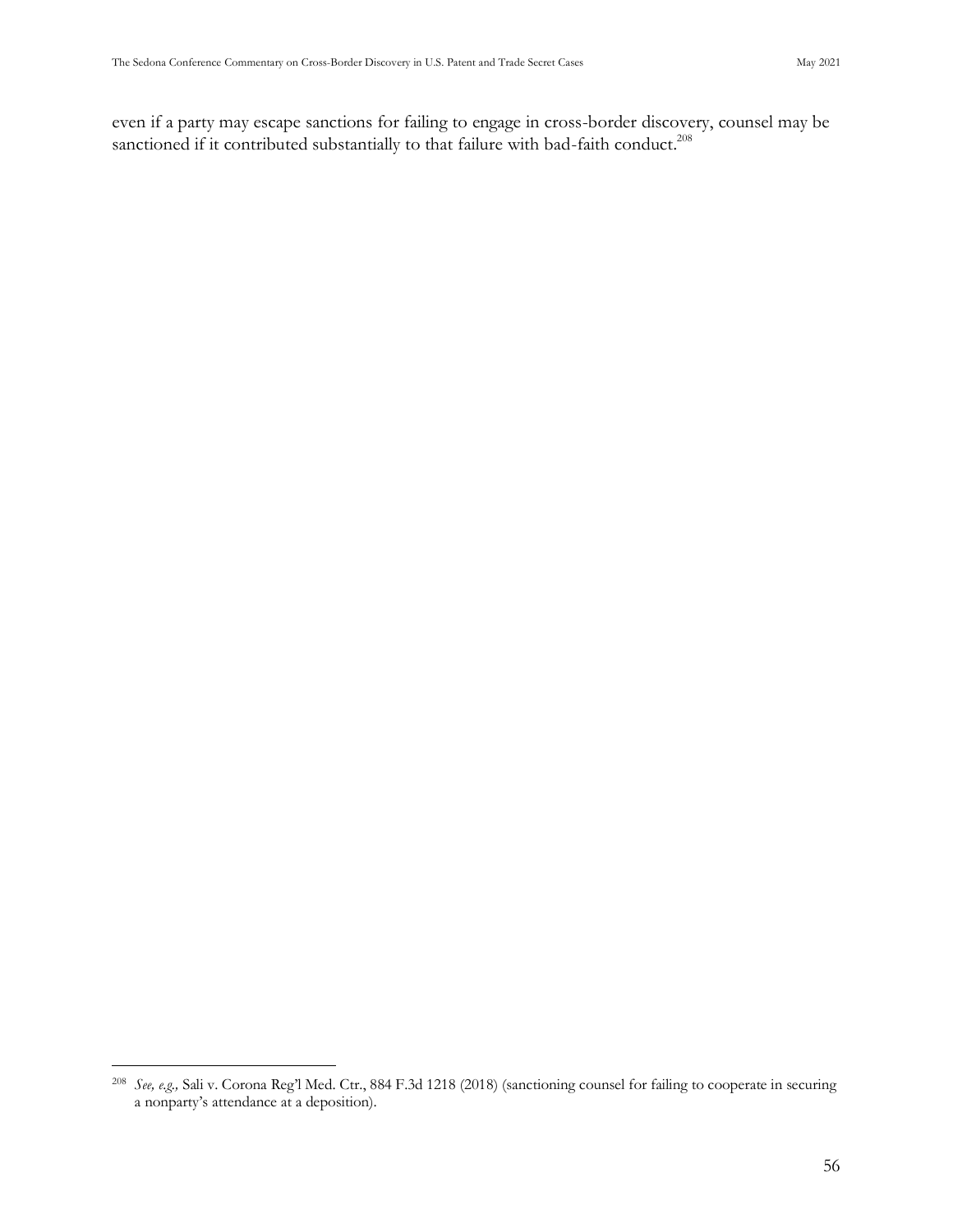even if a party may escape sanctions for failing to engage in cross-border discovery, counsel may be sanctioned if it contributed substantially to that failure with bad-faith conduct.[208]

---

[208] *See, e.g.,* Sali v. Corona Reg'l Med. Ctr., 884 F.3d 1218 (2018) (sanctioning counsel for failing to cooperate in securing a nonparty's attendance at a deposition).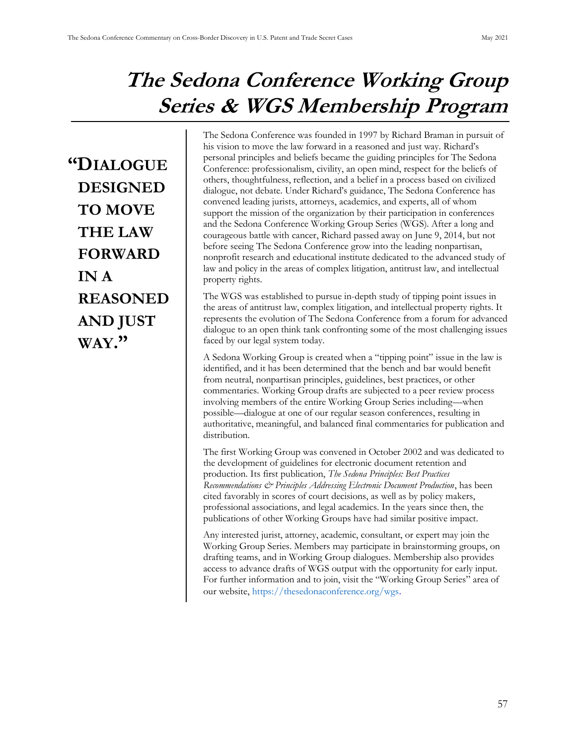# The Sedona Conference Working Group Series & WGS Membership Program

**"DIALOGUE DESIGNED TO MOVE THE LAW FORWARD IN A REASONED AND JUST WAY."**

The Sedona Conference was founded in 1997 by Richard Braman in pursuit of his vision to move the law forward in a reasoned and just way. Richard's personal principles and beliefs became the guiding principles for The Sedona Conference: professionalism, civility, an open mind, respect for the beliefs of others, thoughtfulness, reflection, and a belief in a process based on civilized dialogue, not debate. Under Richard's guidance, The Sedona Conference has convened leading jurists, attorneys, academics, and experts, all of whom support the mission of the organization by their participation in conferences and the Sedona Conference Working Group Series (WGS). After a long and courageous battle with cancer, Richard passed away on June 9, 2014, but not before seeing The Sedona Conference grow into the leading nonpartisan, nonprofit research and educational institute dedicated to the advanced study of law and policy in the areas of complex litigation, antitrust law, and intellectual property rights.

The WGS was established to pursue in-depth study of tipping point issues in the areas of antitrust law, complex litigation, and intellectual property rights. It represents the evolution of The Sedona Conference from a forum for advanced dialogue to an open think tank confronting some of the most challenging issues faced by our legal system today.

A Sedona Working Group is created when a "tipping point" issue in the law is identified, and it has been determined that the bench and bar would benefit from neutral, nonpartisan principles, guidelines, best practices, or other commentaries. Working Group drafts are subjected to a peer review process involving members of the entire Working Group Series including—when possible—dialogue at one of our regular season conferences, resulting in authoritative, meaningful, and balanced final commentaries for publication and distribution.

The first Working Group was convened in October 2002 and was dedicated to the development of guidelines for electronic document retention and production. Its first publication, *The Sedona Principles: Best Practices Recommendations & Principles Addressing Electronic Document Production*, has been cited favorably in scores of court decisions, as well as by policy makers, professional associations, and legal academics. In the years since then, the publications of other Working Groups have had similar positive impact.

Any interested jurist, attorney, academic, consultant, or expert may join the Working Group Series. Members may participate in brainstorming groups, on drafting teams, and in Working Group dialogues. Membership also provides access to advance drafts of WGS output with the opportunity for early input. For further information and to join, visit the "Working Group Series" area of our website, https://thesedonaconference.org/wgs.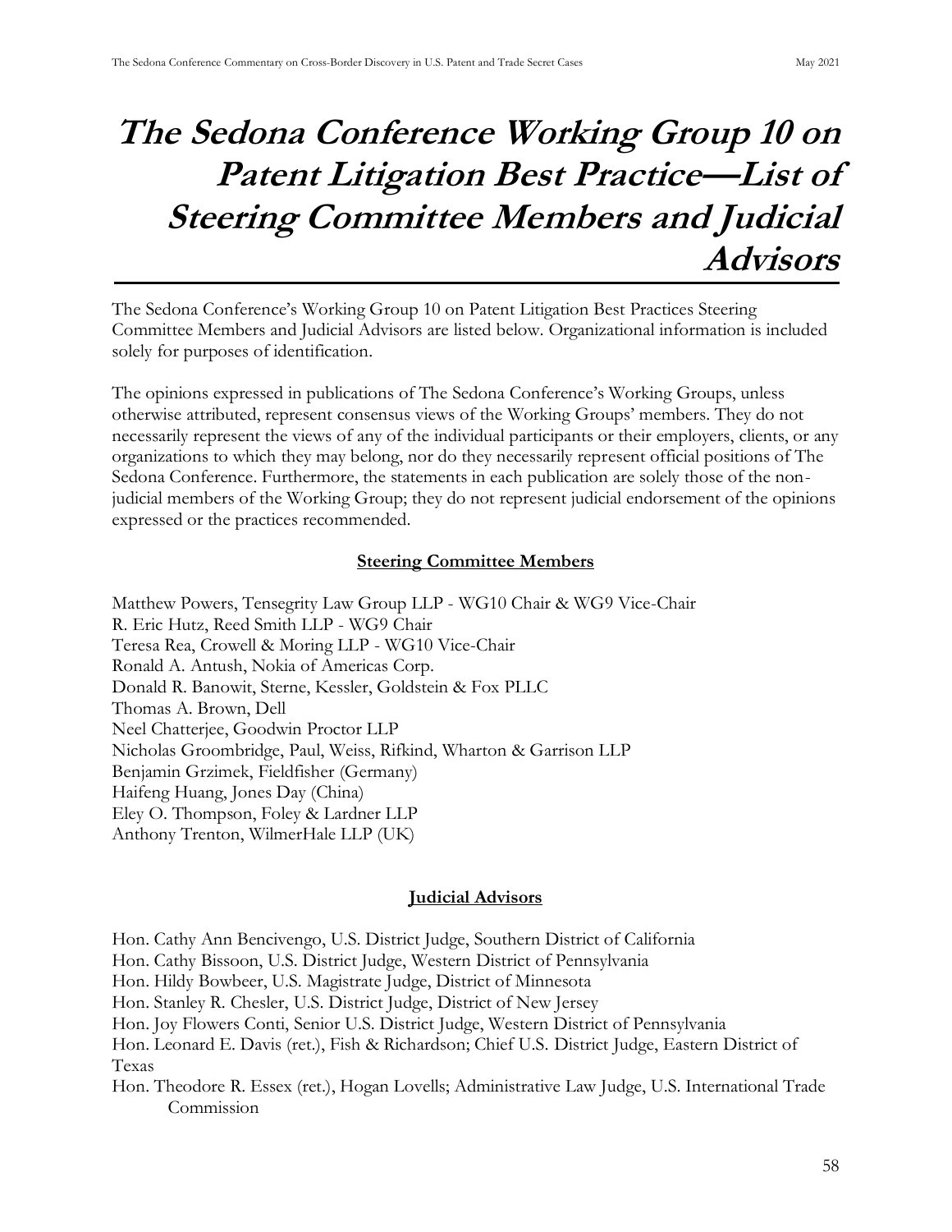# The Sedona Conference Working Group 10 on Patent Litigation Best Practice—List of Steering Committee Members and Judicial Advisors

The Sedona Conference's Working Group 10 on Patent Litigation Best Practices Steering Committee Members and Judicial Advisors are listed below. Organizational information is included solely for purposes of identification.

The opinions expressed in publications of The Sedona Conference's Working Groups, unless otherwise attributed, represent consensus views of the Working Groups' members. They do not necessarily represent the views of any of the individual participants or their employers, clients, or any organizations to which they may belong, nor do they necessarily represent official positions of The Sedona Conference. Furthermore, the statements in each publication are solely those of the non-judicial members of the Working Group; they do not represent judicial endorsement of the opinions expressed or the practices recommended.

## Steering Committee Members

Matthew Powers, Tensegrity Law Group LLP - WG10 Chair & WG9 Vice-Chair
R. Eric Hutz, Reed Smith LLP - WG9 Chair
Teresa Rea, Crowell & Moring LLP - WG10 Vice-Chair
Ronald A. Antush, Nokia of Americas Corp.
Donald R. Banowit, Sterne, Kessler, Goldstein & Fox PLLC
Thomas A. Brown, Dell
Neel Chatterjee, Goodwin Proctor LLP
Nicholas Groombridge, Paul, Weiss, Rifkind, Wharton & Garrison LLP
Benjamin Grzimek, Fieldfisher (Germany)
Haifeng Huang, Jones Day (China)
Eley O. Thompson, Foley & Lardner LLP
Anthony Trenton, WilmerHale LLP (UK)

## Judicial Advisors

Hon. Cathy Ann Bencivengo, U.S. District Judge, Southern District of California
Hon. Cathy Bissoon, U.S. District Judge, Western District of Pennsylvania
Hon. Hildy Bowbeer, U.S. Magistrate Judge, District of Minnesota
Hon. Stanley R. Chesler, U.S. District Judge, District of New Jersey
Hon. Joy Flowers Conti, Senior U.S. District Judge, Western District of Pennsylvania
Hon. Leonard E. Davis (ret.), Fish & Richardson; Chief U.S. District Judge, Eastern District of Texas
Hon. Theodore R. Essex (ret.), Hogan Lovells; Administrative Law Judge, U.S. International Trade Commission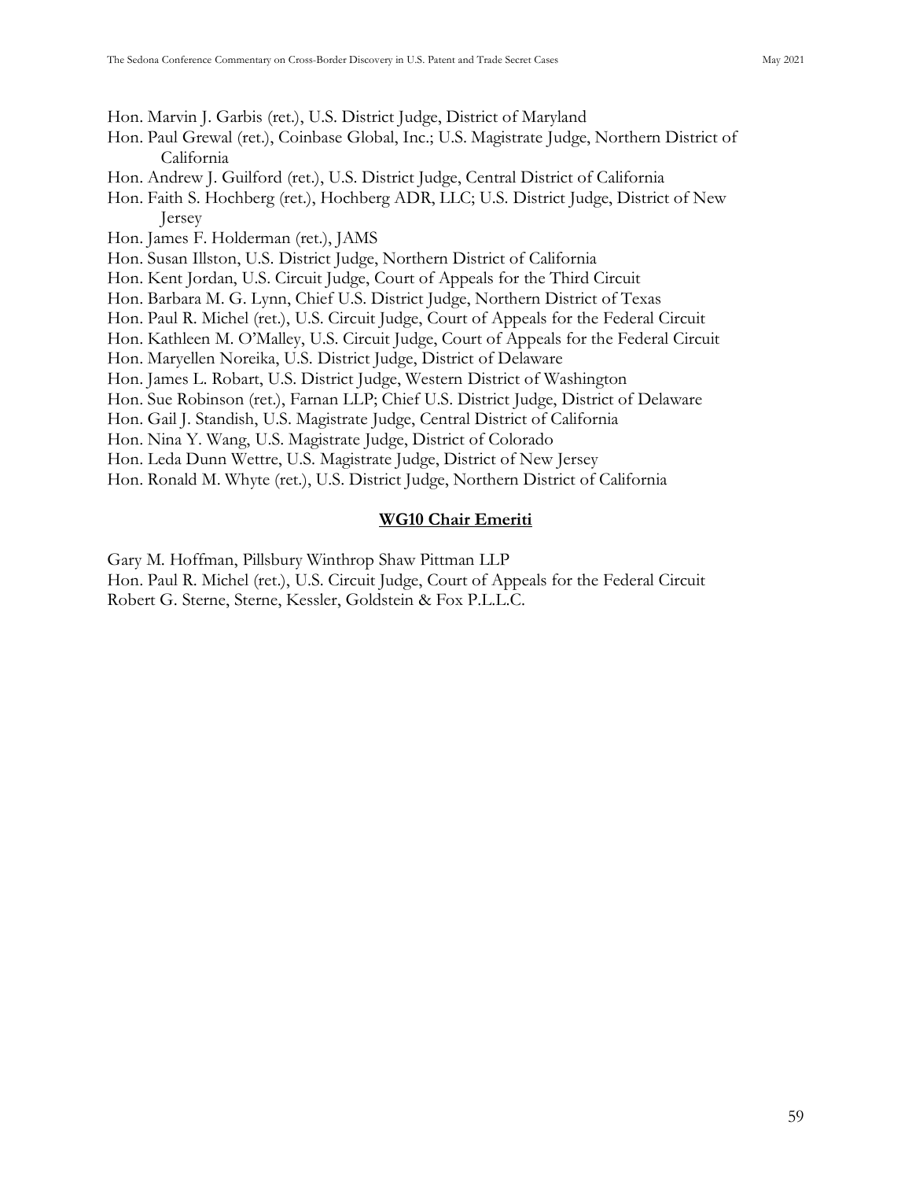Hon. Marvin J. Garbis (ret.), U.S. District Judge, District of Maryland
Hon. Paul Grewal (ret.), Coinbase Global, Inc.; U.S. Magistrate Judge, Northern District of California
Hon. Andrew J. Guilford (ret.), U.S. District Judge, Central District of California
Hon. Faith S. Hochberg (ret.), Hochberg ADR, LLC; U.S. District Judge, District of New Jersey
Hon. James F. Holderman (ret.), JAMS
Hon. Susan Illston, U.S. District Judge, Northern District of California
Hon. Kent Jordan, U.S. Circuit Judge, Court of Appeals for the Third Circuit
Hon. Barbara M. G. Lynn, Chief U.S. District Judge, Northern District of Texas
Hon. Paul R. Michel (ret.), U.S. Circuit Judge, Court of Appeals for the Federal Circuit
Hon. Kathleen M. O'Malley, U.S. Circuit Judge, Court of Appeals for the Federal Circuit
Hon. Maryellen Noreika, U.S. District Judge, District of Delaware
Hon. James L. Robart, U.S. District Judge, Western District of Washington
Hon. Sue Robinson (ret.), Farnan LLP; Chief U.S. District Judge, District of Delaware
Hon. Gail J. Standish, U.S. Magistrate Judge, Central District of California
Hon. Nina Y. Wang, U.S. Magistrate Judge, District of Colorado
Hon. Leda Dunn Wettre, U.S. Magistrate Judge, District of New Jersey
Hon. Ronald M. Whyte (ret.), U.S. District Judge, Northern District of California

## WG10 Chair Emeriti

Gary M. Hoffman, Pillsbury Winthrop Shaw Pittman LLP
Hon. Paul R. Michel (ret.), U.S. Circuit Judge, Court of Appeals for the Federal Circuit
Robert G. Sterne, Sterne, Kessler, Goldstein & Fox P.L.L.C.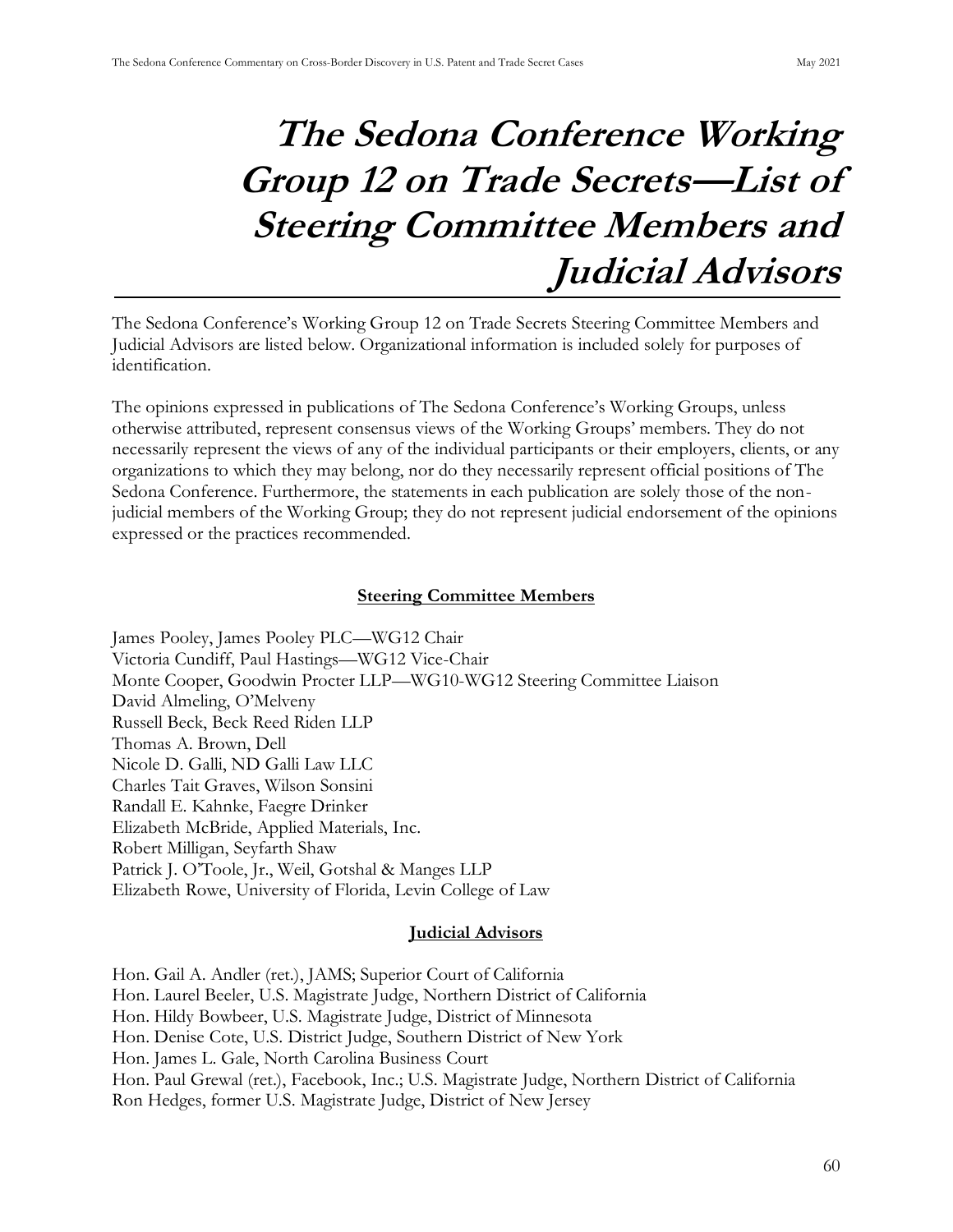# *The Sedona Conference Working Group 12 on Trade Secrets—List of Steering Committee Members and Judicial Advisors*

The Sedona Conference's Working Group 12 on Trade Secrets Steering Committee Members and Judicial Advisors are listed below. Organizational information is included solely for purposes of identification.

The opinions expressed in publications of The Sedona Conference's Working Groups, unless otherwise attributed, represent consensus views of the Working Groups' members. They do not necessarily represent the views of any of the individual participants or their employers, clients, or any organizations to which they may belong, nor do they necessarily represent official positions of The Sedona Conference. Furthermore, the statements in each publication are solely those of the non-judicial members of the Working Group; they do not represent judicial endorsement of the opinions expressed or the practices recommended.

**Steering Committee Members**

James Pooley, James Pooley PLC—WG12 Chair
Victoria Cundiff, Paul Hastings—WG12 Vice-Chair
Monte Cooper, Goodwin Procter LLP—WG10-WG12 Steering Committee Liaison
David Almeling, O'Melveny
Russell Beck, Beck Reed Riden LLP
Thomas A. Brown, Dell
Nicole D. Galli, ND Galli Law LLC
Charles Tait Graves, Wilson Sonsini
Randall E. Kahnke, Faegre Drinker
Elizabeth McBride, Applied Materials, Inc.
Robert Milligan, Seyfarth Shaw
Patrick J. O'Toole, Jr., Weil, Gotshal & Manges LLP
Elizabeth Rowe, University of Florida, Levin College of Law

**Judicial Advisors**

Hon. Gail A. Andler (ret.), JAMS; Superior Court of California
Hon. Laurel Beeler, U.S. Magistrate Judge, Northern District of California
Hon. Hildy Bowbeer, U.S. Magistrate Judge, District of Minnesota
Hon. Denise Cote, U.S. District Judge, Southern District of New York
Hon. James L. Gale, North Carolina Business Court
Hon. Paul Grewal (ret.), Facebook, Inc.; U.S. Magistrate Judge, Northern District of California
Ron Hedges, former U.S. Magistrate Judge, District of New Jersey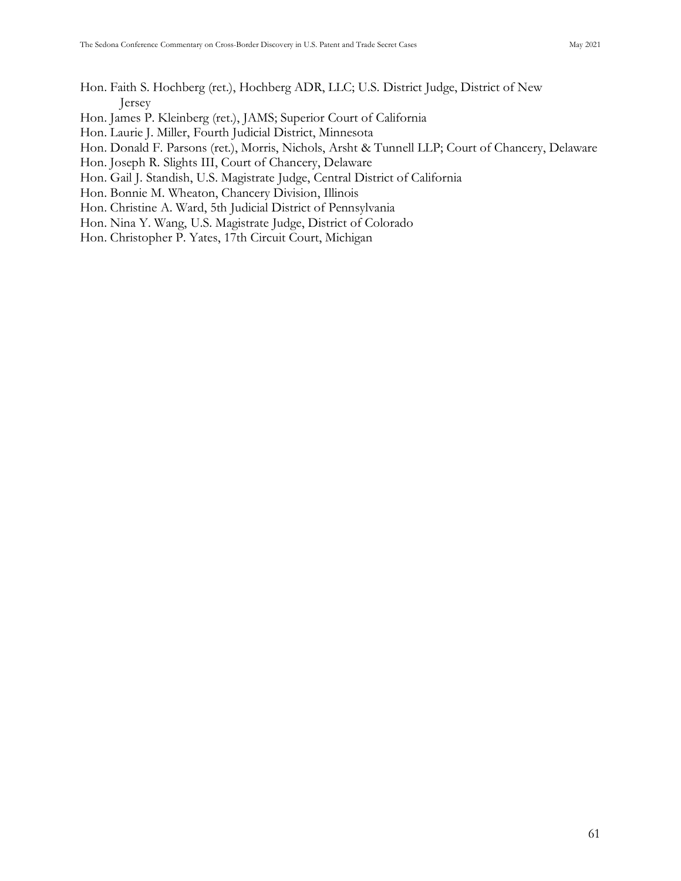Hon. Faith S. Hochberg (ret.), Hochberg ADR, LLC; U.S. District Judge, District of New Jersey
Hon. James P. Kleinberg (ret.), JAMS; Superior Court of California
Hon. Laurie J. Miller, Fourth Judicial District, Minnesota
Hon. Donald F. Parsons (ret.), Morris, Nichols, Arsht & Tunnell LLP; Court of Chancery, Delaware
Hon. Joseph R. Slights III, Court of Chancery, Delaware
Hon. Gail J. Standish, U.S. Magistrate Judge, Central District of California
Hon. Bonnie M. Wheaton, Chancery Division, Illinois
Hon. Christine A. Ward, 5th Judicial District of Pennsylvania
Hon. Nina Y. Wang, U.S. Magistrate Judge, District of Colorado
Hon. Christopher P. Yates, 17th Circuit Court, Michigan